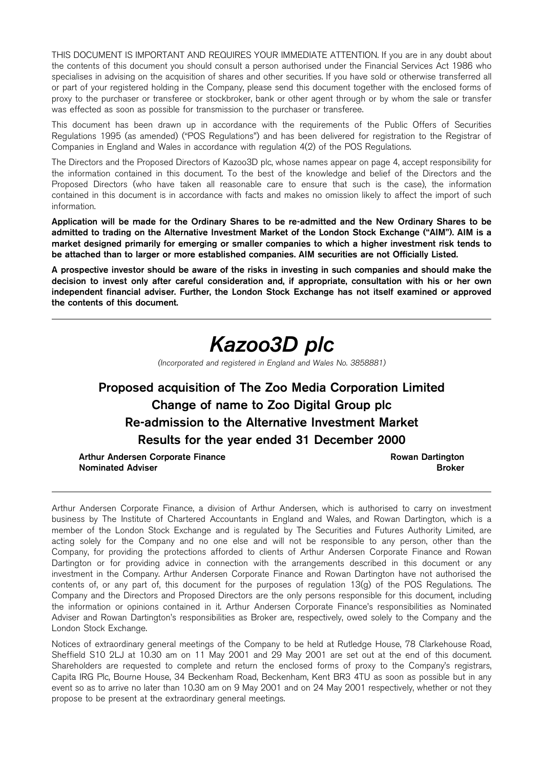THIS DOCUMENT IS IMPORTANT AND REQUIRES YOUR IMMEDIATE ATTENTION. If you are in any doubt about the contents of this document you should consult a person authorised under the Financial Services Act 1986 who specialises in advising on the acquisition of shares and other securities. If you have sold or otherwise transferred all or part of your registered holding in the Company, please send this document together with the enclosed forms of proxy to the purchaser or transferee or stockbroker, bank or other agent through or by whom the sale or transfer was effected as soon as possible for transmission to the purchaser or transferee.

This document has been drawn up in accordance with the requirements of the Public Offers of Securities Regulations 1995 (as amended) ("POS Regulations") and has been delivered for registration to the Registrar of Companies in England and Wales in accordance with regulation 4(2) of the POS Regulations.

The Directors and the Proposed Directors of Kazoo3D plc, whose names appear on page 4, accept responsibility for the information contained in this document. To the best of the knowledge and belief of the Directors and the Proposed Directors (who have taken all reasonable care to ensure that such is the case), the information contained in this document is in accordance with facts and makes no omission likely to affect the import of such information.

**Application will be made for the Ordinary Shares to be re-admitted and the New Ordinary Shares to be admitted to trading on the Alternative Investment Market of the London Stock Exchange ("AIM"). AIM is a market designed primarily for emerging or smaller companies to which a higher investment risk tends to be attached than to larger or more established companies. AIM securities are not Officially Listed.**

**A prospective investor should be aware of the risks in investing in such companies and should make the decision to invest only after careful consideration and, if appropriate, consultation with his or her own independent financial adviser. Further, the London Stock Exchange has not itself examined or approved the contents of this document.**

---

# *Kazoo3D plc*

*(Incorporated and registered in England and Wales No. 3858881)*

## Proposed acquisition of The Zoo Media Corporation Limited
## Change of name to Zoo Digital Group plc
## Re-admission to the Alternative Investment Market
## Results for the year ended 31 December 2000

**Arthur Andersen Corporate Finance**
**Nominated Adviser**

**Rowan Dartington**
**Broker**

---

Arthur Andersen Corporate Finance, a division of Arthur Andersen, which is authorised to carry on investment business by The Institute of Chartered Accountants in England and Wales, and Rowan Dartington, which is a member of the London Stock Exchange and is regulated by The Securities and Futures Authority Limited, are acting solely for the Company and no one else and will not be responsible to any person, other than the Company, for providing the protections afforded to clients of Arthur Andersen Corporate Finance and Rowan Dartington or for providing advice in connection with the arrangements described in this document or any investment in the Company. Arthur Andersen Corporate Finance and Rowan Dartington have not authorised the contents of, or any part of, this document for the purposes of regulation 13(g) of the POS Regulations. The Company and the Directors and Proposed Directors are the only persons responsible for this document, including the information or opinions contained in it. Arthur Andersen Corporate Finance's responsibilities as Nominated Adviser and Rowan Dartington's responsibilities as Broker are, respectively, owed solely to the Company and the London Stock Exchange.

Notices of extraordinary general meetings of the Company to be held at Rutledge House, 78 Clarkehouse Road, Sheffield S10 2LJ at 10.30 am on 11 May 2001 and 29 May 2001 are set out at the end of this document. Shareholders are requested to complete and return the enclosed forms of proxy to the Company's registrars, Capita IRG Plc, Bourne House, 34 Beckenham Road, Beckenham, Kent BR3 4TU as soon as possible but in any event so as to arrive no later than 10.30 am on 9 May 2001 and on 24 May 2001 respectively, whether or not they propose to be present at the extraordinary general meetings.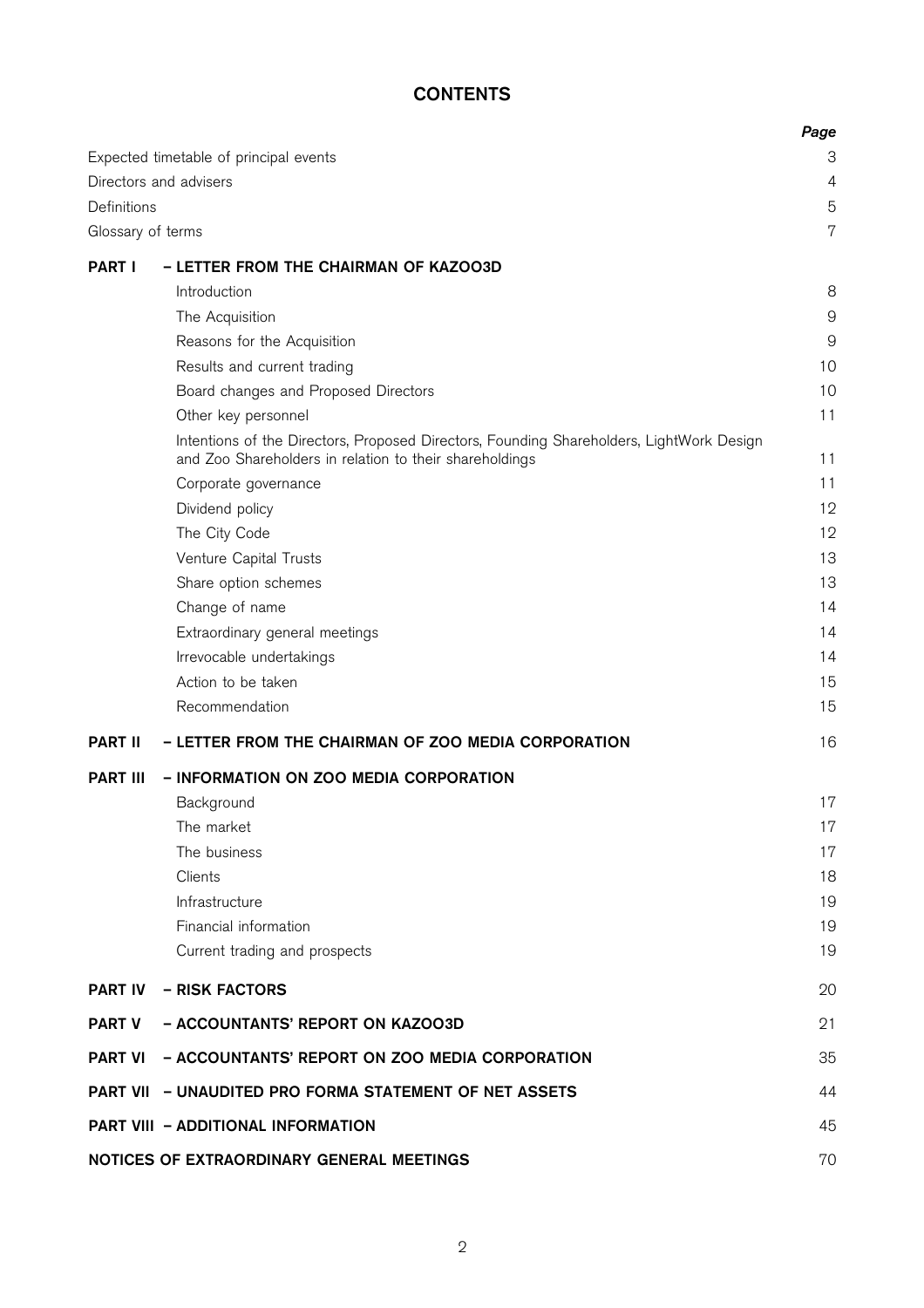# CONTENTS

| | | *Page* |
|---|---|---|
| Expected timetable of principal events | | 3 |
| Directors and advisers | | 4 |
| Definitions | | 5 |
| Glossary of terms | | 7 |
| **PART I** | **– LETTER FROM THE CHAIRMAN OF KAZOO3D** | |
| | Introduction | 8 |
| | The Acquisition | 9 |
| | Reasons for the Acquisition | 9 |
| | Results and current trading | 10 |
| | Board changes and Proposed Directors | 10 |
| | Other key personnel | 11 |
| | Intentions of the Directors, Proposed Directors, Founding Shareholders, LightWork Design and Zoo Shareholders in relation to their shareholdings | 11 |
| | Corporate governance | 11 |
| | Dividend policy | 12 |
| | The City Code | 12 |
| | Venture Capital Trusts | 13 |
| | Share option schemes | 13 |
| | Change of name | 14 |
| | Extraordinary general meetings | 14 |
| | Irrevocable undertakings | 14 |
| | Action to be taken | 15 |
| | Recommendation | 15 |
| **PART II** | **– LETTER FROM THE CHAIRMAN OF ZOO MEDIA CORPORATION** | 16 |
| **PART III** | **– INFORMATION ON ZOO MEDIA CORPORATION** | |
| | Background | 17 |
| | The market | 17 |
| | The business | 17 |
| | Clients | 18 |
| | Infrastructure | 19 |
| | Financial information | 19 |
| | Current trading and prospects | 19 |
| **PART IV** | **– RISK FACTORS** | 20 |
| **PART V** | **– ACCOUNTANTS' REPORT ON KAZOO3D** | 21 |
| **PART VI** | **– ACCOUNTANTS' REPORT ON ZOO MEDIA CORPORATION** | 35 |
| **PART VII** | **– UNAUDITED PRO FORMA STATEMENT OF NET ASSETS** | 44 |
| **PART VIII** | **– ADDITIONAL INFORMATION** | 45 |
| **NOTICES OF EXTRAORDINARY GENERAL MEETINGS** | | 70 |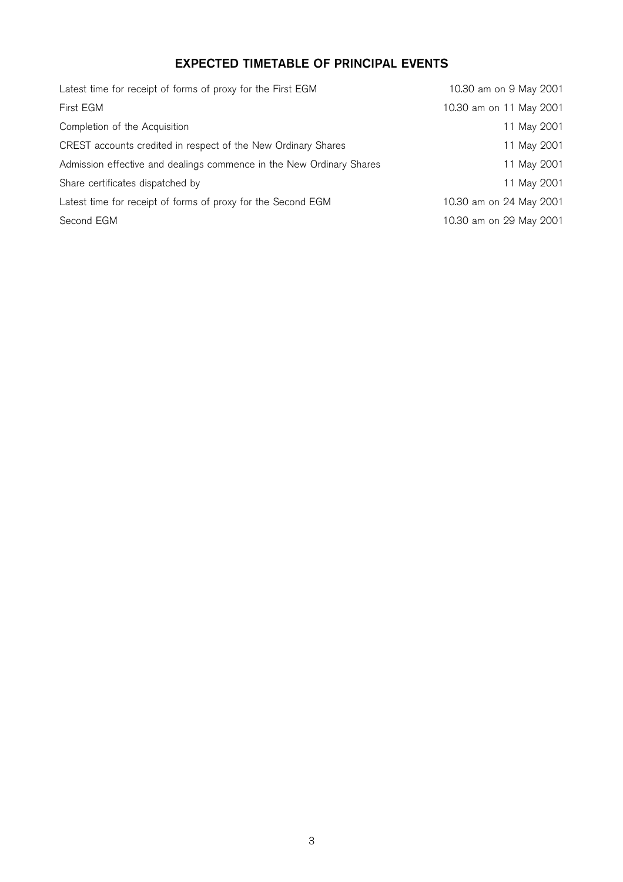## EXPECTED TIMETABLE OF PRINCIPAL EVENTS

| | |
|---|---|
| Latest time for receipt of forms of proxy for the First EGM | 10.30 am on 9 May 2001 |
| First EGM | 10.30 am on 11 May 2001 |
| Completion of the Acquisition | 11 May 2001 |
| CREST accounts credited in respect of the New Ordinary Shares | 11 May 2001 |
| Admission effective and dealings commence in the New Ordinary Shares | 11 May 2001 |
| Share certificates dispatched by | 11 May 2001 |
| Latest time for receipt of forms of proxy for the Second EGM | 10.30 am on 24 May 2001 |
| Second EGM | 10.30 am on 29 May 2001 |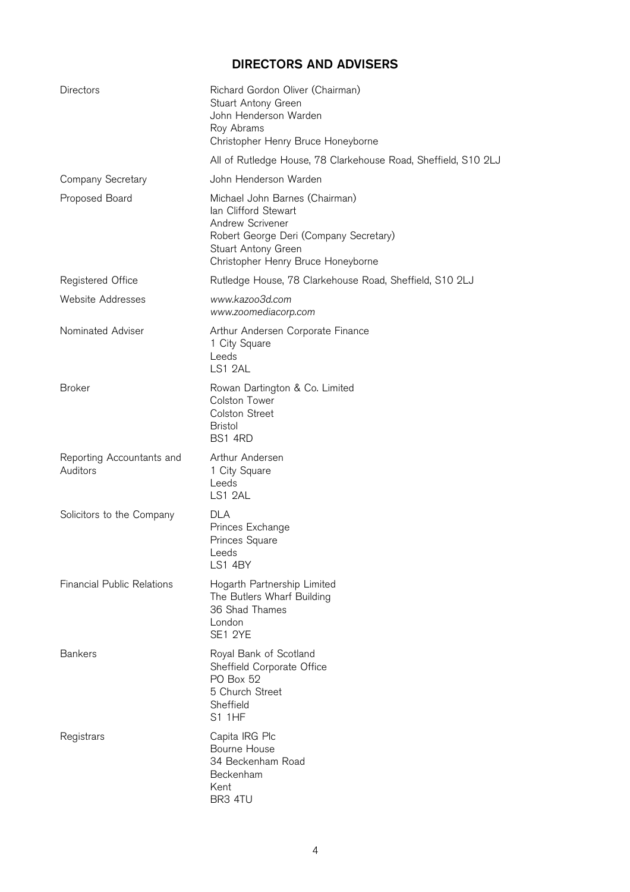## DIRECTORS AND ADVISERS

| | |
|---|---|
| Directors | Richard Gordon Oliver (Chairman)<br>Stuart Antony Green<br>John Henderson Warden<br>Roy Abrams<br>Christopher Henry Bruce Honeyborne |
| | All of Rutledge House, 78 Clarkehouse Road, Sheffield, S10 2LJ |
| Company Secretary | John Henderson Warden |
| Proposed Board | Michael John Barnes (Chairman)<br>Ian Clifford Stewart<br>Andrew Scrivener<br>Robert George Deri (Company Secretary)<br>Stuart Antony Green<br>Christopher Henry Bruce Honeyborne |
| Registered Office | Rutledge House, 78 Clarkehouse Road, Sheffield, S10 2LJ |
| Website Addresses | *www.kazoo3d.com*<br>*www.zoomediacorp.com* |
| Nominated Adviser | Arthur Andersen Corporate Finance<br>1 City Square<br>Leeds<br>LS1 2AL |
| Broker | Rowan Dartington & Co. Limited<br>Colston Tower<br>Colston Street<br>Bristol<br>BS1 4RD |
| Reporting Accountants and Auditors | Arthur Andersen<br>1 City Square<br>Leeds<br>LS1 2AL |
| Solicitors to the Company | DLA<br>Princes Exchange<br>Princes Square<br>Leeds<br>LS1 4BY |
| Financial Public Relations | Hogarth Partnership Limited<br>The Butlers Wharf Building<br>36 Shad Thames<br>London<br>SE1 2YE |
| Bankers | Royal Bank of Scotland<br>Sheffield Corporate Office<br>PO Box 52<br>5 Church Street<br>Sheffield<br>S1 1HF |
| Registrars | Capita IRG Plc<br>Bourne House<br>34 Beckenham Road<br>Beckenham<br>Kent<br>BR3 4TU |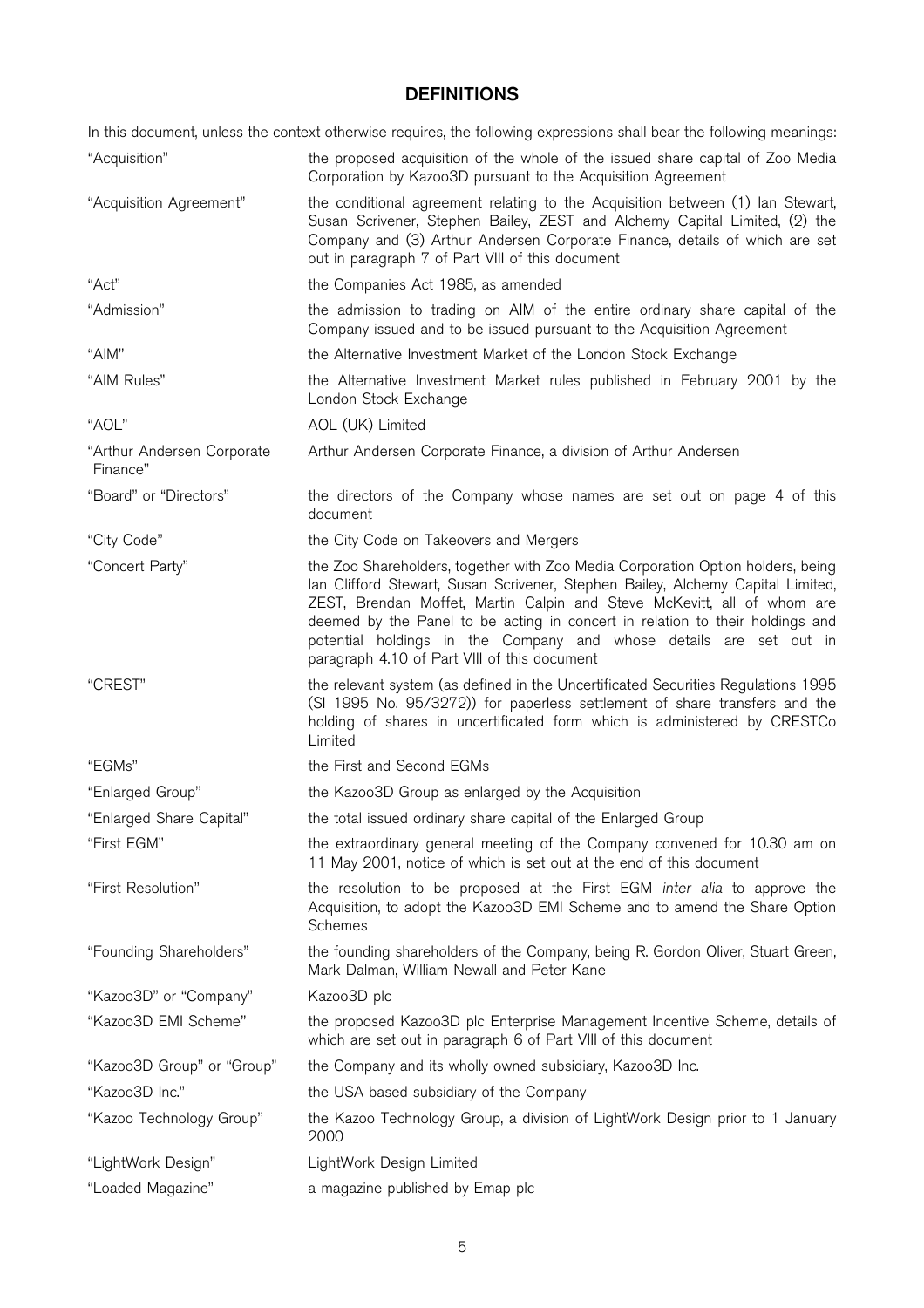# DEFINITIONS

In this document, unless the context otherwise requires, the following expressions shall bear the following meanings:

| | |
|---|---|
| "Acquisition" | the proposed acquisition of the whole of the issued share capital of Zoo Media Corporation by Kazoo3D pursuant to the Acquisition Agreement |
| "Acquisition Agreement" | the conditional agreement relating to the Acquisition between (1) Ian Stewart, Susan Scrivener, Stephen Bailey, ZEST and Alchemy Capital Limited, (2) the Company and (3) Arthur Andersen Corporate Finance, details of which are set out in paragraph 7 of Part VIII of this document |
| "Act" | the Companies Act 1985, as amended |
| "Admission" | the admission to trading on AIM of the entire ordinary share capital of the Company issued and to be issued pursuant to the Acquisition Agreement |
| "AIM" | the Alternative Investment Market of the London Stock Exchange |
| "AIM Rules" | the Alternative Investment Market rules published in February 2001 by the London Stock Exchange |
| "AOL" | AOL (UK) Limited |
| "Arthur Andersen Corporate Finance" | Arthur Andersen Corporate Finance, a division of Arthur Andersen |
| "Board" or "Directors" | the directors of the Company whose names are set out on page 4 of this document |
| "City Code" | the City Code on Takeovers and Mergers |
| "Concert Party" | the Zoo Shareholders, together with Zoo Media Corporation Option holders, being Ian Clifford Stewart, Susan Scrivener, Stephen Bailey, Alchemy Capital Limited, ZEST, Brendan Moffet, Martin Calpin and Steve McKevitt, all of whom are deemed by the Panel to be acting in concert in relation to their holdings and potential holdings in the Company and whose details are set out in paragraph 4.10 of Part VIII of this document |
| "CREST" | the relevant system (as defined in the Uncertificated Securities Regulations 1995 (SI 1995 No. 95/3272)) for paperless settlement of share transfers and the holding of shares in uncertificated form which is administered by CRESTCo Limited |
| "EGMs" | the First and Second EGMs |
| "Enlarged Group" | the Kazoo3D Group as enlarged by the Acquisition |
| "Enlarged Share Capital" | the total issued ordinary share capital of the Enlarged Group |
| "First EGM" | the extraordinary general meeting of the Company convened for 10.30 am on 11 May 2001, notice of which is set out at the end of this document |
| "First Resolution" | the resolution to be proposed at the First EGM *inter alia* to approve the Acquisition, to adopt the Kazoo3D EMI Scheme and to amend the Share Option Schemes |
| "Founding Shareholders" | the founding shareholders of the Company, being R. Gordon Oliver, Stuart Green, Mark Dalman, William Newall and Peter Kane |
| "Kazoo3D" or "Company" | Kazoo3D plc |
| "Kazoo3D EMI Scheme" | the proposed Kazoo3D plc Enterprise Management Incentive Scheme, details of which are set out in paragraph 6 of Part VIII of this document |
| "Kazoo3D Group" or "Group" | the Company and its wholly owned subsidiary, Kazoo3D Inc. |
| "Kazoo3D Inc." | the USA based subsidiary of the Company |
| "Kazoo Technology Group" | the Kazoo Technology Group, a division of LightWork Design prior to 1 January 2000 |
| "LightWork Design" | LightWork Design Limited |
| "Loaded Magazine" | a magazine published by Emap plc |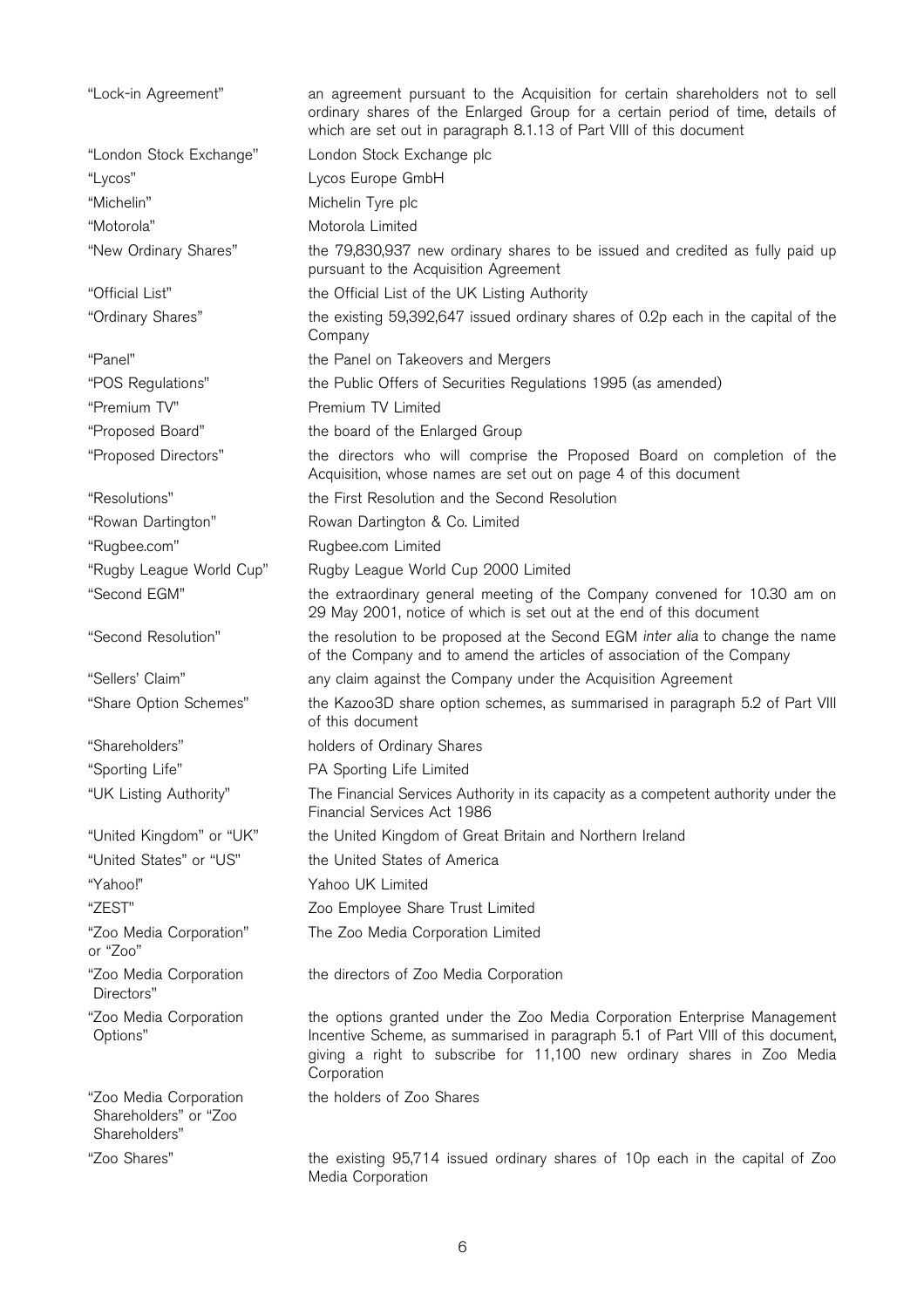| | |
|---|---|
| "Lock-in Agreement" | an agreement pursuant to the Acquisition for certain shareholders not to sell ordinary shares of the Enlarged Group for a certain period of time, details of which are set out in paragraph 8.1.13 of Part VIII of this document |
| "London Stock Exchange" | London Stock Exchange plc |
| "Lycos" | Lycos Europe GmbH |
| "Michelin" | Michelin Tyre plc |
| "Motorola" | Motorola Limited |
| "New Ordinary Shares" | the 79,830,937 new ordinary shares to be issued and credited as fully paid up pursuant to the Acquisition Agreement |
| "Official List" | the Official List of the UK Listing Authority |
| "Ordinary Shares" | the existing 59,392,647 issued ordinary shares of 0.2p each in the capital of the Company |
| "Panel" | the Panel on Takeovers and Mergers |
| "POS Regulations" | the Public Offers of Securities Regulations 1995 (as amended) |
| "Premium TV" | Premium TV Limited |
| "Proposed Board" | the board of the Enlarged Group |
| "Proposed Directors" | the directors who will comprise the Proposed Board on completion of the Acquisition, whose names are set out on page 4 of this document |
| "Resolutions" | the First Resolution and the Second Resolution |
| "Rowan Dartington" | Rowan Dartington & Co. Limited |
| "Rugbee.com" | Rugbee.com Limited |
| "Rugby League World Cup" | Rugby League World Cup 2000 Limited |
| "Second EGM" | the extraordinary general meeting of the Company convened for 10.30 am on 29 May 2001, notice of which is set out at the end of this document |
| "Second Resolution" | the resolution to be proposed at the Second EGM *inter alia* to change the name of the Company and to amend the articles of association of the Company |
| "Sellers' Claim" | any claim against the Company under the Acquisition Agreement |
| "Share Option Schemes" | the Kazoo3D share option schemes, as summarised in paragraph 5.2 of Part VIII of this document |
| "Shareholders" | holders of Ordinary Shares |
| "Sporting Life" | PA Sporting Life Limited |
| "UK Listing Authority" | The Financial Services Authority in its capacity as a competent authority under the Financial Services Act 1986 |
| "United Kingdom" or "UK" | the United Kingdom of Great Britain and Northern Ireland |
| "United States" or "US" | the United States of America |
| "Yahoo!" | Yahoo UK Limited |
| "ZEST" | Zoo Employee Share Trust Limited |
| "Zoo Media Corporation" or "Zoo" | The Zoo Media Corporation Limited |
| "Zoo Media Corporation Directors" | the directors of Zoo Media Corporation |
| "Zoo Media Corporation Options" | the options granted under the Zoo Media Corporation Enterprise Management Incentive Scheme, as summarised in paragraph 5.1 of Part VIII of this document, giving a right to subscribe for 11,100 new ordinary shares in Zoo Media Corporation |
| "Zoo Media Corporation Shareholders" or "Zoo Shareholders" | the holders of Zoo Shares |
| "Zoo Shares" | the existing 95,714 issued ordinary shares of 10p each in the capital of Zoo Media Corporation |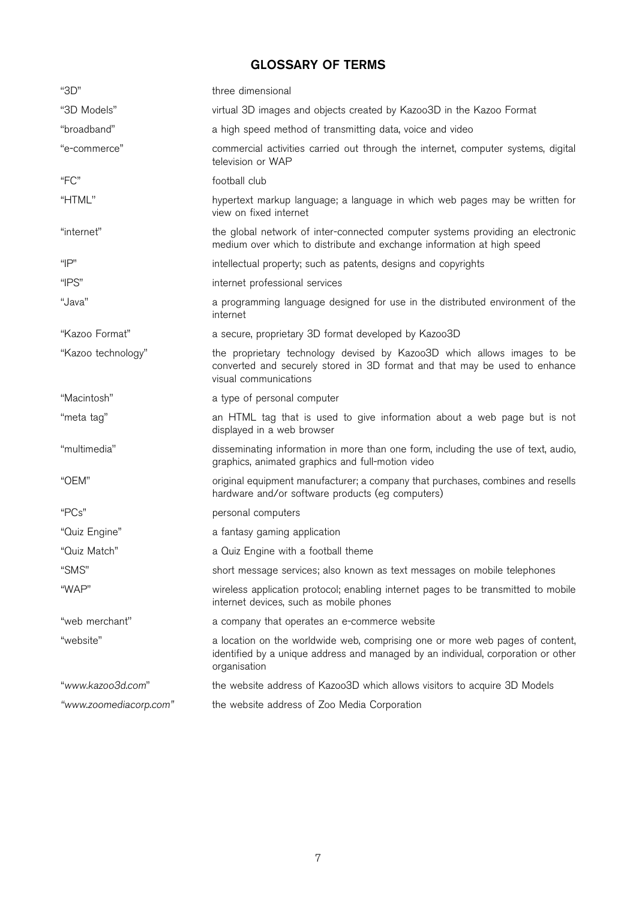## GLOSSARY OF TERMS

| | |
|---|---|
| "3D" | three dimensional |
| "3D Models" | virtual 3D images and objects created by Kazoo3D in the Kazoo Format |
| "broadband" | a high speed method of transmitting data, voice and video |
| "e-commerce" | commercial activities carried out through the internet, computer systems, digital television or WAP |
| "FC" | football club |
| "HTML" | hypertext markup language; a language in which web pages may be written for view on fixed internet |
| "internet" | the global network of inter-connected computer systems providing an electronic medium over which to distribute and exchange information at high speed |
| "IP" | intellectual property; such as patents, designs and copyrights |
| "IPS" | internet professional services |
| "Java" | a programming language designed for use in the distributed environment of the internet |
| "Kazoo Format" | a secure, proprietary 3D format developed by Kazoo3D |
| "Kazoo technology" | the proprietary technology devised by Kazoo3D which allows images to be converted and securely stored in 3D format and that may be used to enhance visual communications |
| "Macintosh" | a type of personal computer |
| "meta tag" | an HTML tag that is used to give information about a web page but is not displayed in a web browser |
| "multimedia" | disseminating information in more than one form, including the use of text, audio, graphics, animated graphics and full-motion video |
| "OEM" | original equipment manufacturer; a company that purchases, combines and resells hardware and/or software products (eg computers) |
| "PCs" | personal computers |
| "Quiz Engine" | a fantasy gaming application |
| "Quiz Match" | a Quiz Engine with a football theme |
| "SMS" | short message services; also known as text messages on mobile telephones |
| "WAP" | wireless application protocol; enabling internet pages to be transmitted to mobile internet devices, such as mobile phones |
| "web merchant" | a company that operates an e-commerce website |
| "website" | a location on the worldwide web, comprising one or more web pages of content, identified by a unique address and managed by an individual, corporation or other organisation |
| "*www.kazoo3d.com*" | the website address of Kazoo3D which allows visitors to acquire 3D Models |
| *"www.zoomediacorp.com"* | the website address of Zoo Media Corporation |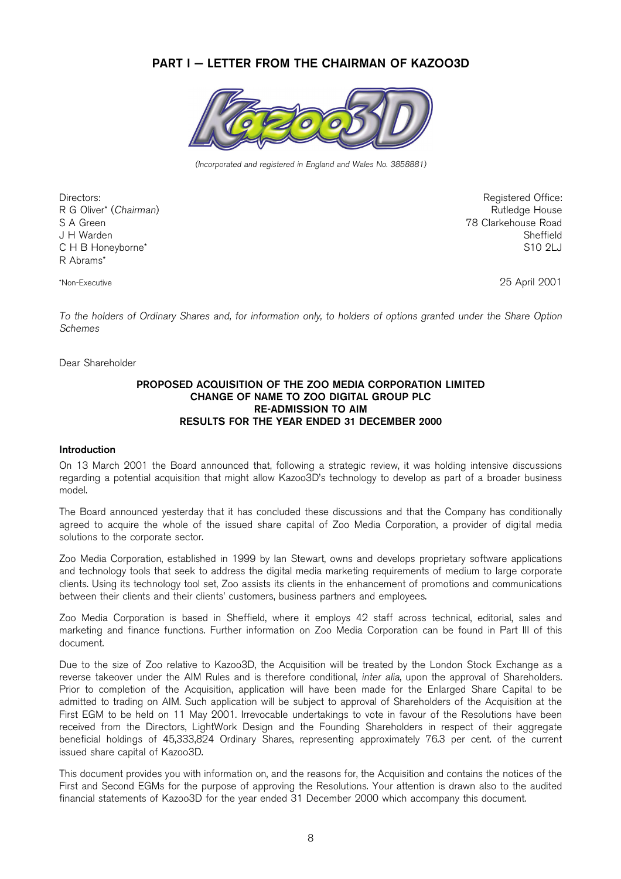# PART I — LETTER FROM THE CHAIRMAN OF KAZOO3D

*(Incorporated and registered in England and Wales No. 3858881)*

Directors:
R G Oliver* (*Chairman*)
S A Green
J H Warden
C H B Honeyborne*
R Abrams*

*Non-Executive

Registered Office:
Rutledge House
78 Clarkehouse Road
Sheffield
S10 2LJ

25 April 2001

*To the holders of Ordinary Shares and, for information only, to holders of options granted under the Share Option Schemes*

Dear Shareholder

**PROPOSED ACQUISITION OF THE ZOO MEDIA CORPORATION LIMITED**
**CHANGE OF NAME TO ZOO DIGITAL GROUP PLC**
**RE-ADMISSION TO AIM**
**RESULTS FOR THE YEAR ENDED 31 DECEMBER 2000**

### Introduction

On 13 March 2001 the Board announced that, following a strategic review, it was holding intensive discussions regarding a potential acquisition that might allow Kazoo3D's technology to develop as part of a broader business model.

The Board announced yesterday that it has concluded these discussions and that the Company has conditionally agreed to acquire the whole of the issued share capital of Zoo Media Corporation, a provider of digital media solutions to the corporate sector.

Zoo Media Corporation, established in 1999 by Ian Stewart, owns and develops proprietary software applications and technology tools that seek to address the digital media marketing requirements of medium to large corporate clients. Using its technology tool set, Zoo assists its clients in the enhancement of promotions and communications between their clients and their clients' customers, business partners and employees.

Zoo Media Corporation is based in Sheffield, where it employs 42 staff across technical, editorial, sales and marketing and finance functions. Further information on Zoo Media Corporation can be found in Part III of this document.

Due to the size of Zoo relative to Kazoo3D, the Acquisition will be treated by the London Stock Exchange as a reverse takeover under the AIM Rules and is therefore conditional, *inter alia*, upon the approval of Shareholders. Prior to completion of the Acquisition, application will have been made for the Enlarged Share Capital to be admitted to trading on AIM. Such application will be subject to approval of Shareholders of the Acquisition at the First EGM to be held on 11 May 2001. Irrevocable undertakings to vote in favour of the Resolutions have been received from the Directors, LightWork Design and the Founding Shareholders in respect of their aggregate beneficial holdings of 45,333,824 Ordinary Shares, representing approximately 76.3 per cent. of the current issued share capital of Kazoo3D.

This document provides you with information on, and the reasons for, the Acquisition and contains the notices of the First and Second EGMs for the purpose of approving the Resolutions. Your attention is drawn also to the audited financial statements of Kazoo3D for the year ended 31 December 2000 which accompany this document.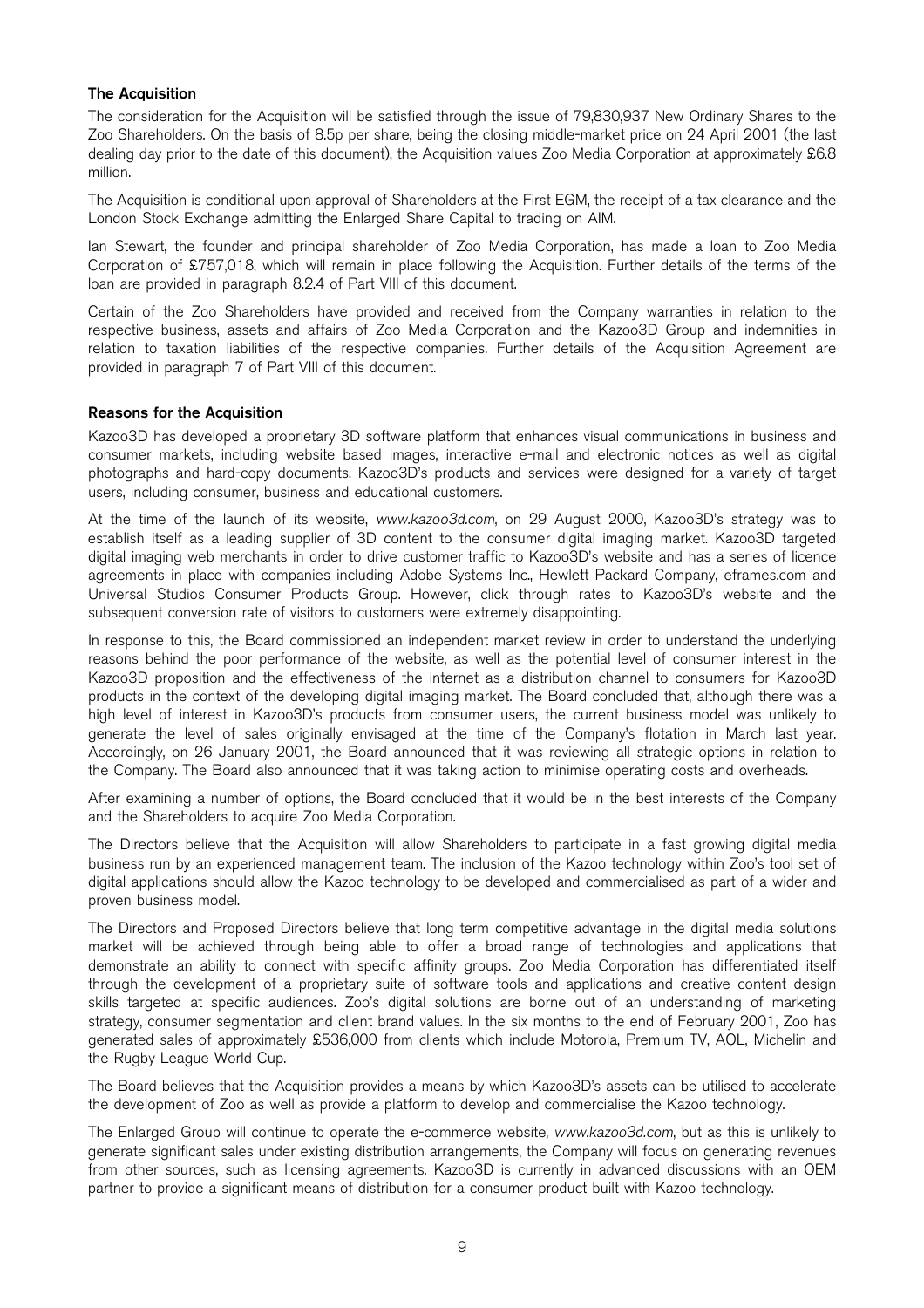### The Acquisition

The consideration for the Acquisition will be satisfied through the issue of 79,830,937 New Ordinary Shares to the Zoo Shareholders. On the basis of 8.5p per share, being the closing middle-market price on 24 April 2001 (the last dealing day prior to the date of this document), the Acquisition values Zoo Media Corporation at approximately £6.8 million.

The Acquisition is conditional upon approval of Shareholders at the First EGM, the receipt of a tax clearance and the London Stock Exchange admitting the Enlarged Share Capital to trading on AIM.

Ian Stewart, the founder and principal shareholder of Zoo Media Corporation, has made a loan to Zoo Media Corporation of £757,018, which will remain in place following the Acquisition. Further details of the terms of the loan are provided in paragraph 8.2.4 of Part VIII of this document.

Certain of the Zoo Shareholders have provided and received from the Company warranties in relation to the respective business, assets and affairs of Zoo Media Corporation and the Kazoo3D Group and indemnities in relation to taxation liabilities of the respective companies. Further details of the Acquisition Agreement are provided in paragraph 7 of Part VIII of this document.

### Reasons for the Acquisition

Kazoo3D has developed a proprietary 3D software platform that enhances visual communications in business and consumer markets, including website based images, interactive e-mail and electronic notices as well as digital photographs and hard-copy documents. Kazoo3D's products and services were designed for a variety of target users, including consumer, business and educational customers.

At the time of the launch of its website, *www.kazoo3d.com*, on 29 August 2000, Kazoo3D's strategy was to establish itself as a leading supplier of 3D content to the consumer digital imaging market. Kazoo3D targeted digital imaging web merchants in order to drive customer traffic to Kazoo3D's website and has a series of licence agreements in place with companies including Adobe Systems Inc., Hewlett Packard Company, eframes.com and Universal Studios Consumer Products Group. However, click through rates to Kazoo3D's website and the subsequent conversion rate of visitors to customers were extremely disappointing.

In response to this, the Board commissioned an independent market review in order to understand the underlying reasons behind the poor performance of the website, as well as the potential level of consumer interest in the Kazoo3D proposition and the effectiveness of the internet as a distribution channel to consumers for Kazoo3D products in the context of the developing digital imaging market. The Board concluded that, although there was a high level of interest in Kazoo3D's products from consumer users, the current business model was unlikely to generate the level of sales originally envisaged at the time of the Company's flotation in March last year. Accordingly, on 26 January 2001, the Board announced that it was reviewing all strategic options in relation to the Company. The Board also announced that it was taking action to minimise operating costs and overheads.

After examining a number of options, the Board concluded that it would be in the best interests of the Company and the Shareholders to acquire Zoo Media Corporation.

The Directors believe that the Acquisition will allow Shareholders to participate in a fast growing digital media business run by an experienced management team. The inclusion of the Kazoo technology within Zoo's tool set of digital applications should allow the Kazoo technology to be developed and commercialised as part of a wider and proven business model.

The Directors and Proposed Directors believe that long term competitive advantage in the digital media solutions market will be achieved through being able to offer a broad range of technologies and applications that demonstrate an ability to connect with specific affinity groups. Zoo Media Corporation has differentiated itself through the development of a proprietary suite of software tools and applications and creative content design skills targeted at specific audiences. Zoo's digital solutions are borne out of an understanding of marketing strategy, consumer segmentation and client brand values. In the six months to the end of February 2001, Zoo has generated sales of approximately £536,000 from clients which include Motorola, Premium TV, AOL, Michelin and the Rugby League World Cup.

The Board believes that the Acquisition provides a means by which Kazoo3D's assets can be utilised to accelerate the development of Zoo as well as provide a platform to develop and commercialise the Kazoo technology.

The Enlarged Group will continue to operate the e-commerce website, *www.kazoo3d.com*, but as this is unlikely to generate significant sales under existing distribution arrangements, the Company will focus on generating revenues from other sources, such as licensing agreements. Kazoo3D is currently in advanced discussions with an OEM partner to provide a significant means of distribution for a consumer product built with Kazoo technology.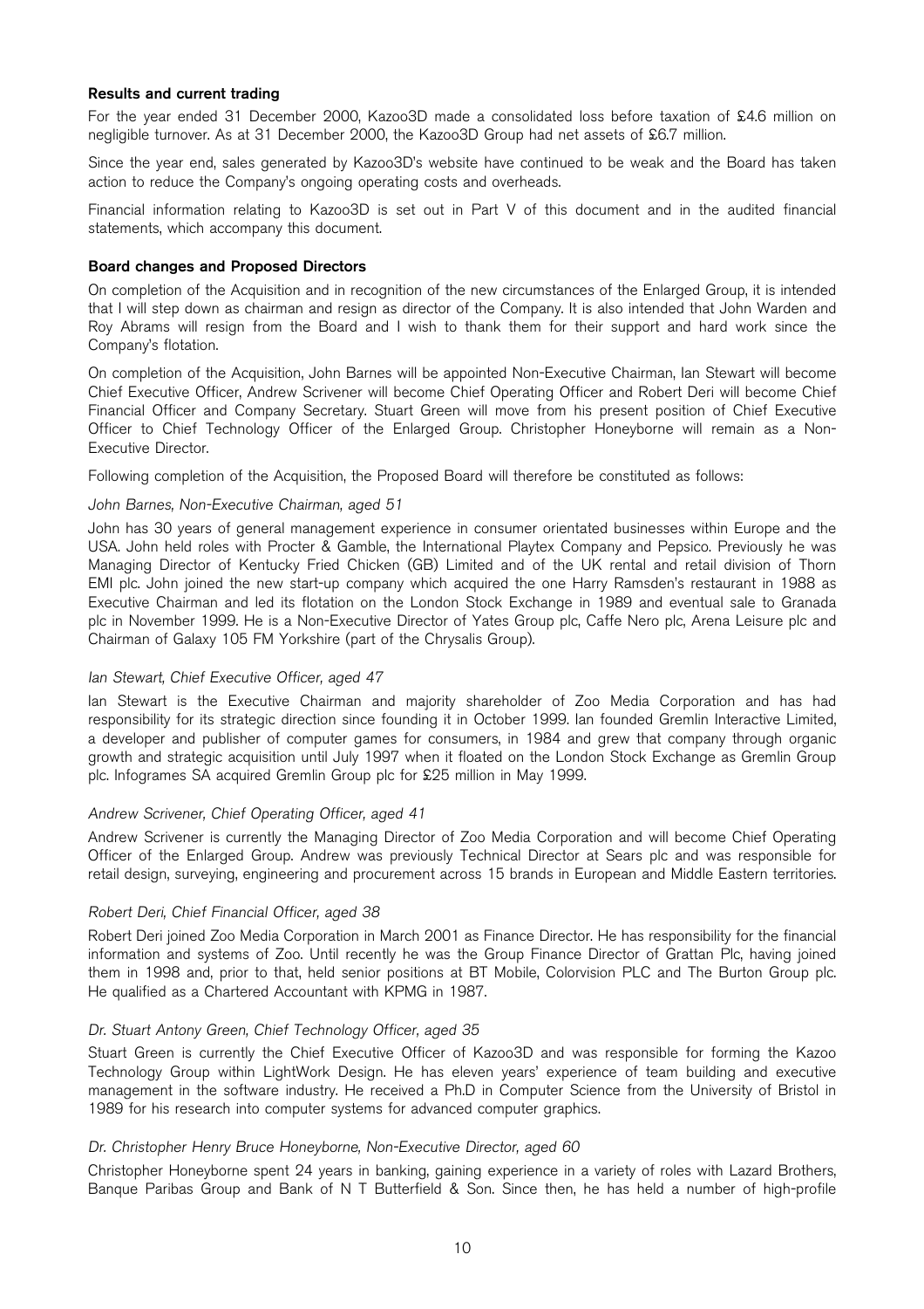### Results and current trading

For the year ended 31 December 2000, Kazoo3D made a consolidated loss before taxation of £4.6 million on negligible turnover. As at 31 December 2000, the Kazoo3D Group had net assets of £6.7 million.

Since the year end, sales generated by Kazoo3D's website have continued to be weak and the Board has taken action to reduce the Company's ongoing operating costs and overheads.

Financial information relating to Kazoo3D is set out in Part V of this document and in the audited financial statements, which accompany this document.

### Board changes and Proposed Directors

On completion of the Acquisition and in recognition of the new circumstances of the Enlarged Group, it is intended that I will step down as chairman and resign as director of the Company. It is also intended that John Warden and Roy Abrams will resign from the Board and I wish to thank them for their support and hard work since the Company's flotation.

On completion of the Acquisition, John Barnes will be appointed Non-Executive Chairman, Ian Stewart will become Chief Executive Officer, Andrew Scrivener will become Chief Operating Officer and Robert Deri will become Chief Financial Officer and Company Secretary. Stuart Green will move from his present position of Chief Executive Officer to Chief Technology Officer of the Enlarged Group. Christopher Honeyborne will remain as a Non-Executive Director.

Following completion of the Acquisition, the Proposed Board will therefore be constituted as follows:

*John Barnes, Non-Executive Chairman, aged 51*

John has 30 years of general management experience in consumer orientated businesses within Europe and the USA. John held roles with Procter & Gamble, the International Playtex Company and Pepsico. Previously he was Managing Director of Kentucky Fried Chicken (GB) Limited and of the UK rental and retail division of Thorn EMI plc. John joined the new start-up company which acquired the one Harry Ramsden's restaurant in 1988 as Executive Chairman and led its flotation on the London Stock Exchange in 1989 and eventual sale to Granada plc in November 1999. He is a Non-Executive Director of Yates Group plc, Caffe Nero plc, Arena Leisure plc and Chairman of Galaxy 105 FM Yorkshire (part of the Chrysalis Group).

*Ian Stewart, Chief Executive Officer, aged 47*

Ian Stewart is the Executive Chairman and majority shareholder of Zoo Media Corporation and has had responsibility for its strategic direction since founding it in October 1999. Ian founded Gremlin Interactive Limited, a developer and publisher of computer games for consumers, in 1984 and grew that company through organic growth and strategic acquisition until July 1997 when it floated on the London Stock Exchange as Gremlin Group plc. Infogrames SA acquired Gremlin Group plc for £25 million in May 1999.

*Andrew Scrivener, Chief Operating Officer, aged 41*

Andrew Scrivener is currently the Managing Director of Zoo Media Corporation and will become Chief Operating Officer of the Enlarged Group. Andrew was previously Technical Director at Sears plc and was responsible for retail design, surveying, engineering and procurement across 15 brands in European and Middle Eastern territories.

*Robert Deri, Chief Financial Officer, aged 38*

Robert Deri joined Zoo Media Corporation in March 2001 as Finance Director. He has responsibility for the financial information and systems of Zoo. Until recently he was the Group Finance Director of Grattan Plc, having joined them in 1998 and, prior to that, held senior positions at BT Mobile, Colorvision PLC and The Burton Group plc. He qualified as a Chartered Accountant with KPMG in 1987.

*Dr. Stuart Antony Green, Chief Technology Officer, aged 35*

Stuart Green is currently the Chief Executive Officer of Kazoo3D and was responsible for forming the Kazoo Technology Group within LightWork Design. He has eleven years' experience of team building and executive management in the software industry. He received a Ph.D in Computer Science from the University of Bristol in 1989 for his research into computer systems for advanced computer graphics.

*Dr. Christopher Henry Bruce Honeyborne, Non-Executive Director, aged 60*

Christopher Honeyborne spent 24 years in banking, gaining experience in a variety of roles with Lazard Brothers, Banque Paribas Group and Bank of N T Butterfield & Son. Since then, he has held a number of high-profile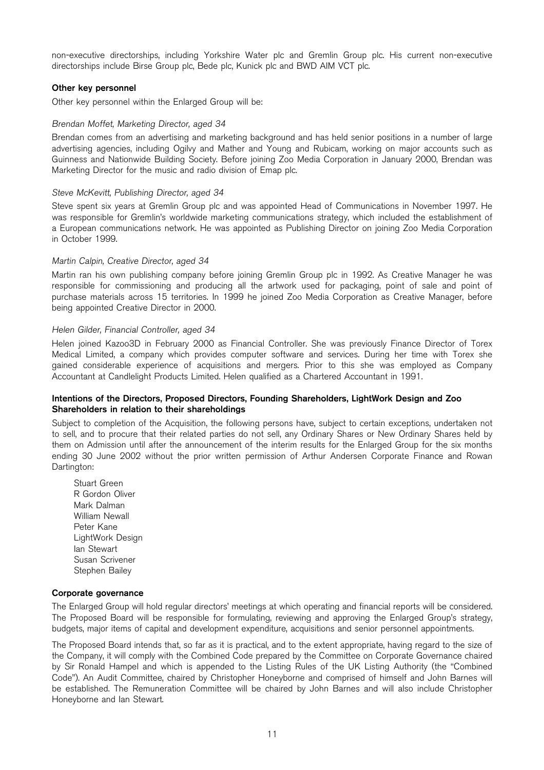non-executive directorships, including Yorkshire Water plc and Gremlin Group plc. His current non-executive directorships include Birse Group plc, Bede plc, Kunick plc and BWD AIM VCT plc.

### Other key personnel

Other key personnel within the Enlarged Group will be:

*Brendan Moffet, Marketing Director, aged 34*

Brendan comes from an advertising and marketing background and has held senior positions in a number of large advertising agencies, including Ogilvy and Mather and Young and Rubicam, working on major accounts such as Guinness and Nationwide Building Society. Before joining Zoo Media Corporation in January 2000, Brendan was Marketing Director for the music and radio division of Emap plc.

*Steve McKevitt, Publishing Director, aged 34*

Steve spent six years at Gremlin Group plc and was appointed Head of Communications in November 1997. He was responsible for Gremlin's worldwide marketing communications strategy, which included the establishment of a European communications network. He was appointed as Publishing Director on joining Zoo Media Corporation in October 1999.

*Martin Calpin, Creative Director, aged 34*

Martin ran his own publishing company before joining Gremlin Group plc in 1992. As Creative Manager he was responsible for commissioning and producing all the artwork used for packaging, point of sale and point of purchase materials across 15 territories. In 1999 he joined Zoo Media Corporation as Creative Manager, before being appointed Creative Director in 2000.

*Helen Gilder, Financial Controller, aged 34*

Helen joined Kazoo3D in February 2000 as Financial Controller. She was previously Finance Director of Torex Medical Limited, a company which provides computer software and services. During her time with Torex she gained considerable experience of acquisitions and mergers. Prior to this she was employed as Company Accountant at Candlelight Products Limited. Helen qualified as a Chartered Accountant in 1991.

### Intentions of the Directors, Proposed Directors, Founding Shareholders, LightWork Design and Zoo Shareholders in relation to their shareholdings

Subject to completion of the Acquisition, the following persons have, subject to certain exceptions, undertaken not to sell, and to procure that their related parties do not sell, any Ordinary Shares or New Ordinary Shares held by them on Admission until after the announcement of the interim results for the Enlarged Group for the six months ending 30 June 2002 without the prior written permission of Arthur Andersen Corporate Finance and Rowan Dartington:

Stuart Green
R Gordon Oliver
Mark Dalman
William Newall
Peter Kane
LightWork Design
Ian Stewart
Susan Scrivener
Stephen Bailey

### Corporate governance

The Enlarged Group will hold regular directors' meetings at which operating and financial reports will be considered. The Proposed Board will be responsible for formulating, reviewing and approving the Enlarged Group's strategy, budgets, major items of capital and development expenditure, acquisitions and senior personnel appointments.

The Proposed Board intends that, so far as it is practical, and to the extent appropriate, having regard to the size of the Company, it will comply with the Combined Code prepared by the Committee on Corporate Governance chaired by Sir Ronald Hampel and which is appended to the Listing Rules of the UK Listing Authority (the "Combined Code"). An Audit Committee, chaired by Christopher Honeyborne and comprised of himself and John Barnes will be established. The Remuneration Committee will be chaired by John Barnes and will also include Christopher Honeyborne and Ian Stewart.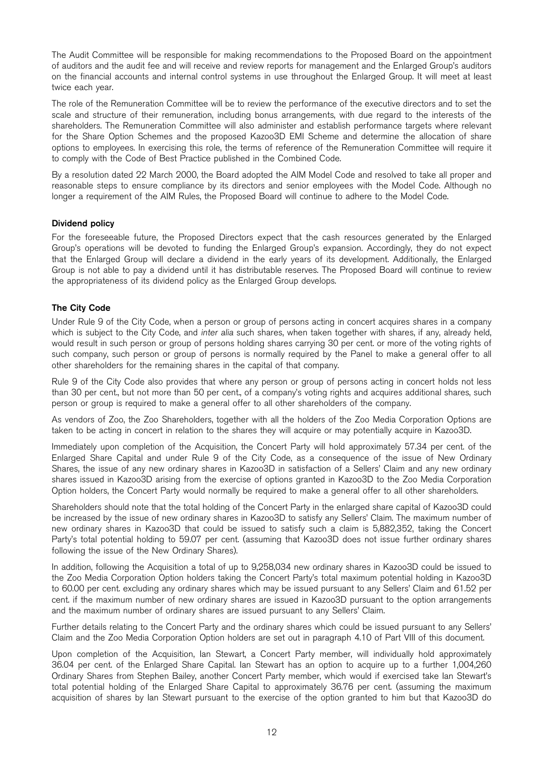The Audit Committee will be responsible for making recommendations to the Proposed Board on the appointment of auditors and the audit fee and will receive and review reports for management and the Enlarged Group's auditors on the financial accounts and internal control systems in use throughout the Enlarged Group. It will meet at least twice each year.

The role of the Remuneration Committee will be to review the performance of the executive directors and to set the scale and structure of their remuneration, including bonus arrangements, with due regard to the interests of the shareholders. The Remuneration Committee will also administer and establish performance targets where relevant for the Share Option Schemes and the proposed Kazoo3D EMI Scheme and determine the allocation of share options to employees. In exercising this role, the terms of reference of the Remuneration Committee will require it to comply with the Code of Best Practice published in the Combined Code.

By a resolution dated 22 March 2000, the Board adopted the AIM Model Code and resolved to take all proper and reasonable steps to ensure compliance by its directors and senior employees with the Model Code. Although no longer a requirement of the AIM Rules, the Proposed Board will continue to adhere to the Model Code.

## Dividend policy

For the foreseeable future, the Proposed Directors expect that the cash resources generated by the Enlarged Group's operations will be devoted to funding the Enlarged Group's expansion. Accordingly, they do not expect that the Enlarged Group will declare a dividend in the early years of its development. Additionally, the Enlarged Group is not able to pay a dividend until it has distributable reserves. The Proposed Board will continue to review the appropriateness of its dividend policy as the Enlarged Group develops.

## The City Code

Under Rule 9 of the City Code, when a person or group of persons acting in concert acquires shares in a company which is subject to the City Code, and *inter alia* such shares, when taken together with shares, if any, already held, would result in such person or group of persons holding shares carrying 30 per cent. or more of the voting rights of such company, such person or group of persons is normally required by the Panel to make a general offer to all other shareholders for the remaining shares in the capital of that company.

Rule 9 of the City Code also provides that where any person or group of persons acting in concert holds not less than 30 per cent., but not more than 50 per cent., of a company's voting rights and acquires additional shares, such person or group is required to make a general offer to all other shareholders of the company.

As vendors of Zoo, the Zoo Shareholders, together with all the holders of the Zoo Media Corporation Options are taken to be acting in concert in relation to the shares they will acquire or may potentially acquire in Kazoo3D.

Immediately upon completion of the Acquisition, the Concert Party will hold approximately 57.34 per cent. of the Enlarged Share Capital and under Rule 9 of the City Code, as a consequence of the issue of New Ordinary Shares, the issue of any new ordinary shares in Kazoo3D in satisfaction of a Sellers' Claim and any new ordinary shares issued in Kazoo3D arising from the exercise of options granted in Kazoo3D to the Zoo Media Corporation Option holders, the Concert Party would normally be required to make a general offer to all other shareholders.

Shareholders should note that the total holding of the Concert Party in the enlarged share capital of Kazoo3D could be increased by the issue of new ordinary shares in Kazoo3D to satisfy any Sellers' Claim. The maximum number of new ordinary shares in Kazoo3D that could be issued to satisfy such a claim is 5,882,352, taking the Concert Party's total potential holding to 59.07 per cent. (assuming that Kazoo3D does not issue further ordinary shares following the issue of the New Ordinary Shares).

In addition, following the Acquisition a total of up to 9,258,034 new ordinary shares in Kazoo3D could be issued to the Zoo Media Corporation Option holders taking the Concert Party's total maximum potential holding in Kazoo3D to 60.00 per cent. excluding any ordinary shares which may be issued pursuant to any Sellers' Claim and 61.52 per cent. if the maximum number of new ordinary shares are issued in Kazoo3D pursuant to the option arrangements and the maximum number of ordinary shares are issued pursuant to any Sellers' Claim.

Further details relating to the Concert Party and the ordinary shares which could be issued pursuant to any Sellers' Claim and the Zoo Media Corporation Option holders are set out in paragraph 4.10 of Part VIII of this document.

Upon completion of the Acquisition, Ian Stewart, a Concert Party member, will individually hold approximately 36.04 per cent. of the Enlarged Share Capital. Ian Stewart has an option to acquire up to a further 1,004,260 Ordinary Shares from Stephen Bailey, another Concert Party member, which would if exercised take Ian Stewart's total potential holding of the Enlarged Share Capital to approximately 36.76 per cent. (assuming the maximum acquisition of shares by Ian Stewart pursuant to the exercise of the option granted to him but that Kazoo3D do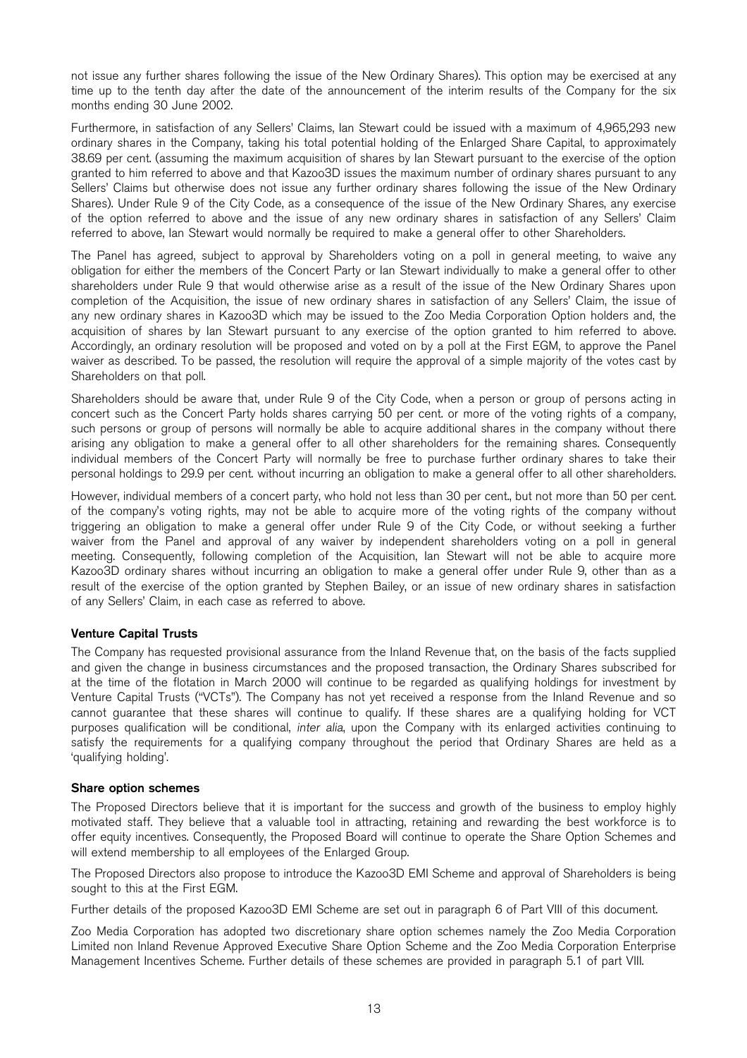not issue any further shares following the issue of the New Ordinary Shares). This option may be exercised at any time up to the tenth day after the date of the announcement of the interim results of the Company for the six months ending 30 June 2002.

Furthermore, in satisfaction of any Sellers' Claims, Ian Stewart could be issued with a maximum of 4,965,293 new ordinary shares in the Company, taking his total potential holding of the Enlarged Share Capital, to approximately 38.69 per cent. (assuming the maximum acquisition of shares by Ian Stewart pursuant to the exercise of the option granted to him referred to above and that Kazoo3D issues the maximum number of ordinary shares pursuant to any Sellers' Claims but otherwise does not issue any further ordinary shares following the issue of the New Ordinary Shares). Under Rule 9 of the City Code, as a consequence of the issue of the New Ordinary Shares, any exercise of the option referred to above and the issue of any new ordinary shares in satisfaction of any Sellers' Claim referred to above, Ian Stewart would normally be required to make a general offer to other Shareholders.

The Panel has agreed, subject to approval by Shareholders voting on a poll in general meeting, to waive any obligation for either the members of the Concert Party or Ian Stewart individually to make a general offer to other shareholders under Rule 9 that would otherwise arise as a result of the issue of the New Ordinary Shares upon completion of the Acquisition, the issue of new ordinary shares in satisfaction of any Sellers' Claim, the issue of any new ordinary shares in Kazoo3D which may be issued to the Zoo Media Corporation Option holders and, the acquisition of shares by Ian Stewart pursuant to any exercise of the option granted to him referred to above. Accordingly, an ordinary resolution will be proposed and voted on by a poll at the First EGM, to approve the Panel waiver as described. To be passed, the resolution will require the approval of a simple majority of the votes cast by Shareholders on that poll.

Shareholders should be aware that, under Rule 9 of the City Code, when a person or group of persons acting in concert such as the Concert Party holds shares carrying 50 per cent. or more of the voting rights of a company, such persons or group of persons will normally be able to acquire additional shares in the company without there arising any obligation to make a general offer to all other shareholders for the remaining shares. Consequently individual members of the Concert Party will normally be free to purchase further ordinary shares to take their personal holdings to 29.9 per cent. without incurring an obligation to make a general offer to all other shareholders.

However, individual members of a concert party, who hold not less than 30 per cent., but not more than 50 per cent. of the company's voting rights, may not be able to acquire more of the voting rights of the company without triggering an obligation to make a general offer under Rule 9 of the City Code, or without seeking a further waiver from the Panel and approval of any waiver by independent shareholders voting on a poll in general meeting. Consequently, following completion of the Acquisition, Ian Stewart will not be able to acquire more Kazoo3D ordinary shares without incurring an obligation to make a general offer under Rule 9, other than as a result of the exercise of the option granted by Stephen Bailey, or an issue of new ordinary shares in satisfaction of any Sellers' Claim, in each case as referred to above.

**Venture Capital Trusts**

The Company has requested provisional assurance from the Inland Revenue that, on the basis of the facts supplied and given the change in business circumstances and the proposed transaction, the Ordinary Shares subscribed for at the time of the flotation in March 2000 will continue to be regarded as qualifying holdings for investment by Venture Capital Trusts ("VCTs"). The Company has not yet received a response from the Inland Revenue and so cannot guarantee that these shares will continue to qualify. If these shares are a qualifying holding for VCT purposes qualification will be conditional, *inter alia*, upon the Company with its enlarged activities continuing to satisfy the requirements for a qualifying company throughout the period that Ordinary Shares are held as a 'qualifying holding'.

**Share option schemes**

The Proposed Directors believe that it is important for the success and growth of the business to employ highly motivated staff. They believe that a valuable tool in attracting, retaining and rewarding the best workforce is to offer equity incentives. Consequently, the Proposed Board will continue to operate the Share Option Schemes and will extend membership to all employees of the Enlarged Group.

The Proposed Directors also propose to introduce the Kazoo3D EMI Scheme and approval of Shareholders is being sought to this at the First EGM.

Further details of the proposed Kazoo3D EMI Scheme are set out in paragraph 6 of Part VIII of this document.

Zoo Media Corporation has adopted two discretionary share option schemes namely the Zoo Media Corporation Limited non Inland Revenue Approved Executive Share Option Scheme and the Zoo Media Corporation Enterprise Management Incentives Scheme. Further details of these schemes are provided in paragraph 5.1 of part VIII.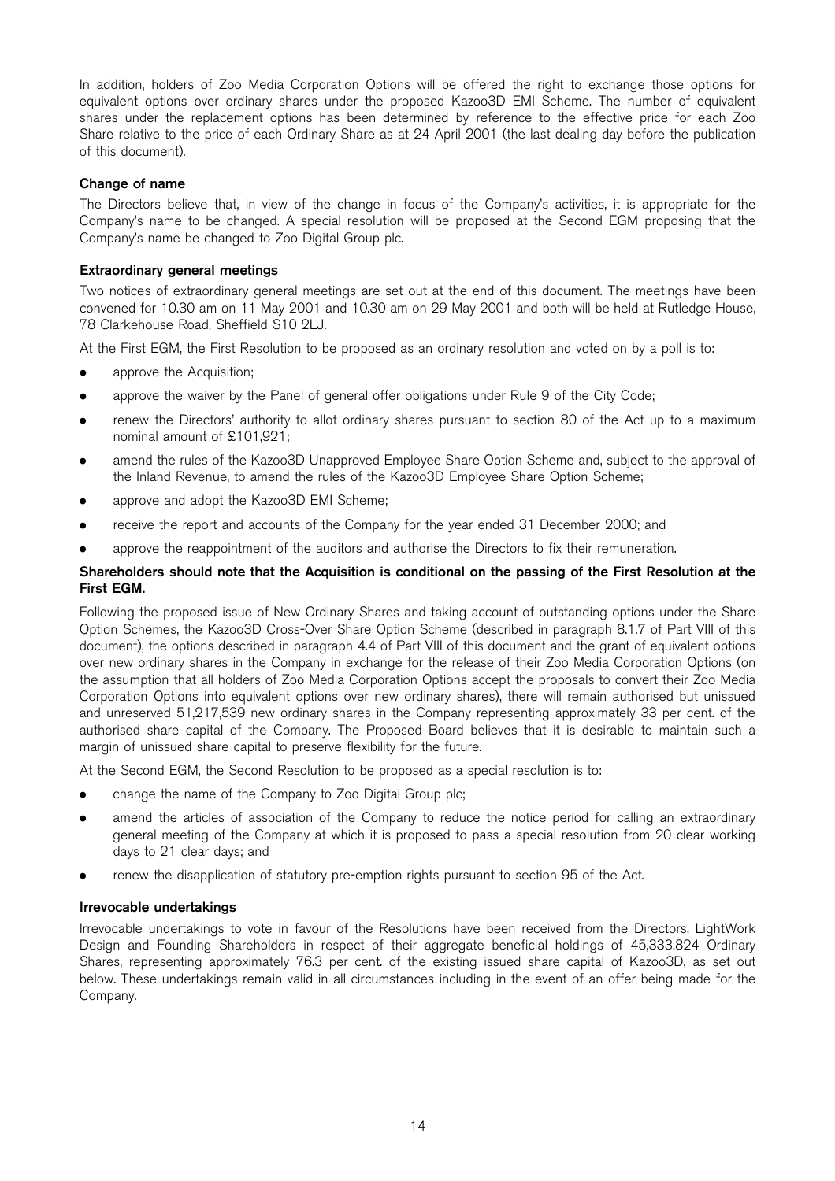In addition, holders of Zoo Media Corporation Options will be offered the right to exchange those options for equivalent options over ordinary shares under the proposed Kazoo3D EMI Scheme. The number of equivalent shares under the replacement options has been determined by reference to the effective price for each Zoo Share relative to the price of each Ordinary Share as at 24 April 2001 (the last dealing day before the publication of this document).

**Change of name**

The Directors believe that, in view of the change in focus of the Company's activities, it is appropriate for the Company's name to be changed. A special resolution will be proposed at the Second EGM proposing that the Company's name be changed to Zoo Digital Group plc.

**Extraordinary general meetings**

Two notices of extraordinary general meetings are set out at the end of this document. The meetings have been convened for 10.30 am on 11 May 2001 and 10.30 am on 29 May 2001 and both will be held at Rutledge House, 78 Clarkehouse Road, Sheffield S10 2LJ.

At the First EGM, the First Resolution to be proposed as an ordinary resolution and voted on by a poll is to:

- approve the Acquisition;
- approve the waiver by the Panel of general offer obligations under Rule 9 of the City Code;
- renew the Directors' authority to allot ordinary shares pursuant to section 80 of the Act up to a maximum nominal amount of £101,921;
- amend the rules of the Kazoo3D Unapproved Employee Share Option Scheme and, subject to the approval of the Inland Revenue, to amend the rules of the Kazoo3D Employee Share Option Scheme;
- approve and adopt the Kazoo3D EMI Scheme;
- receive the report and accounts of the Company for the year ended 31 December 2000; and
- approve the reappointment of the auditors and authorise the Directors to fix their remuneration.

**Shareholders should note that the Acquisition is conditional on the passing of the First Resolution at the First EGM.**

Following the proposed issue of New Ordinary Shares and taking account of outstanding options under the Share Option Schemes, the Kazoo3D Cross-Over Share Option Scheme (described in paragraph 8.1.7 of Part VIII of this document), the options described in paragraph 4.4 of Part VIII of this document and the grant of equivalent options over new ordinary shares in the Company in exchange for the release of their Zoo Media Corporation Options (on the assumption that all holders of Zoo Media Corporation Options accept the proposals to convert their Zoo Media Corporation Options into equivalent options over new ordinary shares), there will remain authorised but unissued and unreserved 51,217,539 new ordinary shares in the Company representing approximately 33 per cent. of the authorised share capital of the Company. The Proposed Board believes that it is desirable to maintain such a margin of unissued share capital to preserve flexibility for the future.

At the Second EGM, the Second Resolution to be proposed as a special resolution is to:

- change the name of the Company to Zoo Digital Group plc;
- amend the articles of association of the Company to reduce the notice period for calling an extraordinary general meeting of the Company at which it is proposed to pass a special resolution from 20 clear working days to 21 clear days; and
- renew the disapplication of statutory pre-emption rights pursuant to section 95 of the Act.

**Irrevocable undertakings**

Irrevocable undertakings to vote in favour of the Resolutions have been received from the Directors, LightWork Design and Founding Shareholders in respect of their aggregate beneficial holdings of 45,333,824 Ordinary Shares, representing approximately 76.3 per cent. of the existing issued share capital of Kazoo3D, as set out below. These undertakings remain valid in all circumstances including in the event of an offer being made for the Company.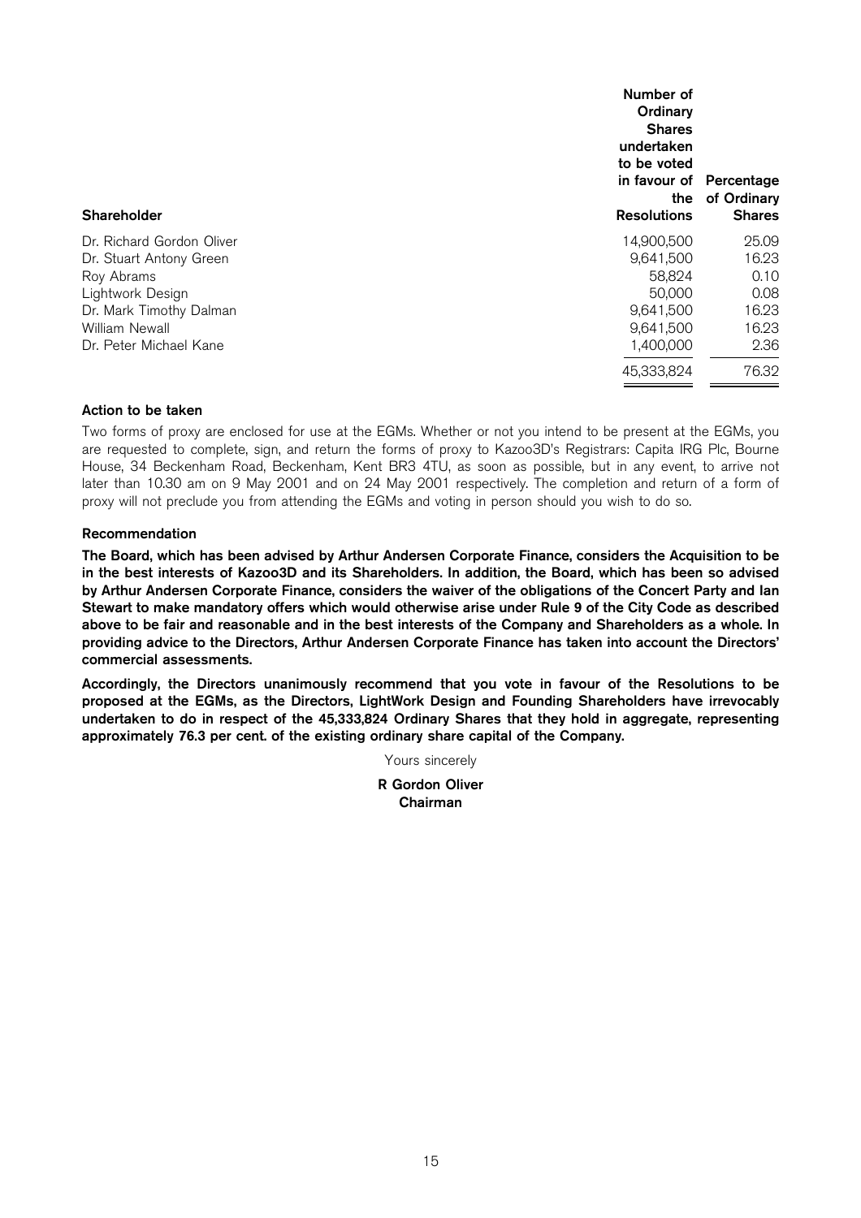| Shareholder | Number of Ordinary Shares undertaken to be voted in favour of the Resolutions | Percentage of Ordinary Shares |
|---|---|---|
| Dr. Richard Gordon Oliver | 14,900,500 | 25.09 |
| Dr. Stuart Antony Green | 9,641,500 | 16.23 |
| Roy Abrams | 58,824 | 0.10 |
| Lightwork Design | 50,000 | 0.08 |
| Dr. Mark Timothy Dalman | 9,641,500 | 16.23 |
| William Newall | 9,641,500 | 16.23 |
| Dr. Peter Michael Kane | 1,400,000 | 2.36 |
| | 45,333,824 | 76.32 |

**Action to be taken**

Two forms of proxy are enclosed for use at the EGMs. Whether or not you intend to be present at the EGMs, you are requested to complete, sign, and return the forms of proxy to Kazoo3D's Registrars: Capita IRG Plc, Bourne House, 34 Beckenham Road, Beckenham, Kent BR3 4TU, as soon as possible, but in any event, to arrive not later than 10.30 am on 9 May 2001 and on 24 May 2001 respectively. The completion and return of a form of proxy will not preclude you from attending the EGMs and voting in person should you wish to do so.

**Recommendation**

**The Board, which has been advised by Arthur Andersen Corporate Finance, considers the Acquisition to be in the best interests of Kazoo3D and its Shareholders. In addition, the Board, which has been so advised by Arthur Andersen Corporate Finance, considers the waiver of the obligations of the Concert Party and Ian Stewart to make mandatory offers which would otherwise arise under Rule 9 of the City Code as described above to be fair and reasonable and in the best interests of the Company and Shareholders as a whole. In providing advice to the Directors, Arthur Andersen Corporate Finance has taken into account the Directors' commercial assessments.**

**Accordingly, the Directors unanimously recommend that you vote in favour of the Resolutions to be proposed at the EGMs, as the Directors, LightWork Design and Founding Shareholders have irrevocably undertaken to do in respect of the 45,333,824 Ordinary Shares that they hold in aggregate, representing approximately 76.3 per cent. of the existing ordinary share capital of the Company.**

Yours sincerely

**R Gordon Oliver**
**Chairman**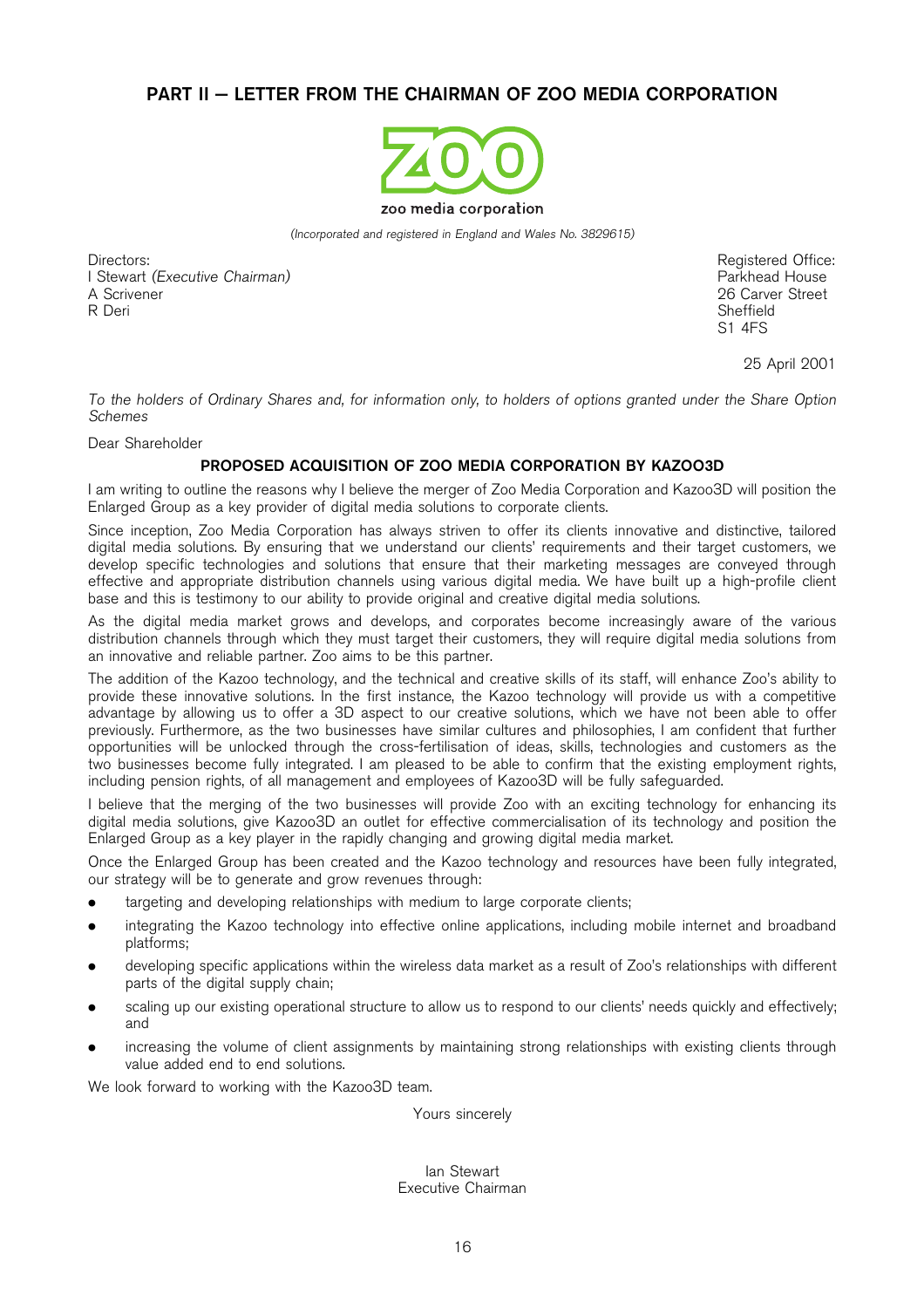# PART II — LETTER FROM THE CHAIRMAN OF ZOO MEDIA CORPORATION

zoo media corporation

*(Incorporated and registered in England and Wales No. 3829615)*

Directors:
I Stewart *(Executive Chairman)*
A Scrivener
R Deri

Registered Office:
Parkhead House
26 Carver Street
Sheffield
S1 4FS

25 April 2001

*To the holders of Ordinary Shares and, for information only, to holders of options granted under the Share Option Schemes*

Dear Shareholder

**PROPOSED ACQUISITION OF ZOO MEDIA CORPORATION BY KAZOO3D**

I am writing to outline the reasons why I believe the merger of Zoo Media Corporation and Kazoo3D will position the Enlarged Group as a key provider of digital media solutions to corporate clients.

Since inception, Zoo Media Corporation has always striven to offer its clients innovative and distinctive, tailored digital media solutions. By ensuring that we understand our clients' requirements and their target customers, we develop specific technologies and solutions that ensure that their marketing messages are conveyed through effective and appropriate distribution channels using various digital media. We have built up a high-profile client base and this is testimony to our ability to provide original and creative digital media solutions.

As the digital media market grows and develops, and corporates become increasingly aware of the various distribution channels through which they must target their customers, they will require digital media solutions from an innovative and reliable partner. Zoo aims to be this partner.

The addition of the Kazoo technology, and the technical and creative skills of its staff, will enhance Zoo's ability to provide these innovative solutions. In the first instance, the Kazoo technology will provide us with a competitive advantage by allowing us to offer a 3D aspect to our creative solutions, which we have not been able to offer previously. Furthermore, as the two businesses have similar cultures and philosophies, I am confident that further opportunities will be unlocked through the cross-fertilisation of ideas, skills, technologies and customers as the two businesses become fully integrated. I am pleased to be able to confirm that the existing employment rights, including pension rights, of all management and employees of Kazoo3D will be fully safeguarded.

I believe that the merging of the two businesses will provide Zoo with an exciting technology for enhancing its digital media solutions, give Kazoo3D an outlet for effective commercialisation of its technology and position the Enlarged Group as a key player in the rapidly changing and growing digital media market.

Once the Enlarged Group has been created and the Kazoo technology and resources have been fully integrated, our strategy will be to generate and grow revenues through:

- targeting and developing relationships with medium to large corporate clients;
- integrating the Kazoo technology into effective online applications, including mobile internet and broadband platforms;
- developing specific applications within the wireless data market as a result of Zoo's relationships with different parts of the digital supply chain;
- scaling up our existing operational structure to allow us to respond to our clients' needs quickly and effectively; and
- increasing the volume of client assignments by maintaining strong relationships with existing clients through value added end to end solutions.

We look forward to working with the Kazoo3D team.

Yours sincerely

Ian Stewart
Executive Chairman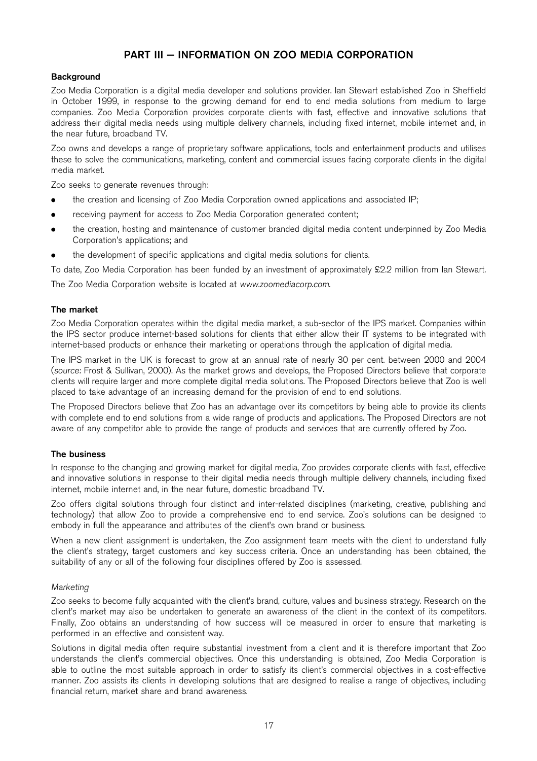# PART III — INFORMATION ON ZOO MEDIA CORPORATION

## Background

Zoo Media Corporation is a digital media developer and solutions provider. Ian Stewart established Zoo in Sheffield in October 1999, in response to the growing demand for end to end media solutions from medium to large companies. Zoo Media Corporation provides corporate clients with fast, effective and innovative solutions that address their digital media needs using multiple delivery channels, including fixed internet, mobile internet and, in the near future, broadband TV.

Zoo owns and develops a range of proprietary software applications, tools and entertainment products and utilises these to solve the communications, marketing, content and commercial issues facing corporate clients in the digital media market.

Zoo seeks to generate revenues through:

- the creation and licensing of Zoo Media Corporation owned applications and associated IP;
- receiving payment for access to Zoo Media Corporation generated content;
- the creation, hosting and maintenance of customer branded digital media content underpinned by Zoo Media Corporation's applications; and
- the development of specific applications and digital media solutions for clients.

To date, Zoo Media Corporation has been funded by an investment of approximately £2.2 million from Ian Stewart.

The Zoo Media Corporation website is located at *www.zoomediacorp.com*.

## The market

Zoo Media Corporation operates within the digital media market, a sub-sector of the IPS market. Companies within the IPS sector produce internet-based solutions for clients that either allow their IT systems to be integrated with internet-based products or enhance their marketing or operations through the application of digital media.

The IPS market in the UK is forecast to grow at an annual rate of nearly 30 per cent. between 2000 and 2004 (*source:* Frost & Sullivan, 2000). As the market grows and develops, the Proposed Directors believe that corporate clients will require larger and more complete digital media solutions. The Proposed Directors believe that Zoo is well placed to take advantage of an increasing demand for the provision of end to end solutions.

The Proposed Directors believe that Zoo has an advantage over its competitors by being able to provide its clients with complete end to end solutions from a wide range of products and applications. The Proposed Directors are not aware of any competitor able to provide the range of products and services that are currently offered by Zoo.

## The business

In response to the changing and growing market for digital media, Zoo provides corporate clients with fast, effective and innovative solutions in response to their digital media needs through multiple delivery channels, including fixed internet, mobile internet and, in the near future, domestic broadband TV.

Zoo offers digital solutions through four distinct and inter-related disciplines (marketing, creative, publishing and technology) that allow Zoo to provide a comprehensive end to end service. Zoo's solutions can be designed to embody in full the appearance and attributes of the client's own brand or business.

When a new client assignment is undertaken, the Zoo assignment team meets with the client to understand fully the client's strategy, target customers and key success criteria. Once an understanding has been obtained, the suitability of any or all of the following four disciplines offered by Zoo is assessed.

### *Marketing*

Zoo seeks to become fully acquainted with the client's brand, culture, values and business strategy. Research on the client's market may also be undertaken to generate an awareness of the client in the context of its competitors. Finally, Zoo obtains an understanding of how success will be measured in order to ensure that marketing is performed in an effective and consistent way.

Solutions in digital media often require substantial investment from a client and it is therefore important that Zoo understands the client's commercial objectives. Once this understanding is obtained, Zoo Media Corporation is able to outline the most suitable approach in order to satisfy its client's commercial objectives in a cost-effective manner. Zoo assists its clients in developing solutions that are designed to realise a range of objectives, including financial return, market share and brand awareness.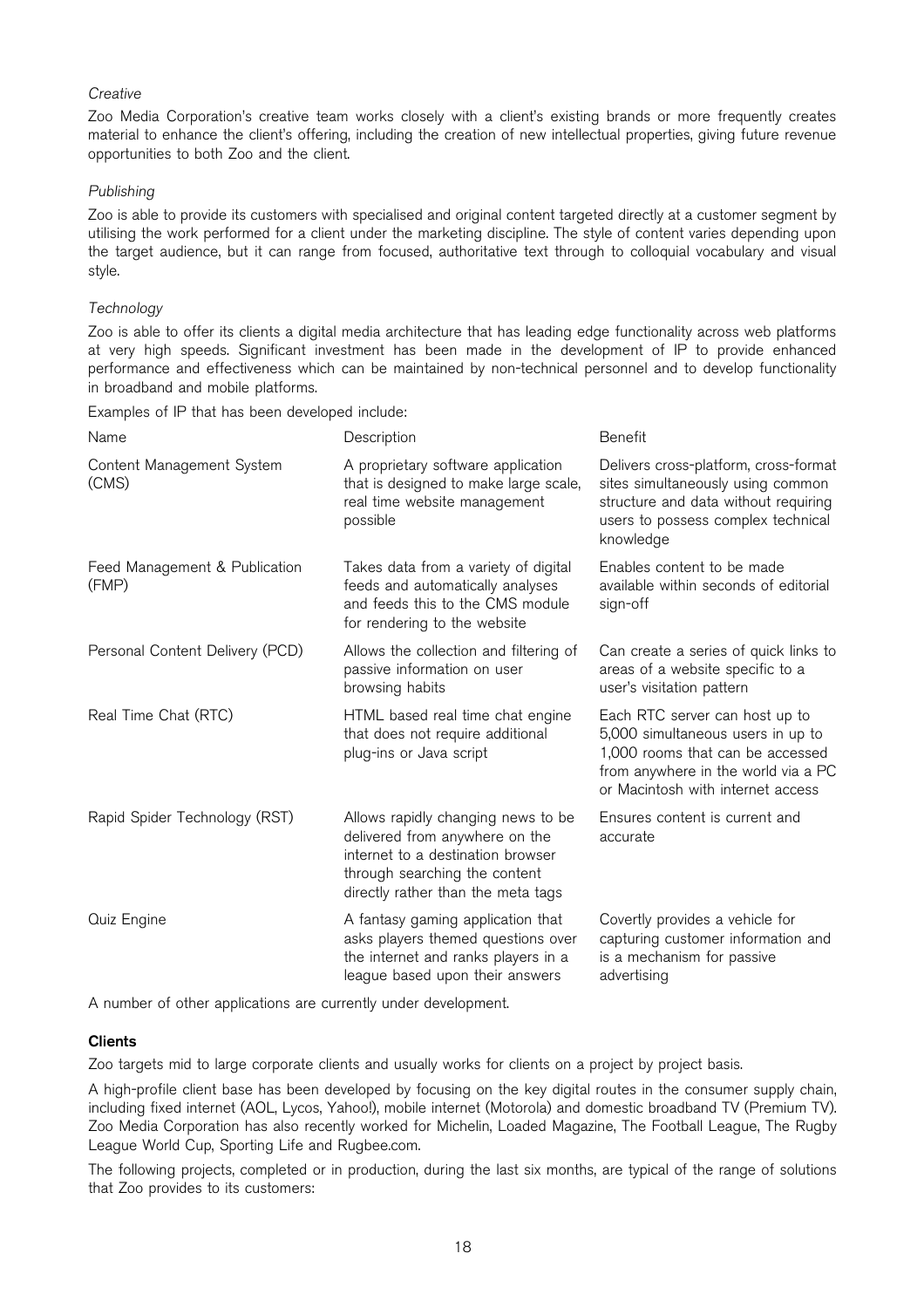*Creative*

Zoo Media Corporation's creative team works closely with a client's existing brands or more frequently creates material to enhance the client's offering, including the creation of new intellectual properties, giving future revenue opportunities to both Zoo and the client.

*Publishing*

Zoo is able to provide its customers with specialised and original content targeted directly at a customer segment by utilising the work performed for a client under the marketing discipline. The style of content varies depending upon the target audience, but it can range from focused, authoritative text through to colloquial vocabulary and visual style.

*Technology*

Zoo is able to offer its clients a digital media architecture that has leading edge functionality across web platforms at very high speeds. Significant investment has been made in the development of IP to provide enhanced performance and effectiveness which can be maintained by non-technical personnel and to develop functionality in broadband and mobile platforms.

Examples of IP that has been developed include:

| Name | Description | Benefit |
|---|---|---|
| Content Management System (CMS) | A proprietary software application that is designed to make large scale, real time website management possible | Delivers cross-platform, cross-format sites simultaneously using common structure and data without requiring users to possess complex technical knowledge |
| Feed Management & Publication (FMP) | Takes data from a variety of digital feeds and automatically analyses and feeds this to the CMS module for rendering to the website | Enables content to be made available within seconds of editorial sign-off |
| Personal Content Delivery (PCD) | Allows the collection and filtering of passive information on user browsing habits | Can create a series of quick links to areas of a website specific to a user's visitation pattern |
| Real Time Chat (RTC) | HTML based real time chat engine that does not require additional plug-ins or Java script | Each RTC server can host up to 5,000 simultaneous users in up to 1,000 rooms that can be accessed from anywhere in the world via a PC or Macintosh with internet access |
| Rapid Spider Technology (RST) | Allows rapidly changing news to be delivered from anywhere on the internet to a destination browser through searching the content directly rather than the meta tags | Ensures content is current and accurate |
| Quiz Engine | A fantasy gaming application that asks players themed questions over the internet and ranks players in a league based upon their answers | Covertly provides a vehicle for capturing customer information and is a mechanism for passive advertising |

A number of other applications are currently under development.

**Clients**

Zoo targets mid to large corporate clients and usually works for clients on a project by project basis.

A high-profile client base has been developed by focusing on the key digital routes in the consumer supply chain, including fixed internet (AOL, Lycos, Yahoo!), mobile internet (Motorola) and domestic broadband TV (Premium TV). Zoo Media Corporation has also recently worked for Michelin, Loaded Magazine, The Football League, The Rugby League World Cup, Sporting Life and Rugbee.com.

The following projects, completed or in production, during the last six months, are typical of the range of solutions that Zoo provides to its customers: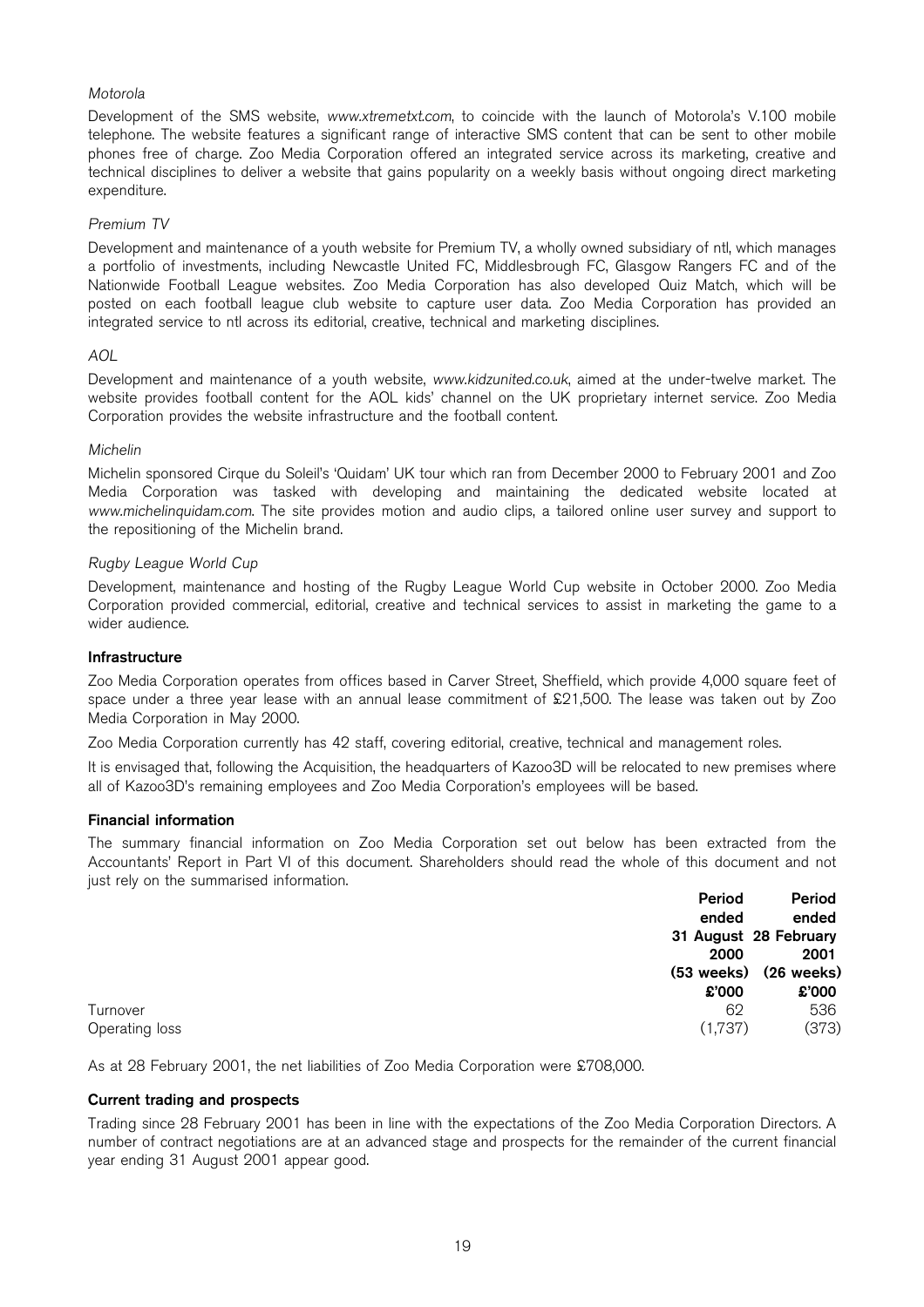*Motorola*

Development of the SMS website, *www.xtremetxt.com*, to coincide with the launch of Motorola's V.100 mobile telephone. The website features a significant range of interactive SMS content that can be sent to other mobile phones free of charge. Zoo Media Corporation offered an integrated service across its marketing, creative and technical disciplines to deliver a website that gains popularity on a weekly basis without ongoing direct marketing expenditure.

*Premium TV*

Development and maintenance of a youth website for Premium TV, a wholly owned subsidiary of ntl, which manages a portfolio of investments, including Newcastle United FC, Middlesbrough FC, Glasgow Rangers FC and of the Nationwide Football League websites. Zoo Media Corporation has also developed Quiz Match, which will be posted on each football league club website to capture user data. Zoo Media Corporation has provided an integrated service to ntl across its editorial, creative, technical and marketing disciplines.

*AOL*

Development and maintenance of a youth website, *www.kidzunited.co.uk*, aimed at the under-twelve market. The website provides football content for the AOL kids' channel on the UK proprietary internet service. Zoo Media Corporation provides the website infrastructure and the football content.

*Michelin*

Michelin sponsored Cirque du Soleil's 'Quidam' UK tour which ran from December 2000 to February 2001 and Zoo Media Corporation was tasked with developing and maintaining the dedicated website located at *www.michelinquidam.com*. The site provides motion and audio clips, a tailored online user survey and support to the repositioning of the Michelin brand.

*Rugby League World Cup*

Development, maintenance and hosting of the Rugby League World Cup website in October 2000. Zoo Media Corporation provided commercial, editorial, creative and technical services to assist in marketing the game to a wider audience.

**Infrastructure**

Zoo Media Corporation operates from offices based in Carver Street, Sheffield, which provide 4,000 square feet of space under a three year lease with an annual lease commitment of £21,500. The lease was taken out by Zoo Media Corporation in May 2000.

Zoo Media Corporation currently has 42 staff, covering editorial, creative, technical and management roles.

It is envisaged that, following the Acquisition, the headquarters of Kazoo3D will be relocated to new premises where all of Kazoo3D's remaining employees and Zoo Media Corporation's employees will be based.

**Financial information**

The summary financial information on Zoo Media Corporation set out below has been extracted from the Accountants' Report in Part VI of this document. Shareholders should read the whole of this document and not just rely on the summarised information.

| | Period ended 31 August 2000 (53 weeks) £'000 | Period ended 28 February 2001 (26 weeks) £'000 |
|---|---|---|
| Turnover | 62 | 536 |
| Operating loss | (1,737) | (373) |

As at 28 February 2001, the net liabilities of Zoo Media Corporation were £708,000.

**Current trading and prospects**

Trading since 28 February 2001 has been in line with the expectations of the Zoo Media Corporation Directors. A number of contract negotiations are at an advanced stage and prospects for the remainder of the current financial year ending 31 August 2001 appear good.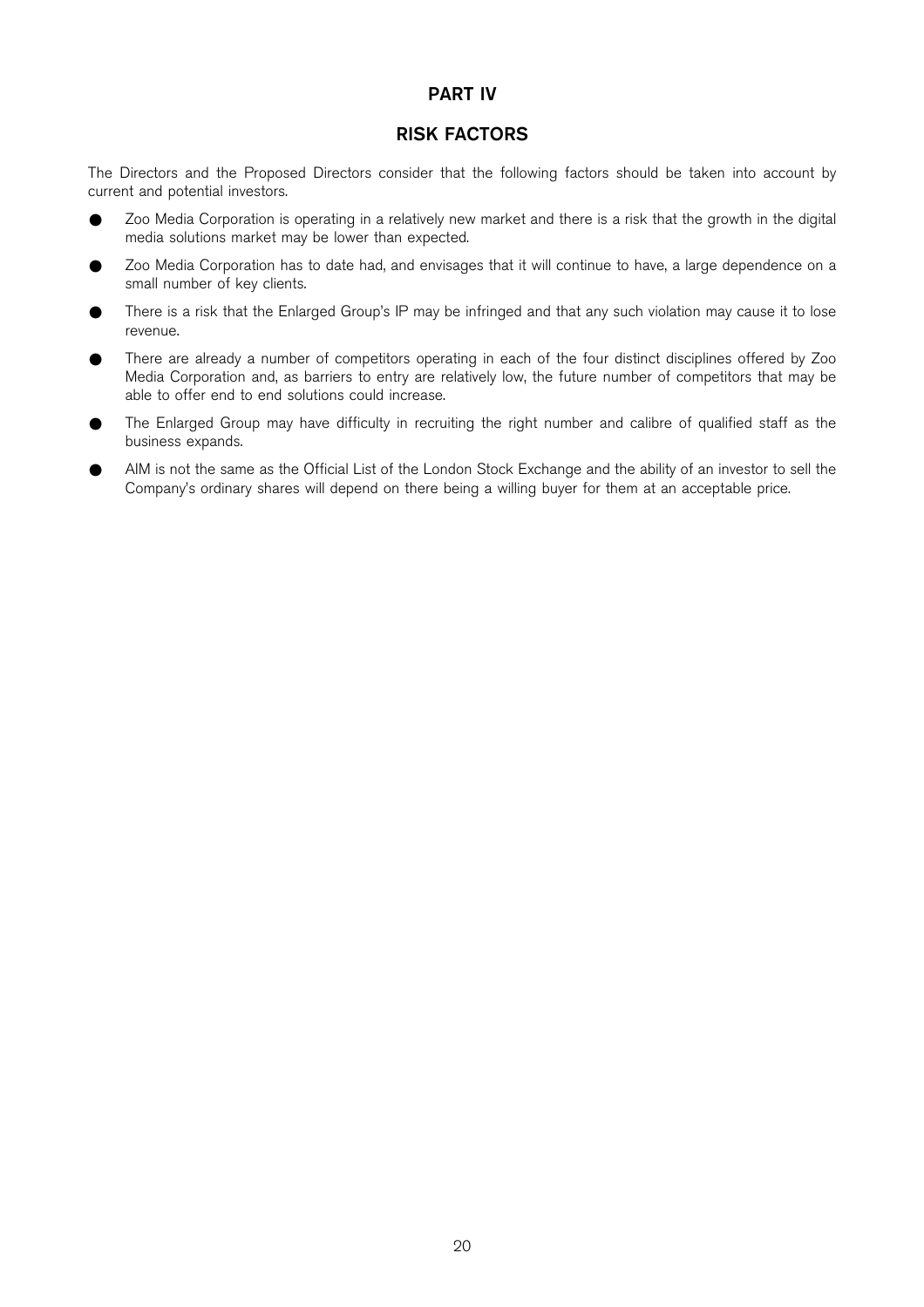# PART IV

## RISK FACTORS

The Directors and the Proposed Directors consider that the following factors should be taken into account by current and potential investors.

- Zoo Media Corporation is operating in a relatively new market and there is a risk that the growth in the digital media solutions market may be lower than expected.
- Zoo Media Corporation has to date had, and envisages that it will continue to have, a large dependence on a small number of key clients.
- There is a risk that the Enlarged Group's IP may be infringed and that any such violation may cause it to lose revenue.
- There are already a number of competitors operating in each of the four distinct disciplines offered by Zoo Media Corporation and, as barriers to entry are relatively low, the future number of competitors that may be able to offer end to end solutions could increase.
- The Enlarged Group may have difficulty in recruiting the right number and calibre of qualified staff as the business expands.
- AIM is not the same as the Official List of the London Stock Exchange and the ability of an investor to sell the Company's ordinary shares will depend on there being a willing buyer for them at an acceptable price.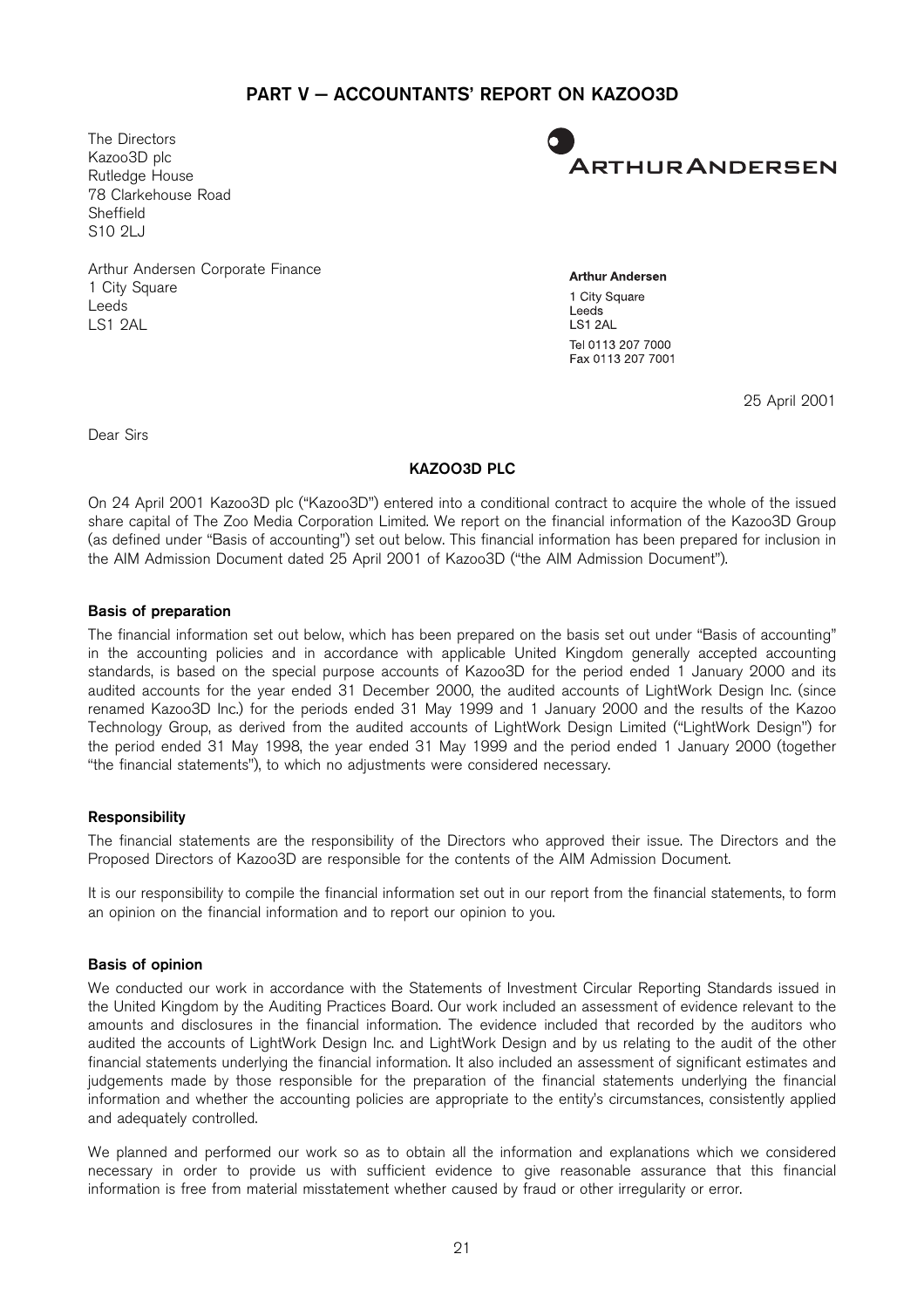## PART V — ACCOUNTANTS' REPORT ON KAZOO3D

The Directors
Kazoo3D plc
Rutledge House
78 Clarkehouse Road
Sheffield
S10 2LJ

ARTHUR ANDERSEN

Arthur Andersen Corporate Finance
1 City Square
Leeds
LS1 2AL

**Arthur Andersen**
1 City Square
Leeds
LS1 2AL
Tel 0113 207 7000
Fax 0113 207 7001

25 April 2001

Dear Sirs

**KAZOO3D PLC**

On 24 April 2001 Kazoo3D plc ("Kazoo3D") entered into a conditional contract to acquire the whole of the issued share capital of The Zoo Media Corporation Limited. We report on the financial information of the Kazoo3D Group (as defined under "Basis of accounting") set out below. This financial information has been prepared for inclusion in the AIM Admission Document dated 25 April 2001 of Kazoo3D ("the AIM Admission Document").

**Basis of preparation**

The financial information set out below, which has been prepared on the basis set out under "Basis of accounting" in the accounting policies and in accordance with applicable United Kingdom generally accepted accounting standards, is based on the special purpose accounts of Kazoo3D for the period ended 1 January 2000 and its audited accounts for the year ended 31 December 2000, the audited accounts of LightWork Design Inc. (since renamed Kazoo3D Inc.) for the periods ended 31 May 1999 and 1 January 2000 and the results of the Kazoo Technology Group, as derived from the audited accounts of LightWork Design Limited ("LightWork Design") for the period ended 31 May 1998, the year ended 31 May 1999 and the period ended 1 January 2000 (together "the financial statements"), to which no adjustments were considered necessary.

**Responsibility**

The financial statements are the responsibility of the Directors who approved their issue. The Directors and the Proposed Directors of Kazoo3D are responsible for the contents of the AIM Admission Document.

It is our responsibility to compile the financial information set out in our report from the financial statements, to form an opinion on the financial information and to report our opinion to you.

**Basis of opinion**

We conducted our work in accordance with the Statements of Investment Circular Reporting Standards issued in the United Kingdom by the Auditing Practices Board. Our work included an assessment of evidence relevant to the amounts and disclosures in the financial information. The evidence included that recorded by the auditors who audited the accounts of LightWork Design Inc. and LightWork Design and by us relating to the audit of the other financial statements underlying the financial information. It also included an assessment of significant estimates and judgements made by those responsible for the preparation of the financial statements underlying the financial information and whether the accounting policies are appropriate to the entity's circumstances, consistently applied and adequately controlled.

We planned and performed our work so as to obtain all the information and explanations which we considered necessary in order to provide us with sufficient evidence to give reasonable assurance that this financial information is free from material misstatement whether caused by fraud or other irregularity or error.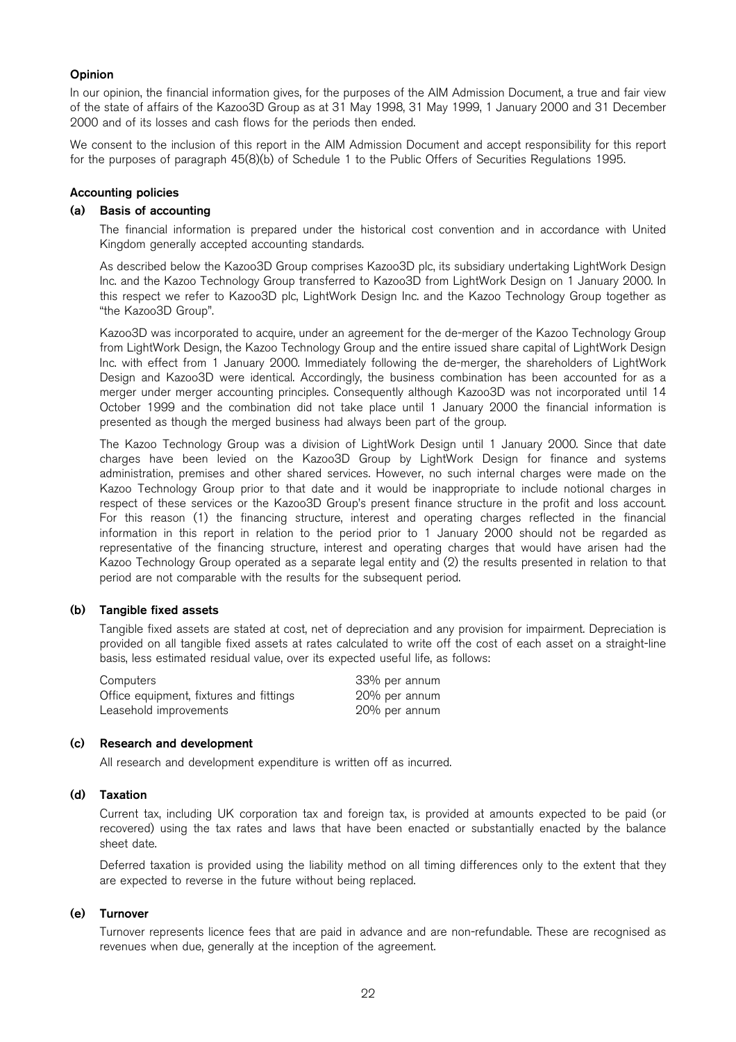**Opinion**

In our opinion, the financial information gives, for the purposes of the AIM Admission Document, a true and fair view of the state of affairs of the Kazoo3D Group as at 31 May 1998, 31 May 1999, 1 January 2000 and 31 December 2000 and of its losses and cash flows for the periods then ended.

We consent to the inclusion of this report in the AIM Admission Document and accept responsibility for this report for the purposes of paragraph 45(8)(b) of Schedule 1 to the Public Offers of Securities Regulations 1995.

**Accounting policies**

**(a) Basis of accounting**

The financial information is prepared under the historical cost convention and in accordance with United Kingdom generally accepted accounting standards.

As described below the Kazoo3D Group comprises Kazoo3D plc, its subsidiary undertaking LightWork Design Inc. and the Kazoo Technology Group transferred to Kazoo3D from LightWork Design on 1 January 2000. In this respect we refer to Kazoo3D plc, LightWork Design Inc. and the Kazoo Technology Group together as "the Kazoo3D Group".

Kazoo3D was incorporated to acquire, under an agreement for the de-merger of the Kazoo Technology Group from LightWork Design, the Kazoo Technology Group and the entire issued share capital of LightWork Design Inc. with effect from 1 January 2000. Immediately following the de-merger, the shareholders of LightWork Design and Kazoo3D were identical. Accordingly, the business combination has been accounted for as a merger under merger accounting principles. Consequently although Kazoo3D was not incorporated until 14 October 1999 and the combination did not take place until 1 January 2000 the financial information is presented as though the merged business had always been part of the group.

The Kazoo Technology Group was a division of LightWork Design until 1 January 2000. Since that date charges have been levied on the Kazoo3D Group by LightWork Design for finance and systems administration, premises and other shared services. However, no such internal charges were made on the Kazoo Technology Group prior to that date and it would be inappropriate to include notional charges in respect of these services or the Kazoo3D Group's present finance structure in the profit and loss account. For this reason (1) the financing structure, interest and operating charges reflected in the financial information in this report in relation to the period prior to 1 January 2000 should not be regarded as representative of the financing structure, interest and operating charges that would have arisen had the Kazoo Technology Group operated as a separate legal entity and (2) the results presented in relation to that period are not comparable with the results for the subsequent period.

**(b) Tangible fixed assets**

Tangible fixed assets are stated at cost, net of depreciation and any provision for impairment. Depreciation is provided on all tangible fixed assets at rates calculated to write off the cost of each asset on a straight-line basis, less estimated residual value, over its expected useful life, as follows:

| | |
|---|---|
| Computers | 33% per annum |
| Office equipment, fixtures and fittings | 20% per annum |
| Leasehold improvements | 20% per annum |

**(c) Research and development**

All research and development expenditure is written off as incurred.

**(d) Taxation**

Current tax, including UK corporation tax and foreign tax, is provided at amounts expected to be paid (or recovered) using the tax rates and laws that have been enacted or substantially enacted by the balance sheet date.

Deferred taxation is provided using the liability method on all timing differences only to the extent that they are expected to reverse in the future without being replaced.

**(e) Turnover**

Turnover represents licence fees that are paid in advance and are non-refundable. These are recognised as revenues when due, generally at the inception of the agreement.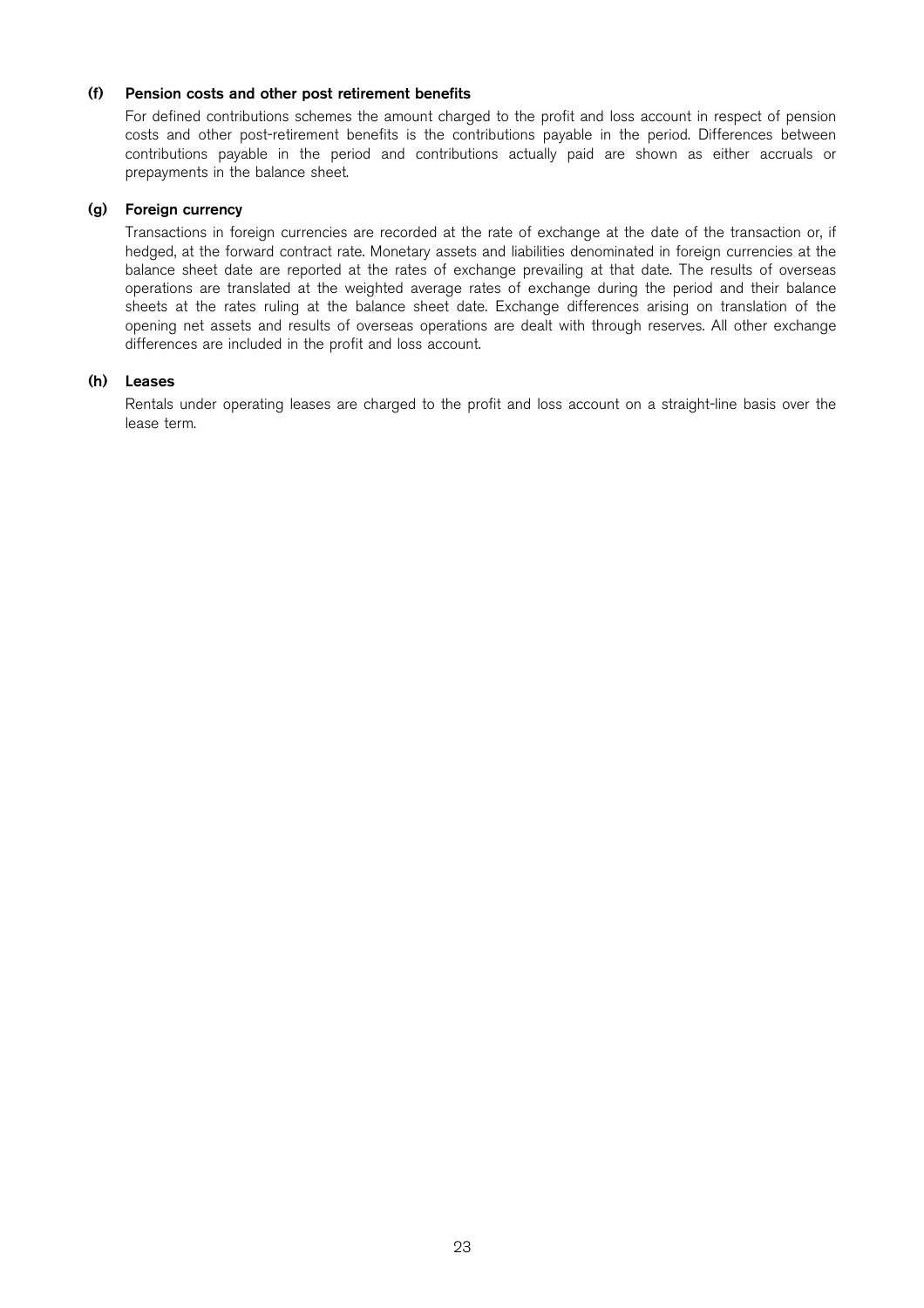### (f) Pension costs and other post retirement benefits

For defined contributions schemes the amount charged to the profit and loss account in respect of pension costs and other post-retirement benefits is the contributions payable in the period. Differences between contributions payable in the period and contributions actually paid are shown as either accruals or prepayments in the balance sheet.

### (g) Foreign currency

Transactions in foreign currencies are recorded at the rate of exchange at the date of the transaction or, if hedged, at the forward contract rate. Monetary assets and liabilities denominated in foreign currencies at the balance sheet date are reported at the rates of exchange prevailing at that date. The results of overseas operations are translated at the weighted average rates of exchange during the period and their balance sheets at the rates ruling at the balance sheet date. Exchange differences arising on translation of the opening net assets and results of overseas operations are dealt with through reserves. All other exchange differences are included in the profit and loss account.

### (h) Leases

Rentals under operating leases are charged to the profit and loss account on a straight-line basis over the lease term.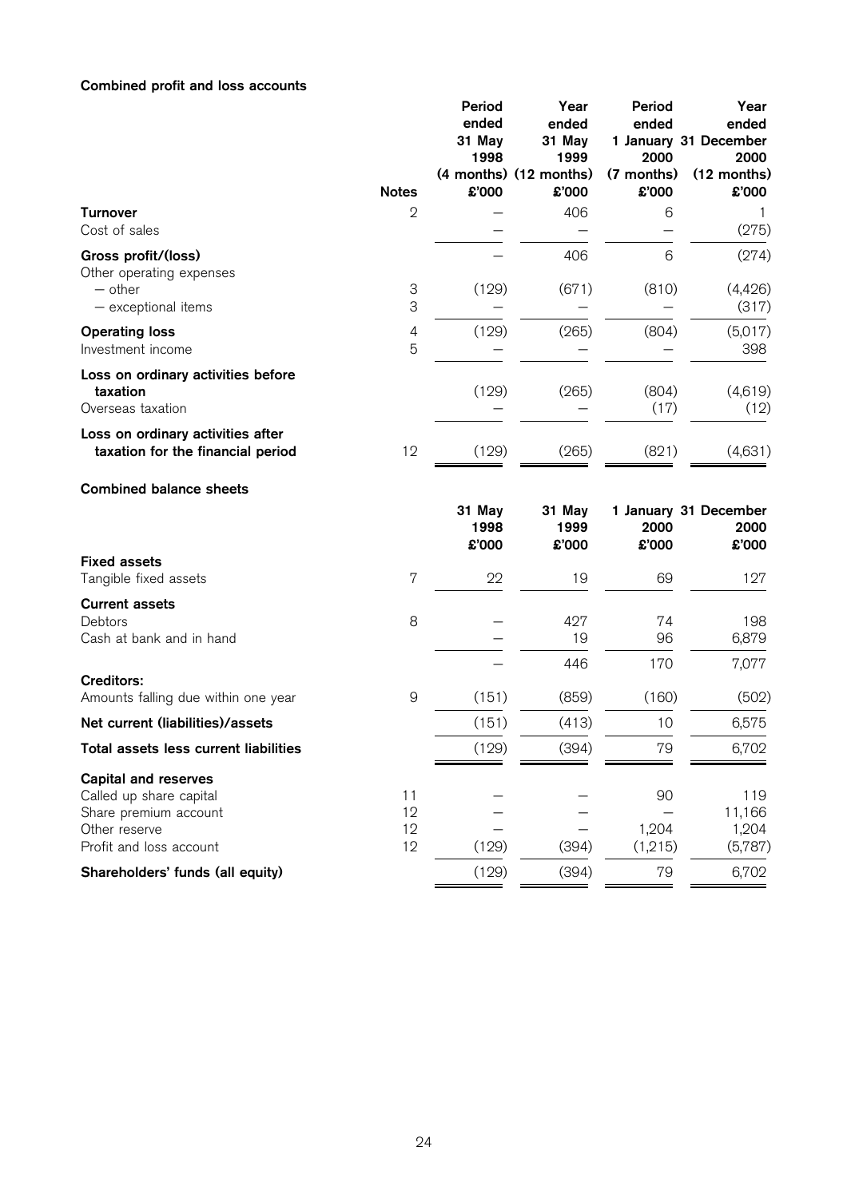**Combined profit and loss accounts**

| | Notes | Period ended 31 May 1998 (4 months) £'000 | Year ended 31 May 1999 (12 months) £'000 | Period ended 1 January 2000 (7 months) £'000 | Year ended 31 December 2000 (12 months) £'000 |
|---|---|---|---|---|---|
| **Turnover** | 2 | – | 406 | 6 | 1 |
| Cost of sales | | – | – | – | (275) |
| **Gross profit/(loss)** | | – | 406 | 6 | (274) |
| Other operating expenses | | | | | |
| – other | 3 | (129) | (671) | (810) | (4,426) |
| – exceptional items | 3 | – | – | – | (317) |
| **Operating loss** | 4 | (129) | (265) | (804) | (5,017) |
| Investment income | 5 | – | – | – | 398 |
| **Loss on ordinary activities before taxation** | | (129) | (265) | (804) | (4,619) |
| Overseas taxation | | – | – | (17) | (12) |
| **Loss on ordinary activities after taxation for the financial period** | 12 | (129) | (265) | (821) | (4,631) |

**Combined balance sheets**

| | Notes | 31 May 1998 £'000 | 31 May 1999 £'000 | 1 January 2000 £'000 | 31 December 2000 £'000 |
|---|---|---|---|---|---|
| **Fixed assets** | | | | | |
| Tangible fixed assets | 7 | 22 | 19 | 69 | 127 |
| **Current assets** | | | | | |
| Debtors | 8 | – | 427 | 74 | 198 |
| Cash at bank and in hand | | – | 19 | 96 | 6,879 |
| | | – | 446 | 170 | 7,077 |
| **Creditors:** | | | | | |
| Amounts falling due within one year | 9 | (151) | (859) | (160) | (502) |
| **Net current (liabilities)/assets** | | (151) | (413) | 10 | 6,575 |
| **Total assets less current liabilities** | | (129) | (394) | 79 | 6,702 |
| **Capital and reserves** | | | | | |
| Called up share capital | 11 | – | – | 90 | 119 |
| Share premium account | 12 | – | – | – | 11,166 |
| Other reserve | 12 | – | – | 1,204 | 1,204 |
| Profit and loss account | 12 | (129) | (394) | (1,215) | (5,787) |
| **Shareholders' funds (all equity)** | | (129) | (394) | 79 | 6,702 |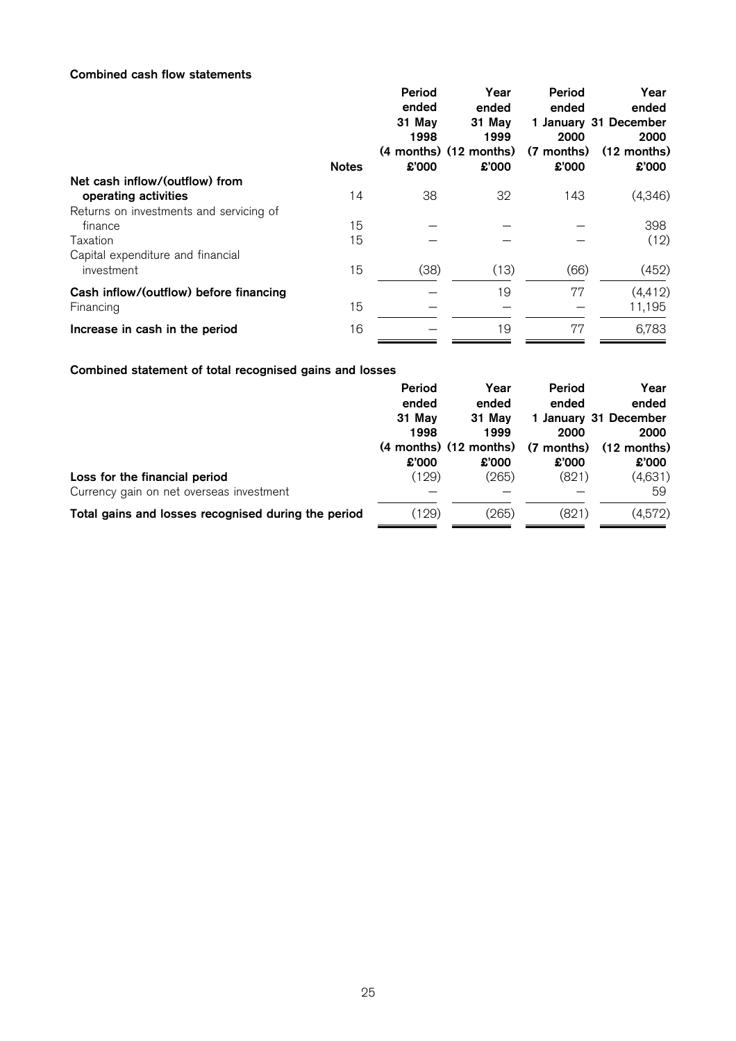**Combined cash flow statements**

| | Notes | Period ended 31 May 1998 (4 months) £'000 | Year ended 31 May 1999 (12 months) £'000 | Period ended 1 January 2000 (7 months) £'000 | Year ended 31 December 2000 (12 months) £'000 |
|---|---|---|---|---|---|
| **Net cash inflow/(outflow) from operating activities** | 14 | 38 | 32 | 143 | (4,346) |
| Returns on investments and servicing of finance | 15 | – | – | – | 398 |
| Taxation | 15 | – | – | – | (12) |
| Capital expenditure and financial investment | 15 | (38) | (13) | (66) | (452) |
| **Cash inflow/(outflow) before financing** | | – | 19 | 77 | (4,412) |
| Financing | 15 | – | – | – | 11,195 |
| **Increase in cash in the period** | 16 | – | 19 | 77 | 6,783 |

**Combined statement of total recognised gains and losses**

| | Period ended 31 May 1998 (4 months) £'000 | Year ended 31 May 1999 (12 months) £'000 | Period ended 1 January 2000 (7 months) £'000 | Year ended 31 December 2000 (12 months) £'000 |
|---|---|---|---|---|
| **Loss for the financial period** | (129) | (265) | (821) | (4,631) |
| Currency gain on net overseas investment | – | – | – | 59 |
| **Total gains and losses recognised during the period** | (129) | (265) | (821) | (4,572) |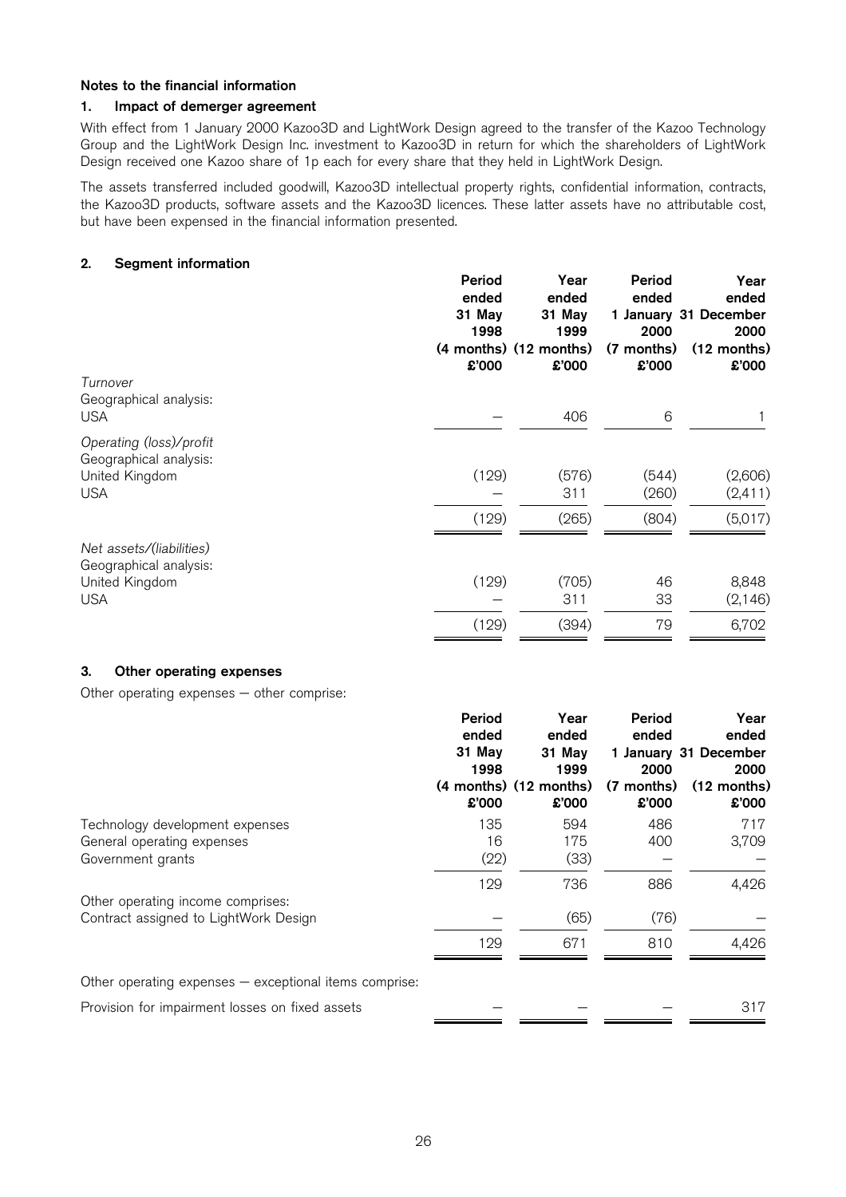## Notes to the financial information

### 1. Impact of demerger agreement

With effect from 1 January 2000 Kazoo3D and LightWork Design agreed to the transfer of the Kazoo Technology Group and the LightWork Design Inc. investment to Kazoo3D in return for which the shareholders of LightWork Design received one Kazoo share of 1p each for every share that they held in LightWork Design.

The assets transferred included goodwill, Kazoo3D intellectual property rights, confidential information, contracts, the Kazoo3D products, software assets and the Kazoo3D licences. These latter assets have no attributable cost, but have been expensed in the financial information presented.

### 2. Segment information

| | Period ended 31 May 1998 (4 months) £'000 | Year ended 31 May 1999 (12 months) £'000 | Period ended 1 January 2000 (7 months) £'000 | Year ended 31 December 2000 (12 months) £'000 |
|---|---|---|---|---|
| *Turnover* | | | | |
| Geographical analysis: | | | | |
| USA | — | 406 | 6 | 1 |
| *Operating (loss)/profit* | | | | |
| Geographical analysis: | | | | |
| United Kingdom | (129) | (576) | (544) | (2,606) |
| USA | — | 311 | (260) | (2,411) |
| | (129) | (265) | (804) | (5,017) |
| *Net assets/(liabilities)* | | | | |
| Geographical analysis: | | | | |
| United Kingdom | (129) | (705) | 46 | 8,848 |
| USA | — | 311 | 33 | (2,146) |
| | (129) | (394) | 79 | 6,702 |

### 3. Other operating expenses

Other operating expenses — other comprise:

| | Period ended 31 May 1998 (4 months) £'000 | Year ended 31 May 1999 (12 months) £'000 | Period ended 1 January 2000 (7 months) £'000 | Year ended 31 December 2000 (12 months) £'000 |
|---|---|---|---|---|
| Technology development expenses | 135 | 594 | 486 | 717 |
| General operating expenses | 16 | 175 | 400 | 3,709 |
| Government grants | (22) | (33) | — | — |
| | 129 | 736 | 886 | 4,426 |
| Other operating income comprises: | | | | |
| Contract assigned to LightWork Design | — | (65) | (76) | — |
| | 129 | 671 | 810 | 4,426 |
| Other operating expenses — exceptional items comprise: | | | | |
| Provision for impairment losses on fixed assets | — | — | — | 317 |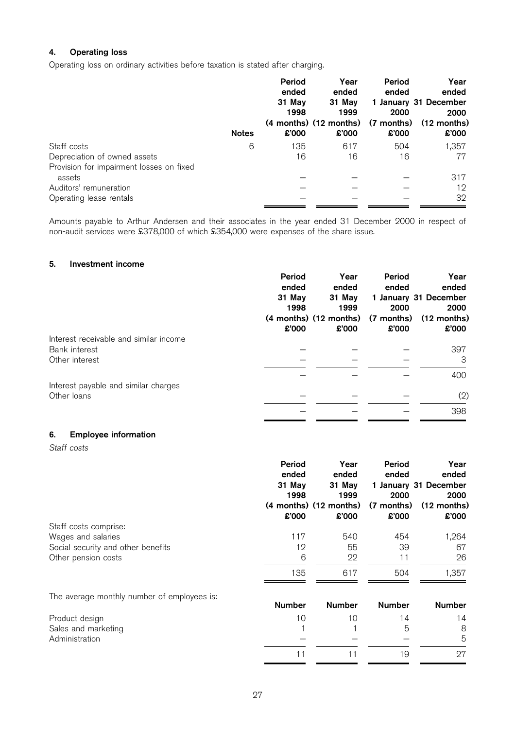## 4. Operating loss

Operating loss on ordinary activities before taxation is stated after charging.

| | Notes | Period ended 31 May 1998 (4 months) £'000 | Year ended 31 May 1999 (12 months) £'000 | Period ended 1 January 2000 (7 months) £'000 | Year ended 31 December 2000 (12 months) £'000 |
|---|---|---|---|---|---|
| Staff costs | 6 | 135 | 617 | 504 | 1,357 |
| Depreciation of owned assets | | 16 | 16 | 16 | 77 |
| Provision for impairment losses on fixed assets | | – | – | – | 317 |
| Auditors' remuneration | | – | – | – | 12 |
| Operating lease rentals | | – | – | – | 32 |

Amounts payable to Arthur Andersen and their associates in the year ended 31 December 2000 in respect of non-audit services were £378,000 of which £354,000 were expenses of the share issue.

## 5. Investment income

| | Period ended 31 May 1998 (4 months) £'000 | Year ended 31 May 1999 (12 months) £'000 | Period ended 1 January 2000 (7 months) £'000 | Year ended 31 December 2000 (12 months) £'000 |
|---|---|---|---|---|
| Interest receivable and similar income | | | | |
| Bank interest | – | – | – | 397 |
| Other interest | – | – | – | 3 |
| | – | – | – | 400 |
| Interest payable and similar charges | | | | |
| Other loans | – | – | – | (2) |
| | – | – | – | 398 |

## 6. Employee information

*Staff costs*

| | Period ended 31 May 1998 (4 months) £'000 | Year ended 31 May 1999 (12 months) £'000 | Period ended 1 January 2000 (7 months) £'000 | Year ended 31 December 2000 (12 months) £'000 |
|---|---|---|---|---|
| Staff costs comprise: | | | | |
| Wages and salaries | 117 | 540 | 454 | 1,264 |
| Social security and other benefits | 12 | 55 | 39 | 67 |
| Other pension costs | 6 | 22 | 11 | 26 |
| | 135 | 617 | 504 | 1,357 |

| The average monthly number of employees is: | Number | Number | Number | Number |
|---|---|---|---|---|
| Product design | 10 | 10 | 14 | 14 |
| Sales and marketing | 1 | 1 | 5 | 8 |
| Administration | – | – | – | 5 |
| | 11 | 11 | 19 | 27 |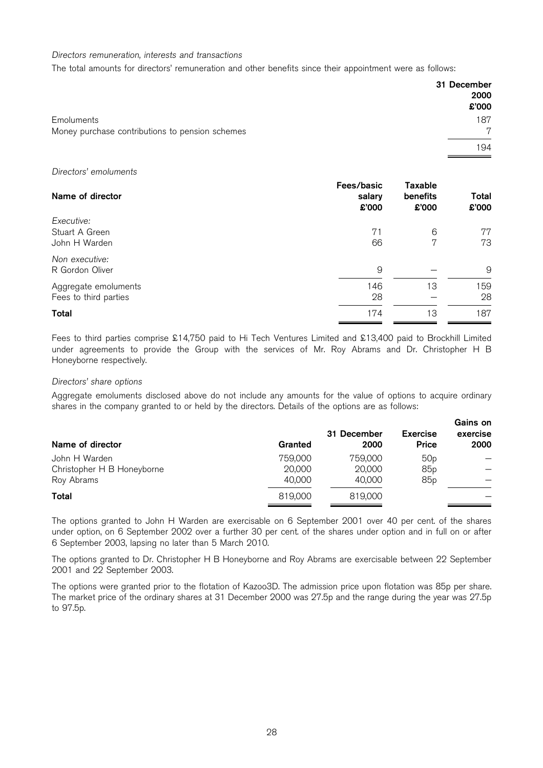*Directors remuneration, interests and transactions*

The total amounts for directors' remuneration and other benefits since their appointment were as follows:

| | 31 December 2000 £'000 |
|---|---|
| Emoluments | 187 |
| Money purchase contributions to pension schemes | 7 |
| | 194 |

*Directors' emoluments*

| Name of director | Fees/basic salary £'000 | Taxable benefits £'000 | Total £'000 |
|---|---|---|---|
| *Executive:* | | | |
| Stuart A Green | 71 | 6 | 77 |
| John H Warden | 66 | 7 | 73 |
| *Non executive:* | | | |
| R Gordon Oliver | 9 | – | 9 |
| Aggregate emoluments | 146 | 13 | 159 |
| Fees to third parties | 28 | – | 28 |
| **Total** | 174 | 13 | 187 |

Fees to third parties comprise £14,750 paid to Hi Tech Ventures Limited and £13,400 paid to Brockhill Limited under agreements to provide the Group with the services of Mr. Roy Abrams and Dr. Christopher H B Honeyborne respectively.

*Directors' share options*

Aggregate emoluments disclosed above do not include any amounts for the value of options to acquire ordinary shares in the company granted to or held by the directors. Details of the options are as follows:

| Name of director | Granted | 31 December 2000 | Exercise Price | Gains on exercise 2000 |
|---|---|---|---|---|
| John H Warden | 759,000 | 759,000 | 50p | – |
| Christopher H B Honeyborne | 20,000 | 20,000 | 85p | – |
| Roy Abrams | 40,000 | 40,000 | 85p | – |
| **Total** | 819,000 | 819,000 | | – |

The options granted to John H Warden are exercisable on 6 September 2001 over 40 per cent. of the shares under option, on 6 September 2002 over a further 30 per cent. of the shares under option and in full on or after 6 September 2003, lapsing no later than 5 March 2010.

The options granted to Dr. Christopher H B Honeyborne and Roy Abrams are exercisable between 22 September 2001 and 22 September 2003.

The options were granted prior to the flotation of Kazoo3D. The admission price upon flotation was 85p per share. The market price of the ordinary shares at 31 December 2000 was 27.5p and the range during the year was 27.5p to 97.5p.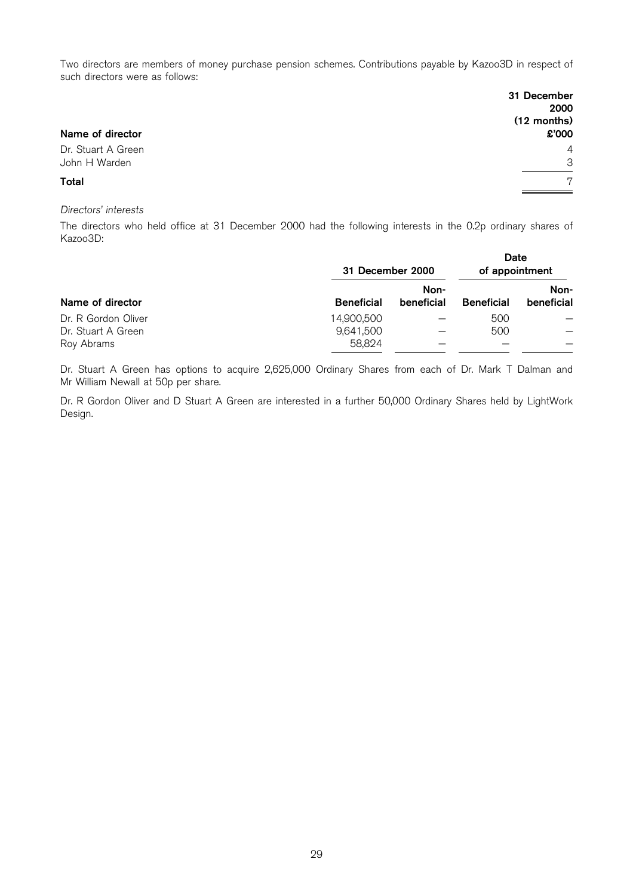Two directors are members of money purchase pension schemes. Contributions payable by Kazoo3D in respect of such directors were as follows:

| Name of director | 31 December 2000 (12 months) £'000 |
| --- | --- |
| Dr. Stuart A Green | 4 |
| John H Warden | 3 |
| **Total** | 7 |

*Directors' interests*

The directors who held office at 31 December 2000 had the following interests in the 0.2p ordinary shares of Kazoo3D:

| | 31 December 2000 | | Date of appointment | |
| --- | --- | --- | --- | --- |
| **Name of director** | **Beneficial** | **Non-beneficial** | **Beneficial** | **Non-beneficial** |
| Dr. R Gordon Oliver | 14,900,500 | — | 500 | — |
| Dr. Stuart A Green | 9,641,500 | — | 500 | — |
| Roy Abrams | 58,824 | — | — | — |

Dr. Stuart A Green has options to acquire 2,625,000 Ordinary Shares from each of Dr. Mark T Dalman and Mr William Newall at 50p per share.

Dr. R Gordon Oliver and D Stuart A Green are interested in a further 50,000 Ordinary Shares held by LightWork Design.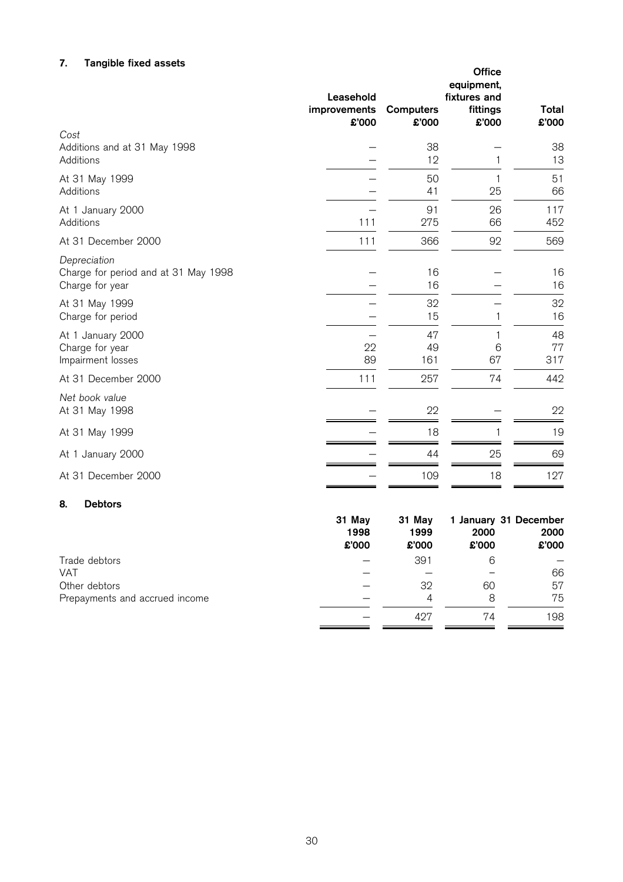## 7. Tangible fixed assets

| | Leasehold improvements £'000 | Computers £'000 | Office equipment, fixtures and fittings £'000 | Total £'000 |
|---|---|---|---|---|
| *Cost* | | | | |
| Additions and at 31 May 1998 | – | 38 | – | 38 |
| Additions | – | 12 | 1 | 13 |
| At 31 May 1999 | – | 50 | 1 | 51 |
| Additions | – | 41 | 25 | 66 |
| At 1 January 2000 | – | 91 | 26 | 117 |
| Additions | 111 | 275 | 66 | 452 |
| At 31 December 2000 | 111 | 366 | 92 | 569 |
| *Depreciation* | | | | |
| Charge for period and at 31 May 1998 | – | 16 | – | 16 |
| Charge for year | – | 16 | – | 16 |
| At 31 May 1999 | – | 32 | – | 32 |
| Charge for period | – | 15 | 1 | 16 |
| At 1 January 2000 | – | 47 | 1 | 48 |
| Charge for year | 22 | 49 | 6 | 77 |
| Impairment losses | 89 | 161 | 67 | 317 |
| At 31 December 2000 | 111 | 257 | 74 | 442 |
| *Net book value* | | | | |
| At 31 May 1998 | – | 22 | – | 22 |
| At 31 May 1999 | – | 18 | 1 | 19 |
| At 1 January 2000 | – | 44 | 25 | 69 |
| At 31 December 2000 | – | 109 | 18 | 127 |

## 8. Debtors

| | 31 May 1998 £'000 | 31 May 1999 £'000 | 1 January 2000 £'000 | 31 December 2000 £'000 |
|---|---|---|---|---|
| Trade debtors | – | 391 | 6 | – |
| VAT | – | – | – | 66 |
| Other debtors | – | 32 | 60 | 57 |
| Prepayments and accrued income | – | 4 | 8 | 75 |
| | – | 427 | 74 | 198 |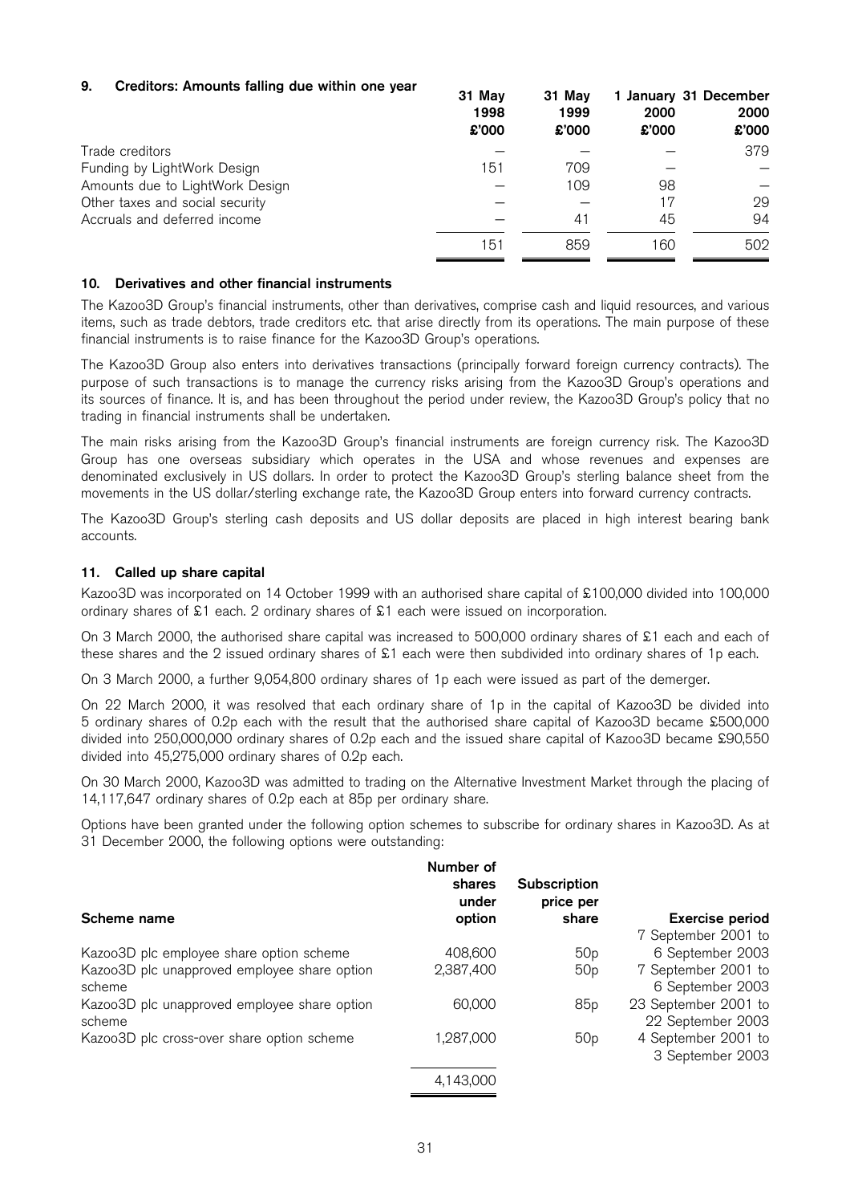## 9. Creditors: Amounts falling due within one year

| | 31 May 1998 £'000 | 31 May 1999 £'000 | 1 January 2000 £'000 | 31 December 2000 £'000 |
|---|---|---|---|---|
| Trade creditors | — | — | — | 379 |
| Funding by LightWork Design | 151 | 709 | — | — |
| Amounts due to LightWork Design | — | 109 | 98 | — |
| Other taxes and social security | — | — | 17 | 29 |
| Accruals and deferred income | — | 41 | 45 | 94 |
| | 151 | 859 | 160 | 502 |

## 10. Derivatives and other financial instruments

The Kazoo3D Group's financial instruments, other than derivatives, comprise cash and liquid resources, and various items, such as trade debtors, trade creditors etc. that arise directly from its operations. The main purpose of these financial instruments is to raise finance for the Kazoo3D Group's operations.

The Kazoo3D Group also enters into derivatives transactions (principally forward foreign currency contracts). The purpose of such transactions is to manage the currency risks arising from the Kazoo3D Group's operations and its sources of finance. It is, and has been throughout the period under review, the Kazoo3D Group's policy that no trading in financial instruments shall be undertaken.

The main risks arising from the Kazoo3D Group's financial instruments are foreign currency risk. The Kazoo3D Group has one overseas subsidiary which operates in the USA and whose revenues and expenses are denominated exclusively in US dollars. In order to protect the Kazoo3D Group's sterling balance sheet from the movements in the US dollar/sterling exchange rate, the Kazoo3D Group enters into forward currency contracts.

The Kazoo3D Group's sterling cash deposits and US dollar deposits are placed in high interest bearing bank accounts.

## 11. Called up share capital

Kazoo3D was incorporated on 14 October 1999 with an authorised share capital of £100,000 divided into 100,000 ordinary shares of £1 each. 2 ordinary shares of £1 each were issued on incorporation.

On 3 March 2000, the authorised share capital was increased to 500,000 ordinary shares of £1 each and each of these shares and the 2 issued ordinary shares of £1 each were then subdivided into ordinary shares of 1p each.

On 3 March 2000, a further 9,054,800 ordinary shares of 1p each were issued as part of the demerger.

On 22 March 2000, it was resolved that each ordinary share of 1p in the capital of Kazoo3D be divided into 5 ordinary shares of 0.2p each with the result that the authorised share capital of Kazoo3D became £500,000 divided into 250,000,000 ordinary shares of 0.2p each and the issued share capital of Kazoo3D became £90,550 divided into 45,275,000 ordinary shares of 0.2p each.

On 30 March 2000, Kazoo3D was admitted to trading on the Alternative Investment Market through the placing of 14,117,647 ordinary shares of 0.2p each at 85p per ordinary share.

Options have been granted under the following option schemes to subscribe for ordinary shares in Kazoo3D. As at 31 December 2000, the following options were outstanding:

| Scheme name | Number of shares under option | Subscription price per share | Exercise period |
|---|---|---|---|
| Kazoo3D plc employee share option scheme | 408,600 | 50p | 7 September 2001 to 6 September 2003 |
| Kazoo3D plc unapproved employee share option scheme | 2,387,400 | 50p | 7 September 2001 to 6 September 2003 |
| Kazoo3D plc unapproved employee share option scheme | 60,000 | 85p | 23 September 2001 to 22 September 2003 |
| Kazoo3D plc cross-over share option scheme | 1,287,000 | 50p | 4 September 2001 to 3 September 2003 |
| | 4,143,000 | | |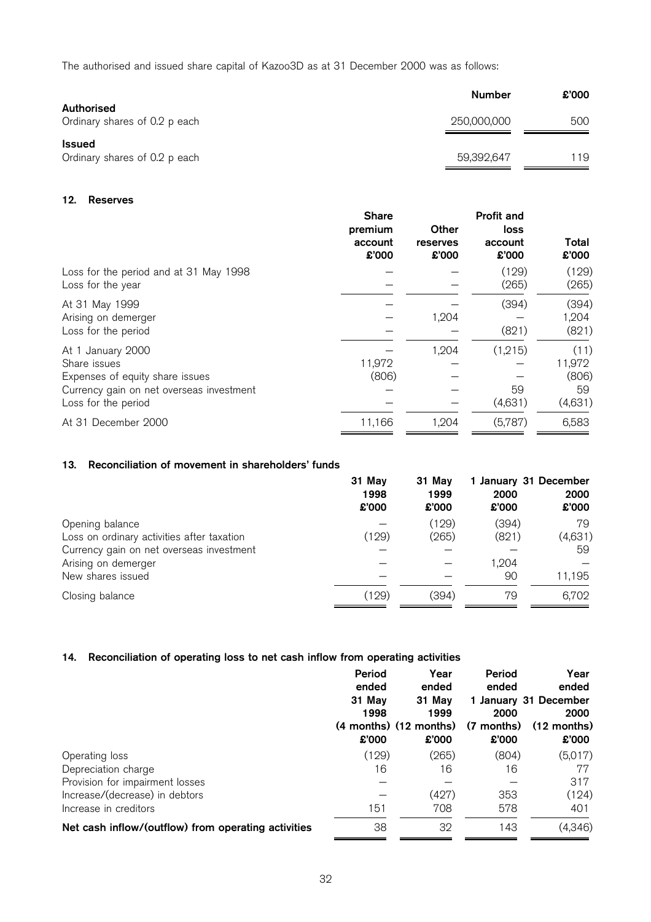The authorised and issued share capital of Kazoo3D as at 31 December 2000 was as follows:

| | Number | £'000 |
|---|---|---|
| **Authorised** | | |
| Ordinary shares of 0.2 p each | 250,000,000 | 500 |
| **Issued** | | |
| Ordinary shares of 0.2 p each | 59,392,647 | 119 |

## 12. Reserves

| | Share premium account £'000 | Other reserves £'000 | Profit and loss account £'000 | Total £'000 |
|---|---|---|---|---|
| Loss for the period and at 31 May 1998 | — | — | (129) | (129) |
| Loss for the year | — | — | (265) | (265) |
| At 31 May 1999 | — | — | (394) | (394) |
| Arising on demerger | — | 1,204 | — | 1,204 |
| Loss for the period | — | — | (821) | (821) |
| At 1 January 2000 | — | 1,204 | (1,215) | (11) |
| Share issues | 11,972 | — | — | 11,972 |
| Expenses of equity share issues | (806) | — | — | (806) |
| Currency gain on net overseas investment | — | — | 59 | 59 |
| Loss for the period | — | — | (4,631) | (4,631) |
| At 31 December 2000 | 11,166 | 1,204 | (5,787) | 6,583 |

## 13. Reconciliation of movement in shareholders' funds

| | 31 May 1998 £'000 | 31 May 1999 £'000 | 1 January 2000 £'000 | 31 December 2000 £'000 |
|---|---|---|---|---|
| Opening balance | — | (129) | (394) | 79 |
| Loss on ordinary activities after taxation | (129) | (265) | (821) | (4,631) |
| Currency gain on net overseas investment | — | — | — | 59 |
| Arising on demerger | — | — | 1,204 | — |
| New shares issued | — | — | 90 | 11,195 |
| Closing balance | (129) | (394) | 79 | 6,702 |

## 14. Reconciliation of operating loss to net cash inflow from operating activities

| | Period ended 31 May 1998 (4 months) £'000 | Year ended 31 May 1999 (12 months) £'000 | Period ended 1 January 2000 (7 months) £'000 | Year ended 31 December 2000 (12 months) £'000 |
|---|---|---|---|---|
| Operating loss | (129) | (265) | (804) | (5,017) |
| Depreciation charge | 16 | 16 | 16 | 77 |
| Provision for impairment losses | — | — | — | 317 |
| Increase/(decrease) in debtors | — | (427) | 353 | (124) |
| Increase in creditors | 151 | 708 | 578 | 401 |
| **Net cash inflow/(outflow) from operating activities** | 38 | 32 | 143 | (4,346) |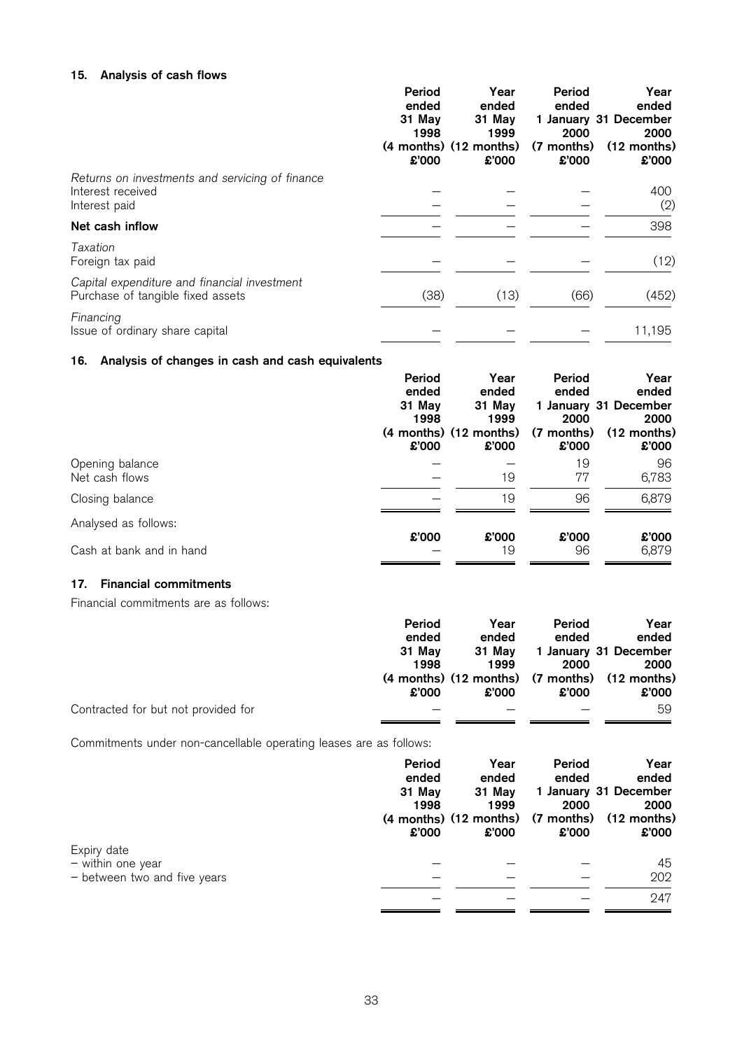### 15. Analysis of cash flows

| | Period ended 31 May 1998 (4 months) £'000 | Year ended 31 May 1999 (12 months) £'000 | Period ended 1 January 2000 (7 months) £'000 | Year ended 31 December 2000 (12 months) £'000 |
|---|---|---|---|---|
| *Returns on investments and servicing of finance* | | | | |
| Interest received | – | – | – | 400 |
| Interest paid | – | – | – | (2) |
| **Net cash inflow** | – | – | – | 398 |
| *Taxation* | | | | |
| Foreign tax paid | – | – | – | (12) |
| *Capital expenditure and financial investment* | | | | |
| Purchase of tangible fixed assets | (38) | (13) | (66) | (452) |
| *Financing* | | | | |
| Issue of ordinary share capital | – | – | – | 11,195 |

### 16. Analysis of changes in cash and cash equivalents

| | Period ended 31 May 1998 (4 months) £'000 | Year ended 31 May 1999 (12 months) £'000 | Period ended 1 January 2000 (7 months) £'000 | Year ended 31 December 2000 (12 months) £'000 |
|---|---|---|---|---|
| Opening balance | – | – | 19 | 96 |
| Net cash flows | – | 19 | 77 | 6,783 |
| Closing balance | – | 19 | 96 | 6,879 |
| Analysed as follows: | | | | |
| | £'000 | £'000 | £'000 | £'000 |
| Cash at bank and in hand | – | 19 | 96 | 6,879 |

### 17. Financial commitments

Financial commitments are as follows:

| | Period ended 31 May 1998 (4 months) £'000 | Year ended 31 May 1999 (12 months) £'000 | Period ended 1 January 2000 (7 months) £'000 | Year ended 31 December 2000 (12 months) £'000 |
|---|---|---|---|---|
| Contracted for but not provided for | – | – | – | 59 |

Commitments under non-cancellable operating leases are as follows:

| | Period ended 31 May 1998 (4 months) £'000 | Year ended 31 May 1999 (12 months) £'000 | Period ended 1 January 2000 (7 months) £'000 | Year ended 31 December 2000 (12 months) £'000 |
|---|---|---|---|---|
| Expiry date | | | | |
| – within one year | – | – | – | 45 |
| – between two and five years | – | – | – | 202 |
| | – | – | – | 247 |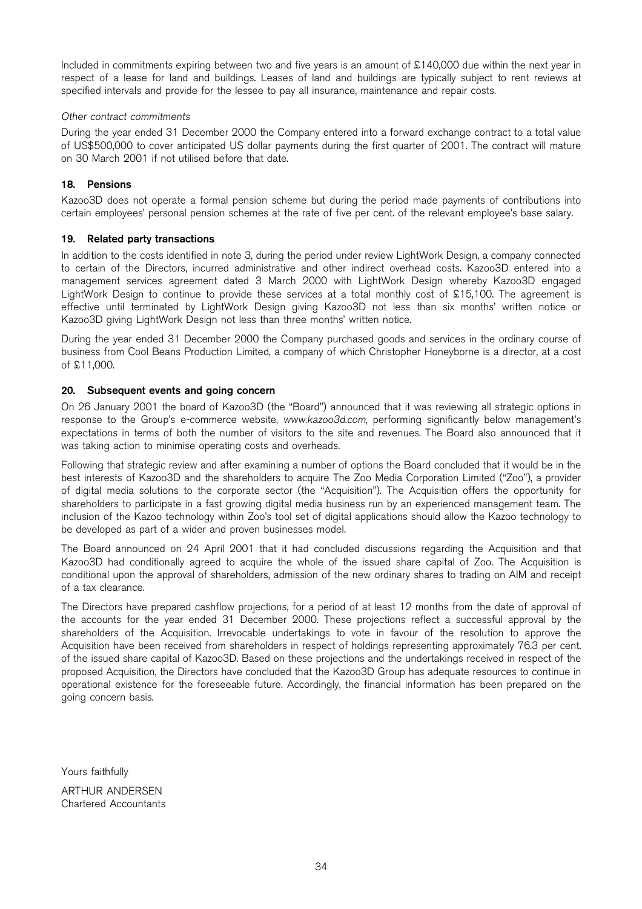Included in commitments expiring between two and five years is an amount of £140,000 due within the next year in respect of a lease for land and buildings. Leases of land and buildings are typically subject to rent reviews at specified intervals and provide for the lessee to pay all insurance, maintenance and repair costs.

*Other contract commitments*

During the year ended 31 December 2000 the Company entered into a forward exchange contract to a total value of US$500,000 to cover anticipated US dollar payments during the first quarter of 2001. The contract will mature on 30 March 2001 if not utilised before that date.

### 18. Pensions

Kazoo3D does not operate a formal pension scheme but during the period made payments of contributions into certain employees' personal pension schemes at the rate of five per cent. of the relevant employee's base salary.

### 19. Related party transactions

In addition to the costs identified in note 3, during the period under review LightWork Design, a company connected to certain of the Directors, incurred administrative and other indirect overhead costs. Kazoo3D entered into a management services agreement dated 3 March 2000 with LightWork Design whereby Kazoo3D engaged LightWork Design to continue to provide these services at a total monthly cost of £15,100. The agreement is effective until terminated by LightWork Design giving Kazoo3D not less than six months' written notice or Kazoo3D giving LightWork Design not less than three months' written notice.

During the year ended 31 December 2000 the Company purchased goods and services in the ordinary course of business from Cool Beans Production Limited, a company of which Christopher Honeyborne is a director, at a cost of £11,000.

### 20. Subsequent events and going concern

On 26 January 2001 the board of Kazoo3D (the "Board") announced that it was reviewing all strategic options in response to the Group's e-commerce website, *www.kazoo3d.com*, performing significantly below management's expectations in terms of both the number of visitors to the site and revenues. The Board also announced that it was taking action to minimise operating costs and overheads.

Following that strategic review and after examining a number of options the Board concluded that it would be in the best interests of Kazoo3D and the shareholders to acquire The Zoo Media Corporation Limited ("Zoo"), a provider of digital media solutions to the corporate sector (the "Acquisition"). The Acquisition offers the opportunity for shareholders to participate in a fast growing digital media business run by an experienced management team. The inclusion of the Kazoo technology within Zoo's tool set of digital applications should allow the Kazoo technology to be developed as part of a wider and proven businesses model.

The Board announced on 24 April 2001 that it had concluded discussions regarding the Acquisition and that Kazoo3D had conditionally agreed to acquire the whole of the issued share capital of Zoo. The Acquisition is conditional upon the approval of shareholders, admission of the new ordinary shares to trading on AIM and receipt of a tax clearance.

The Directors have prepared cashflow projections, for a period of at least 12 months from the date of approval of the accounts for the year ended 31 December 2000. These projections reflect a successful approval by the shareholders of the Acquisition. Irrevocable undertakings to vote in favour of the resolution to approve the Acquisition have been received from shareholders in respect of holdings representing approximately 76.3 per cent. of the issued share capital of Kazoo3D. Based on these projections and the undertakings received in respect of the proposed Acquisition, the Directors have concluded that the Kazoo3D Group has adequate resources to continue in operational existence for the foreseeable future. Accordingly, the financial information has been prepared on the going concern basis.

Yours faithfully

ARTHUR ANDERSEN
Chartered Accountants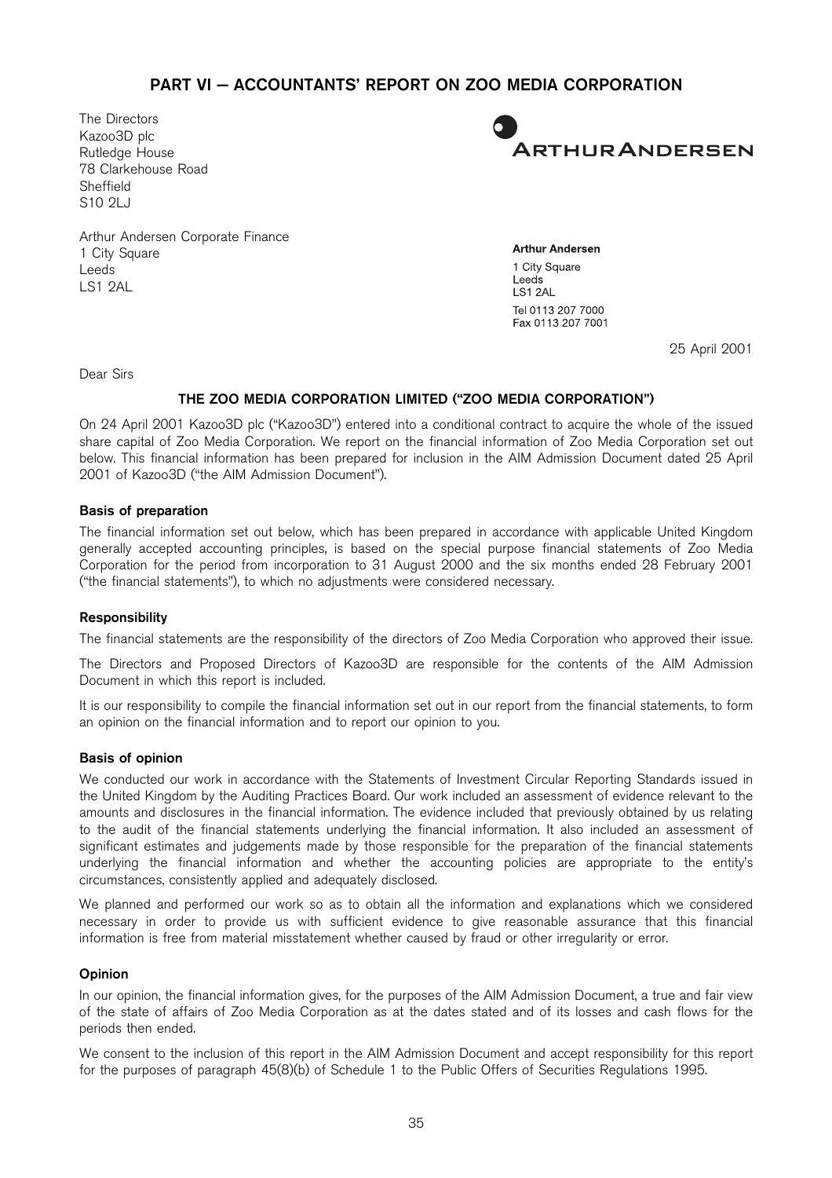# PART VI — ACCOUNTANTS' REPORT ON ZOO MEDIA CORPORATION

The Directors
Kazoo3D plc
Rutledge House
78 Clarkehouse Road
Sheffield
S10 2LJ

Arthur Andersen Corporate Finance
1 City Square
Leeds
LS1 2AL

ARTHUR ANDERSEN

**Arthur Andersen**
1 City Square
Leeds
LS1 2AL
Tel 0113 207 7000
Fax 0113 207 7001

25 April 2001

Dear Sirs

**THE ZOO MEDIA CORPORATION LIMITED ("ZOO MEDIA CORPORATION")**

On 24 April 2001 Kazoo3D plc ("Kazoo3D") entered into a conditional contract to acquire the whole of the issued share capital of Zoo Media Corporation. We report on the financial information of Zoo Media Corporation set out below. This financial information has been prepared for inclusion in the AIM Admission Document dated 25 April 2001 of Kazoo3D ("the AIM Admission Document").

**Basis of preparation**

The financial information set out below, which has been prepared in accordance with applicable United Kingdom generally accepted accounting principles, is based on the special purpose financial statements of Zoo Media Corporation for the period from incorporation to 31 August 2000 and the six months ended 28 February 2001 ("the financial statements"), to which no adjustments were considered necessary.

**Responsibility**

The financial statements are the responsibility of the directors of Zoo Media Corporation who approved their issue.

The Directors and Proposed Directors of Kazoo3D are responsible for the contents of the AIM Admission Document in which this report is included.

It is our responsibility to compile the financial information set out in our report from the financial statements, to form an opinion on the financial information and to report our opinion to you.

**Basis of opinion**

We conducted our work in accordance with the Statements of Investment Circular Reporting Standards issued in the United Kingdom by the Auditing Practices Board. Our work included an assessment of evidence relevant to the amounts and disclosures in the financial information. The evidence included that previously obtained by us relating to the audit of the financial statements underlying the financial information. It also included an assessment of significant estimates and judgements made by those responsible for the preparation of the financial statements underlying the financial information and whether the accounting policies are appropriate to the entity's circumstances, consistently applied and adequately disclosed.

We planned and performed our work so as to obtain all the information and explanations which we considered necessary in order to provide us with sufficient evidence to give reasonable assurance that this financial information is free from material misstatement whether caused by fraud or other irregularity or error.

**Opinion**

In our opinion, the financial information gives, for the purposes of the AIM Admission Document, a true and fair view of the state of affairs of Zoo Media Corporation as at the dates stated and of its losses and cash flows for the periods then ended.

We consent to the inclusion of this report in the AIM Admission Document and accept responsibility for this report for the purposes of paragraph 45(8)(b) of Schedule 1 to the Public Offers of Securities Regulations 1995.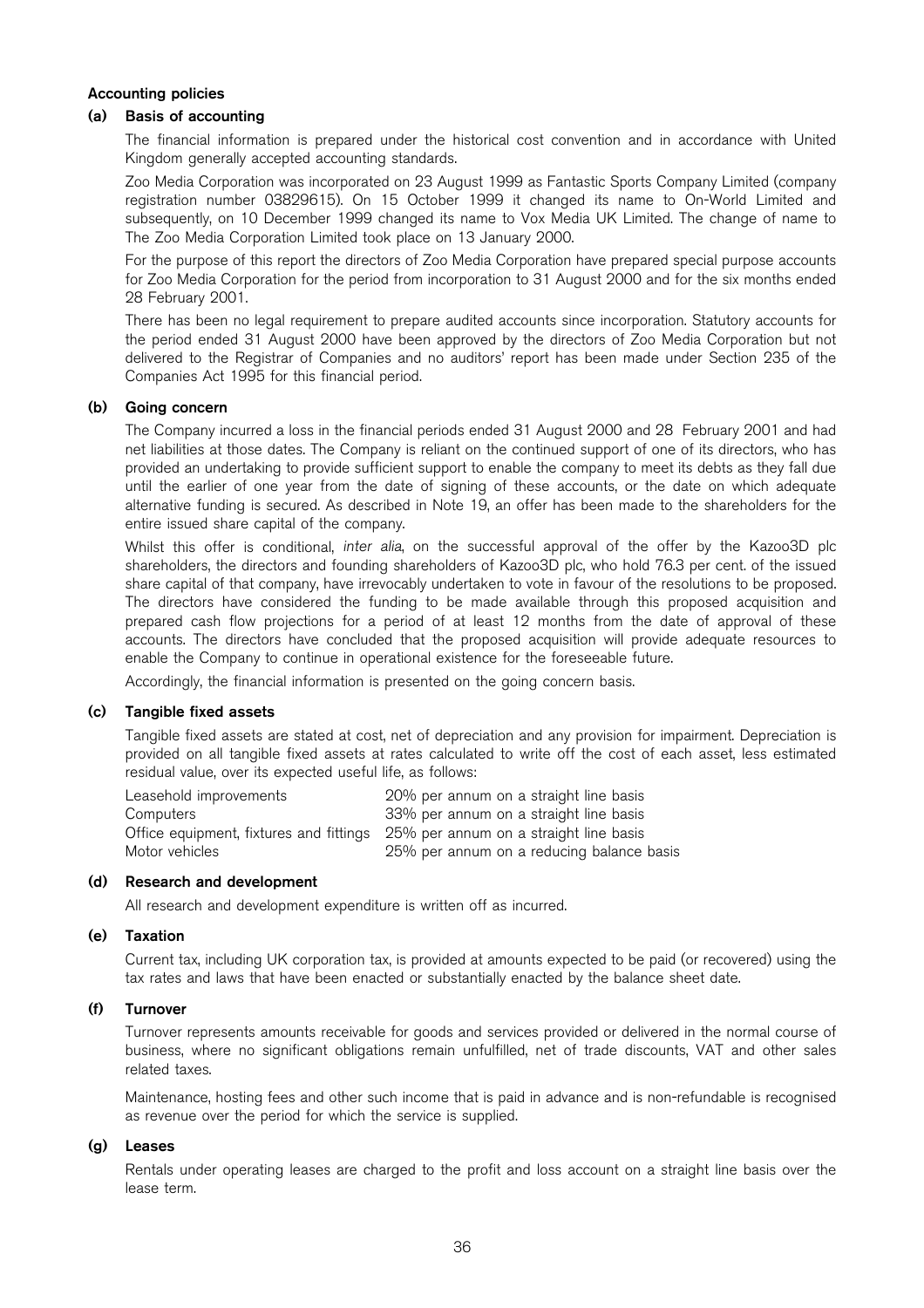### Accounting policies

#### (a) Basis of accounting

The financial information is prepared under the historical cost convention and in accordance with United Kingdom generally accepted accounting standards.

Zoo Media Corporation was incorporated on 23 August 1999 as Fantastic Sports Company Limited (company registration number 03829615). On 15 October 1999 it changed its name to On-World Limited and subsequently, on 10 December 1999 changed its name to Vox Media UK Limited. The change of name to The Zoo Media Corporation Limited took place on 13 January 2000.

For the purpose of this report the directors of Zoo Media Corporation have prepared special purpose accounts for Zoo Media Corporation for the period from incorporation to 31 August 2000 and for the six months ended 28 February 2001.

There has been no legal requirement to prepare audited accounts since incorporation. Statutory accounts for the period ended 31 August 2000 have been approved by the directors of Zoo Media Corporation but not delivered to the Registrar of Companies and no auditors' report has been made under Section 235 of the Companies Act 1995 for this financial period.

#### (b) Going concern

The Company incurred a loss in the financial periods ended 31 August 2000 and 28 February 2001 and had net liabilities at those dates. The Company is reliant on the continued support of one of its directors, who has provided an undertaking to provide sufficient support to enable the company to meet its debts as they fall due until the earlier of one year from the date of signing of these accounts, or the date on which adequate alternative funding is secured. As described in Note 19, an offer has been made to the shareholders for the entire issued share capital of the company.

Whilst this offer is conditional, *inter alia*, on the successful approval of the offer by the Kazoo3D plc shareholders, the directors and founding shareholders of Kazoo3D plc, who hold 76.3 per cent. of the issued share capital of that company, have irrevocably undertaken to vote in favour of the resolutions to be proposed. The directors have considered the funding to be made available through this proposed acquisition and prepared cash flow projections for a period of at least 12 months from the date of approval of these accounts. The directors have concluded that the proposed acquisition will provide adequate resources to enable the Company to continue in operational existence for the foreseeable future.

Accordingly, the financial information is presented on the going concern basis.

#### (c) Tangible fixed assets

Tangible fixed assets are stated at cost, net of depreciation and any provision for impairment. Depreciation is provided on all tangible fixed assets at rates calculated to write off the cost of each asset, less estimated residual value, over its expected useful life, as follows:

| | |
|---|---|
| Leasehold improvements | 20% per annum on a straight line basis |
| Computers | 33% per annum on a straight line basis |
| Office equipment, fixtures and fittings | 25% per annum on a straight line basis |
| Motor vehicles | 25% per annum on a reducing balance basis |

#### (d) Research and development

All research and development expenditure is written off as incurred.

#### (e) Taxation

Current tax, including UK corporation tax, is provided at amounts expected to be paid (or recovered) using the tax rates and laws that have been enacted or substantially enacted by the balance sheet date.

#### (f) Turnover

Turnover represents amounts receivable for goods and services provided or delivered in the normal course of business, where no significant obligations remain unfulfilled, net of trade discounts, VAT and other sales related taxes.

Maintenance, hosting fees and other such income that is paid in advance and is non-refundable is recognised as revenue over the period for which the service is supplied.

#### (g) Leases

Rentals under operating leases are charged to the profit and loss account on a straight line basis over the lease term.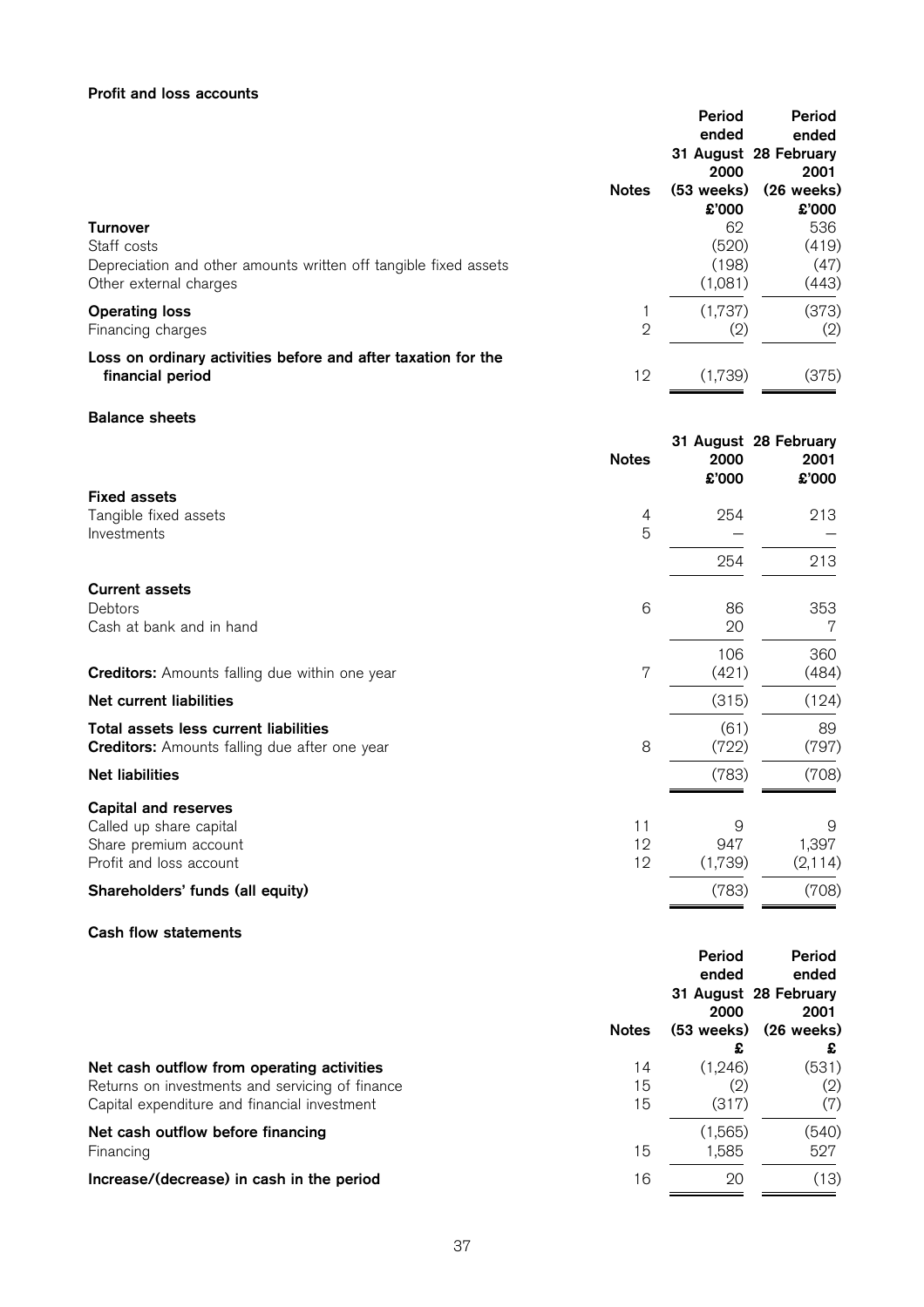**Profit and loss accounts**

| | Notes | Period ended 31 August 2000 (53 weeks) £'000 | Period ended 28 February 2001 (26 weeks) £'000 |
|---|---|---|---|
| **Turnover** | | 62 | 536 |
| Staff costs | | (520) | (419) |
| Depreciation and other amounts written off tangible fixed assets | | (198) | (47) |
| Other external charges | | (1,081) | (443) |
| **Operating loss** | 1 | (1,737) | (373) |
| Financing charges | 2 | (2) | (2) |
| **Loss on ordinary activities before and after taxation for the financial period** | 12 | (1,739) | (375) |

**Balance sheets**

| | Notes | 31 August 2000 £'000 | 28 February 2001 £'000 |
|---|---|---|---|
| **Fixed assets** | | | |
| Tangible fixed assets | 4 | 254 | 213 |
| Investments | 5 | — | — |
| | | 254 | 213 |
| **Current assets** | | | |
| Debtors | 6 | 86 | 353 |
| Cash at bank and in hand | | 20 | 7 |
| | | 106 | 360 |
| **Creditors:** Amounts falling due within one year | 7 | (421) | (484) |
| **Net current liabilities** | | (315) | (124) |
| **Total assets less current liabilities** | | (61) | 89 |
| **Creditors:** Amounts falling due after one year | 8 | (722) | (797) |
| **Net liabilities** | | (783) | (708) |
| **Capital and reserves** | | | |
| Called up share capital | 11 | 9 | 9 |
| Share premium account | 12 | 947 | 1,397 |
| Profit and loss account | 12 | (1,739) | (2,114) |
| **Shareholders' funds (all equity)** | | (783) | (708) |

**Cash flow statements**

| | Notes | Period ended 31 August 2000 (53 weeks) £ | Period ended 28 February 2001 (26 weeks) £ |
|---|---|---|---|
| **Net cash outflow from operating activities** | 14 | (1,246) | (531) |
| Returns on investments and servicing of finance | 15 | (2) | (2) |
| Capital expenditure and financial investment | 15 | (317) | (7) |
| **Net cash outflow before financing** | | (1,565) | (540) |
| Financing | 15 | 1,585 | 527 |
| **Increase/(decrease) in cash in the period** | 16 | 20 | (13) |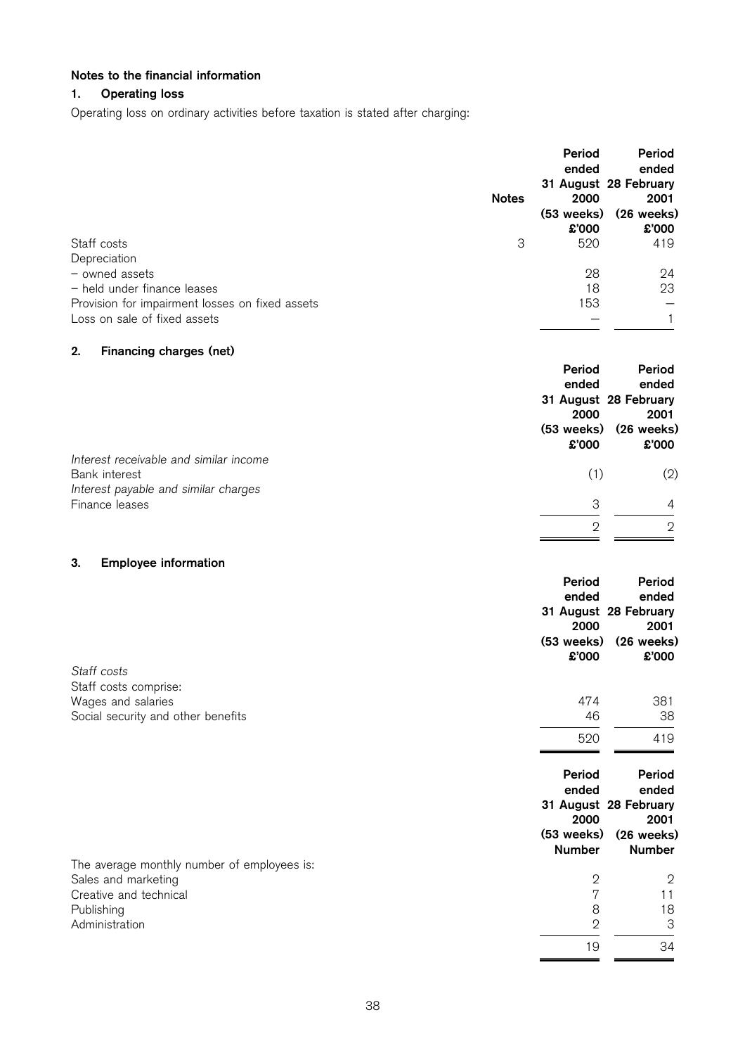## Notes to the financial information

### 1. Operating loss

Operating loss on ordinary activities before taxation is stated after charging:

| | Notes | Period ended 31 August 2000 (53 weeks) £'000 | Period ended 28 February 2001 (26 weeks) £'000 |
|---|---|---|---|
| Staff costs | 3 | 520 | 419 |
| Depreciation | | | |
| – owned assets | | 28 | 24 |
| – held under finance leases | | 18 | 23 |
| Provision for impairment losses on fixed assets | | 153 | – |
| Loss on sale of fixed assets | | – | 1 |

### 2. Financing charges (net)

| | Period ended 31 August 2000 (53 weeks) £'000 | Period ended 28 February 2001 (26 weeks) £'000 |
|---|---|---|
| *Interest receivable and similar income* | | |
| Bank interest | (1) | (2) |
| *Interest payable and similar charges* | | |
| Finance leases | 3 | 4 |
| | 2 | 2 |

### 3. Employee information

| | Period ended 31 August 2000 (53 weeks) £'000 | Period ended 28 February 2001 (26 weeks) £'000 |
|---|---|---|
| *Staff costs* | | |
| Staff costs comprise: | | |
| Wages and salaries | 474 | 381 |
| Social security and other benefits | 46 | 38 |
| | 520 | 419 |

| | Period ended 31 August 2000 (53 weeks) Number | Period ended 28 February 2001 (26 weeks) Number |
|---|---|---|
| The average monthly number of employees is: | | |
| Sales and marketing | 2 | 2 |
| Creative and technical | 7 | 11 |
| Publishing | 8 | 18 |
| Administration | 2 | 3 |
| | 19 | 34 |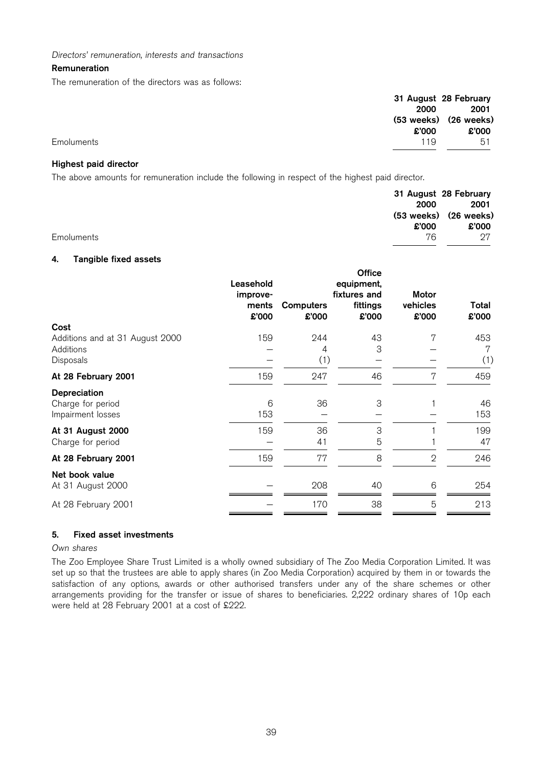*Directors' remuneration, interests and transactions*

**Remuneration**

The remuneration of the directors was as follows:

| | 31 August 2000 (53 weeks) £'000 | 28 February 2001 (26 weeks) £'000 |
|---|---|---|
| Emoluments | 119 | 51 |

**Highest paid director**

The above amounts for remuneration include the following in respect of the highest paid director.

| | 31 August 2000 (53 weeks) £'000 | 28 February 2001 (26 weeks) £'000 |
|---|---|---|
| Emoluments | 76 | 27 |

## 4. Tangible fixed assets

| | Leasehold improve-ments £'000 | Computers £'000 | Office equipment, fixtures and fittings £'000 | Motor vehicles £'000 | Total £'000 |
|---|---|---|---|---|---|
| **Cost** | | | | | |
| Additions and at 31 August 2000 | 159 | 244 | 43 | 7 | 453 |
| Additions | — | 4 | 3 | — | 7 |
| Disposals | — | (1) | — | — | (1) |
| **At 28 February 2001** | 159 | 247 | 46 | 7 | 459 |
| **Depreciation** | | | | | |
| Charge for period | 6 | 36 | 3 | 1 | 46 |
| Impairment losses | 153 | — | — | — | 153 |
| **At 31 August 2000** | 159 | 36 | 3 | 1 | 199 |
| Charge for period | — | 41 | 5 | 1 | 47 |
| **At 28 February 2001** | 159 | 77 | 8 | 2 | 246 |
| **Net book value** | | | | | |
| At 31 August 2000 | — | 208 | 40 | 6 | 254 |
| At 28 February 2001 | — | 170 | 38 | 5 | 213 |

## 5. Fixed asset investments

*Own shares*

The Zoo Employee Share Trust Limited is a wholly owned subsidiary of The Zoo Media Corporation Limited. It was set up so that the trustees are able to apply shares (in Zoo Media Corporation) acquired by them in or towards the satisfaction of any options, awards or other authorised transfers under any of the share schemes or other arrangements providing for the transfer or issue of shares to beneficiaries. 2,222 ordinary shares of 10p each were held at 28 February 2001 at a cost of £222.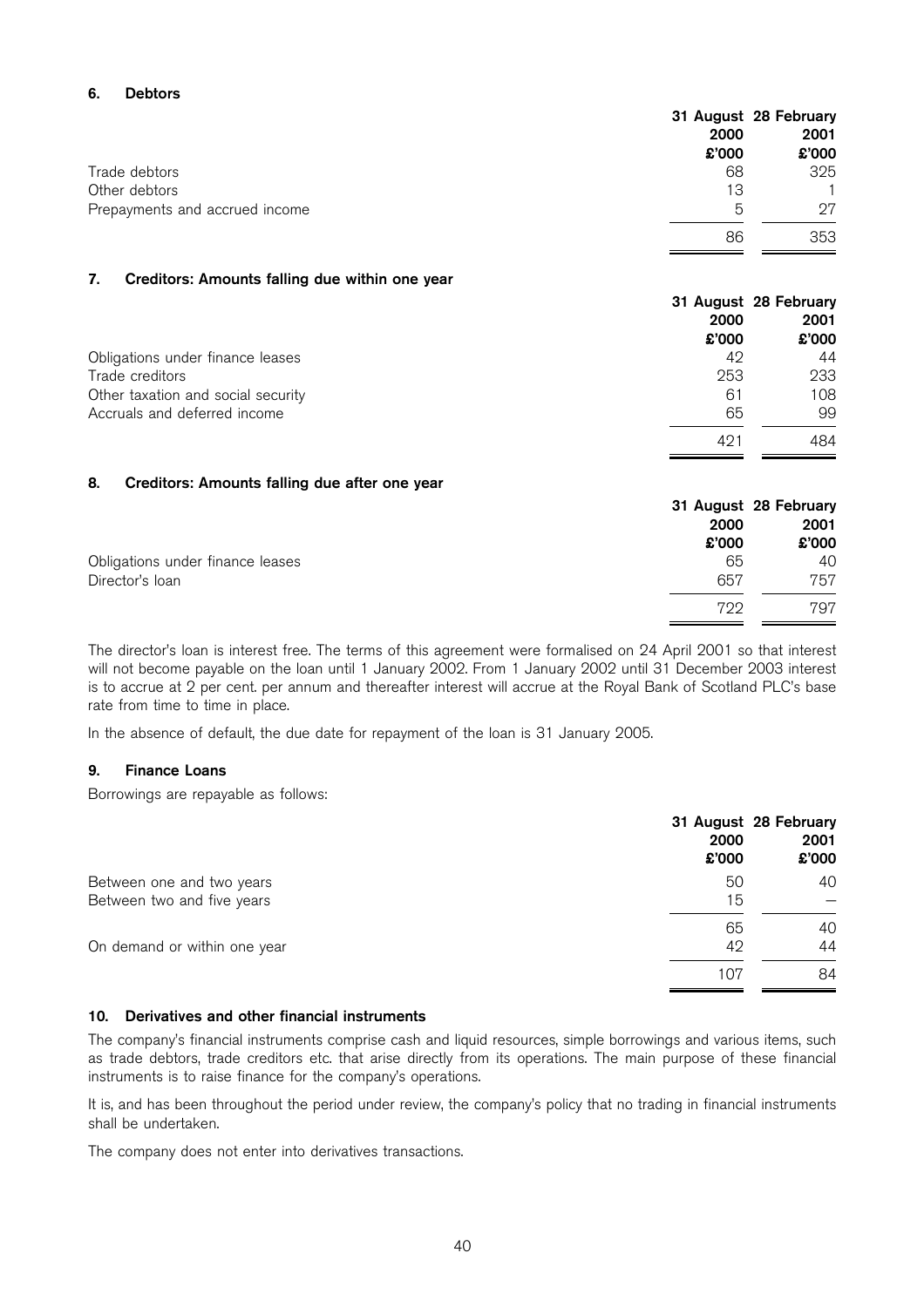## 6. Debtors

| | 31 August 2000 £'000 | 28 February 2001 £'000 |
|---|---|---|
| Trade debtors | 68 | 325 |
| Other debtors | 13 | 1 |
| Prepayments and accrued income | 5 | 27 |
| | 86 | 353 |

## 7. Creditors: Amounts falling due within one year

| | 31 August 2000 £'000 | 28 February 2001 £'000 |
|---|---|---|
| Obligations under finance leases | 42 | 44 |
| Trade creditors | 253 | 233 |
| Other taxation and social security | 61 | 108 |
| Accruals and deferred income | 65 | 99 |
| | 421 | 484 |

## 8. Creditors: Amounts falling due after one year

| | 31 August 2000 £'000 | 28 February 2001 £'000 |
|---|---|---|
| Obligations under finance leases | 65 | 40 |
| Director's loan | 657 | 757 |
| | 722 | 797 |

The director's loan is interest free. The terms of this agreement were formalised on 24 April 2001 so that interest will not become payable on the loan until 1 January 2002. From 1 January 2002 until 31 December 2003 interest is to accrue at 2 per cent. per annum and thereafter interest will accrue at the Royal Bank of Scotland PLC's base rate from time to time in place.

In the absence of default, the due date for repayment of the loan is 31 January 2005.

## 9. Finance Loans

Borrowings are repayable as follows:

| | 31 August 2000 £'000 | 28 February 2001 £'000 |
|---|---|---|
| Between one and two years | 50 | 40 |
| Between two and five years | 15 | — |
| | 65 | 40 |
| On demand or within one year | 42 | 44 |
| | 107 | 84 |

## 10. Derivatives and other financial instruments

The company's financial instruments comprise cash and liquid resources, simple borrowings and various items, such as trade debtors, trade creditors etc. that arise directly from its operations. The main purpose of these financial instruments is to raise finance for the company's operations.

It is, and has been throughout the period under review, the company's policy that no trading in financial instruments shall be undertaken.

The company does not enter into derivatives transactions.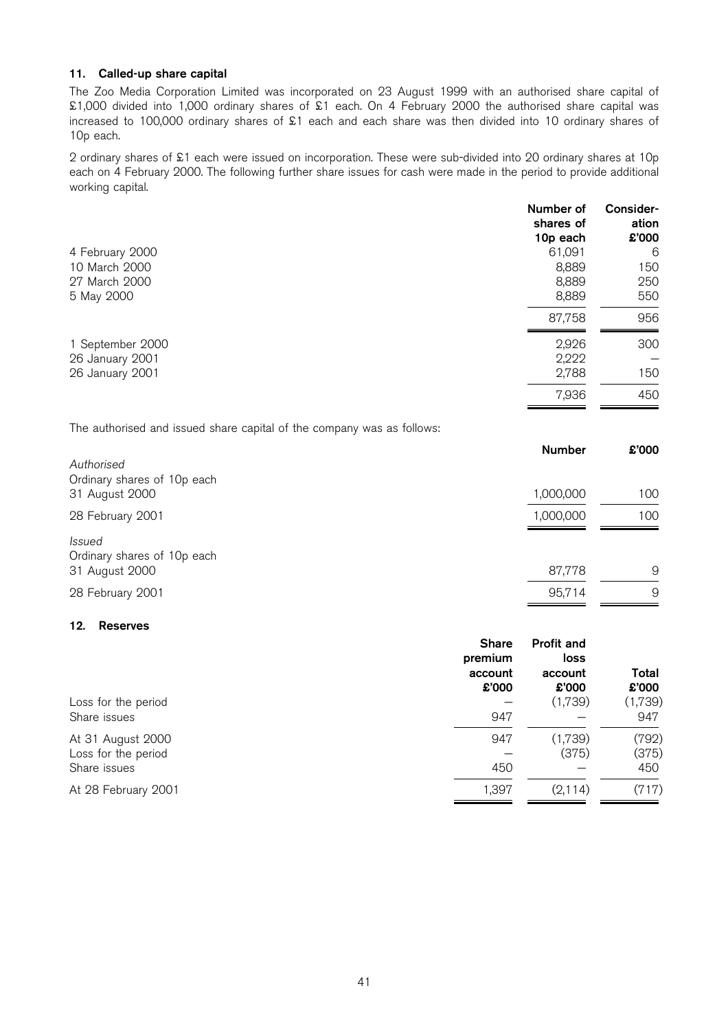## 11. Called-up share capital

The Zoo Media Corporation Limited was incorporated on 23 August 1999 with an authorised share capital of £1,000 divided into 1,000 ordinary shares of £1 each. On 4 February 2000 the authorised share capital was increased to 100,000 ordinary shares of £1 each and each share was then divided into 10 ordinary shares of 10p each.

2 ordinary shares of £1 each were issued on incorporation. These were sub-divided into 20 ordinary shares at 10p each on 4 February 2000. The following further share issues for cash were made in the period to provide additional working capital.

| | Number of shares of 10p each | Consider-ation £'000 |
|---|---|---|
| 4 February 2000 | 61,091 | 6 |
| 10 March 2000 | 8,889 | 150 |
| 27 March 2000 | 8,889 | 250 |
| 5 May 2000 | 8,889 | 550 |
| | 87,758 | 956 |
| 1 September 2000 | 2,926 | 300 |
| 26 January 2001 | 2,222 | — |
| 26 January 2001 | 2,788 | 150 |
| | 7,936 | 450 |

The authorised and issued share capital of the company was as follows:

| | Number | £'000 |
|---|---|---|
| *Authorised* | | |
| Ordinary shares of 10p each | | |
| 31 August 2000 | 1,000,000 | 100 |
| 28 February 2001 | 1,000,000 | 100 |
| *Issued* | | |
| Ordinary shares of 10p each | | |
| 31 August 2000 | 87,778 | 9 |
| 28 February 2001 | 95,714 | 9 |

## 12. Reserves

| | Share premium account £'000 | Profit and loss account £'000 | Total £'000 |
|---|---|---|---|
| Loss for the period | — | (1,739) | (1,739) |
| Share issues | 947 | — | 947 |
| At 31 August 2000 | 947 | (1,739) | (792) |
| Loss for the period | — | (375) | (375) |
| Share issues | 450 | — | 450 |
| At 28 February 2001 | 1,397 | (2,114) | (717) |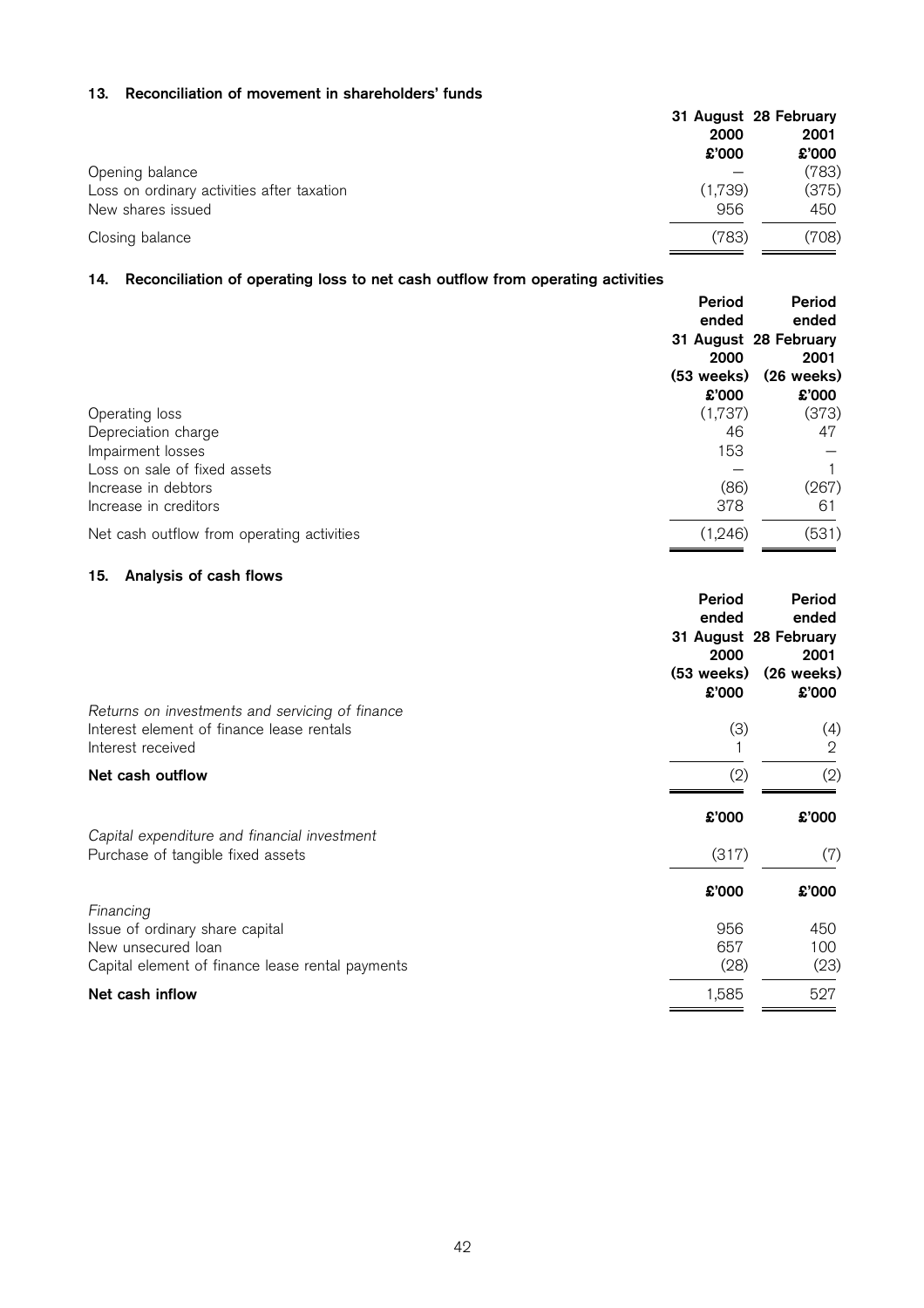### 13. Reconciliation of movement in shareholders' funds

| | 31 August 2000 £'000 | 28 February 2001 £'000 |
|---|---|---|
| Opening balance | — | (783) |
| Loss on ordinary activities after taxation | (1,739) | (375) |
| New shares issued | 956 | 450 |
| Closing balance | (783) | (708) |

### 14. Reconciliation of operating loss to net cash outflow from operating activities

| | Period ended 31 August 2000 (53 weeks) £'000 | Period ended 28 February 2001 (26 weeks) £'000 |
|---|---|---|
| Operating loss | (1,737) | (373) |
| Depreciation charge | 46 | 47 |
| Impairment losses | 153 | — |
| Loss on sale of fixed assets | — | 1 |
| Increase in debtors | (86) | (267) |
| Increase in creditors | 378 | 61 |
| Net cash outflow from operating activities | (1,246) | (531) |

### 15. Analysis of cash flows

| | Period ended 31 August 2000 (53 weeks) £'000 | Period ended 28 February 2001 (26 weeks) £'000 |
|---|---|---|
| *Returns on investments and servicing of finance* | | |
| Interest element of finance lease rentals | (3) | (4) |
| Interest received | 1 | 2 |
| **Net cash outflow** | (2) | (2) |
| | £'000 | £'000 |
| *Capital expenditure and financial investment* | | |
| Purchase of tangible fixed assets | (317) | (7) |
| | £'000 | £'000 |
| *Financing* | | |
| Issue of ordinary share capital | 956 | 450 |
| New unsecured loan | 657 | 100 |
| Capital element of finance lease rental payments | (28) | (23) |
| **Net cash inflow** | 1,585 | 527 |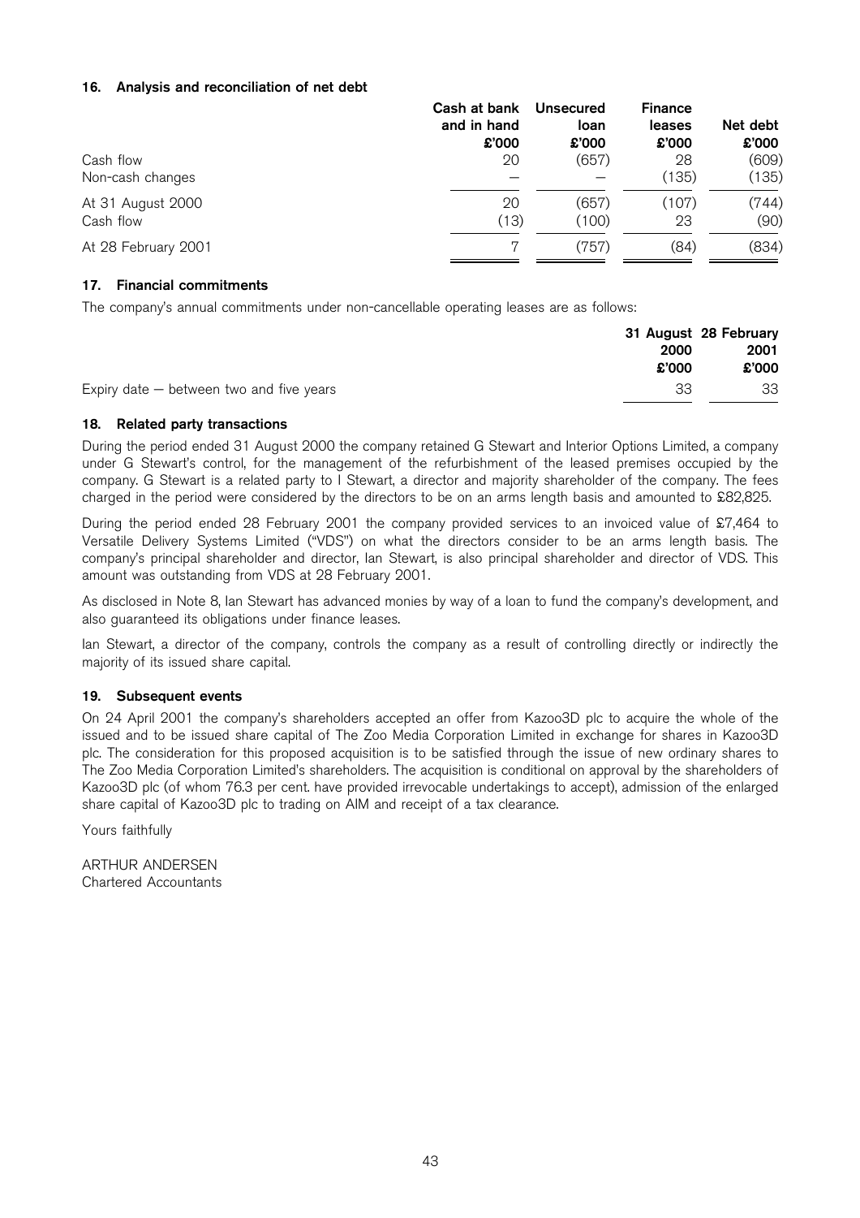### 16. Analysis and reconciliation of net debt

| | Cash at bank and in hand £'000 | Unsecured loan £'000 | Finance leases £'000 | Net debt £'000 |
|---|---|---|---|---|
| Cash flow | 20 | (657) | 28 | (609) |
| Non-cash changes | – | – | (135) | (135) |
| At 31 August 2000 | 20 | (657) | (107) | (744) |
| Cash flow | (13) | (100) | 23 | (90) |
| At 28 February 2001 | 7 | (757) | (84) | (834) |

### 17. Financial commitments

The company's annual commitments under non-cancellable operating leases are as follows:

| | 31 August 2000 £'000 | 28 February 2001 £'000 |
|---|---|---|
| Expiry date — between two and five years | 33 | 33 |

### 18. Related party transactions

During the period ended 31 August 2000 the company retained G Stewart and Interior Options Limited, a company under G Stewart's control, for the management of the refurbishment of the leased premises occupied by the company. G Stewart is a related party to I Stewart, a director and majority shareholder of the company. The fees charged in the period were considered by the directors to be on an arms length basis and amounted to £82,825.

During the period ended 28 February 2001 the company provided services to an invoiced value of £7,464 to Versatile Delivery Systems Limited ("VDS") on what the directors consider to be an arms length basis. The company's principal shareholder and director, Ian Stewart, is also principal shareholder and director of VDS. This amount was outstanding from VDS at 28 February 2001.

As disclosed in Note 8, Ian Stewart has advanced monies by way of a loan to fund the company's development, and also guaranteed its obligations under finance leases.

Ian Stewart, a director of the company, controls the company as a result of controlling directly or indirectly the majority of its issued share capital.

### 19. Subsequent events

On 24 April 2001 the company's shareholders accepted an offer from Kazoo3D plc to acquire the whole of the issued and to be issued share capital of The Zoo Media Corporation Limited in exchange for shares in Kazoo3D plc. The consideration for this proposed acquisition is to be satisfied through the issue of new ordinary shares to The Zoo Media Corporation Limited's shareholders. The acquisition is conditional on approval by the shareholders of Kazoo3D plc (of whom 76.3 per cent. have provided irrevocable undertakings to accept), admission of the enlarged share capital of Kazoo3D plc to trading on AIM and receipt of a tax clearance.

Yours faithfully

ARTHUR ANDERSEN
Chartered Accountants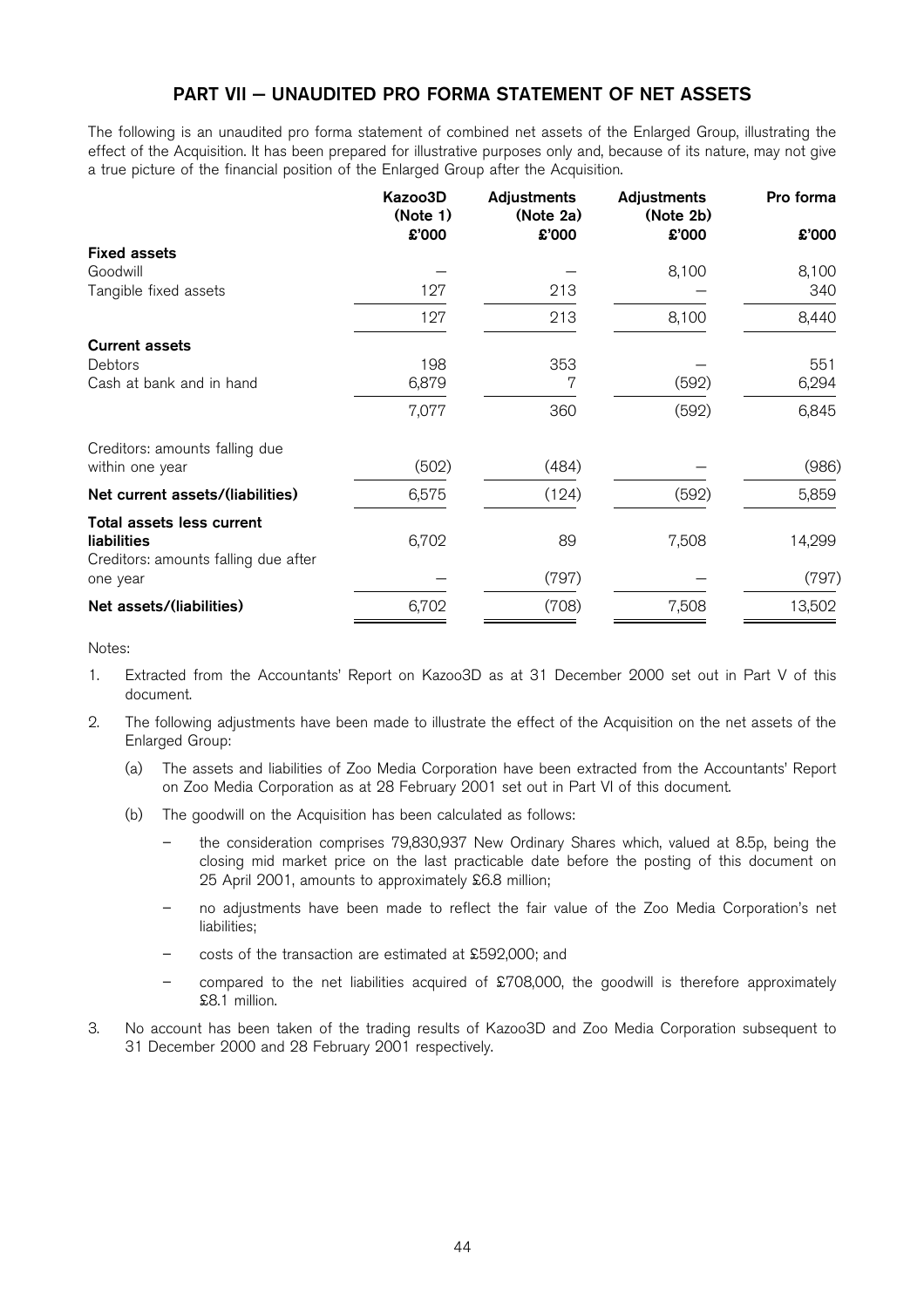# PART VII — UNAUDITED PRO FORMA STATEMENT OF NET ASSETS

The following is an unaudited pro forma statement of combined net assets of the Enlarged Group, illustrating the effect of the Acquisition. It has been prepared for illustrative purposes only and, because of its nature, may not give a true picture of the financial position of the Enlarged Group after the Acquisition.

| | Kazoo3D (Note 1) £'000 | Adjustments (Note 2a) £'000 | Adjustments (Note 2b) £'000 | Pro forma £'000 |
|---|---|---|---|---|
| **Fixed assets** | | | | |
| Goodwill | — | — | 8,100 | 8,100 |
| Tangible fixed assets | 127 | 213 | — | 340 |
| | 127 | 213 | 8,100 | 8,440 |
| **Current assets** | | | | |
| Debtors | 198 | 353 | — | 551 |
| Cash at bank and in hand | 6,879 | 7 | (592) | 6,294 |
| | 7,077 | 360 | (592) | 6,845 |
| Creditors: amounts falling due within one year | (502) | (484) | — | (986) |
| **Net current assets/(liabilities)** | 6,575 | (124) | (592) | 5,859 |
| **Total assets less current liabilities** | 6,702 | 89 | 7,508 | 14,299 |
| Creditors: amounts falling due after one year | — | (797) | — | (797) |
| **Net assets/(liabilities)** | 6,702 | (708) | 7,508 | 13,502 |

Notes:

1. Extracted from the Accountants' Report on Kazoo3D as at 31 December 2000 set out in Part V of this document.

2. The following adjustments have been made to illustrate the effect of the Acquisition on the net assets of the Enlarged Group:

   (a) The assets and liabilities of Zoo Media Corporation have been extracted from the Accountants' Report on Zoo Media Corporation as at 28 February 2001 set out in Part VI of this document.

   (b) The goodwill on the Acquisition has been calculated as follows:

   - the consideration comprises 79,830,937 New Ordinary Shares which, valued at 8.5p, being the closing mid market price on the last practicable date before the posting of this document on 25 April 2001, amounts to approximately £6.8 million;
   - no adjustments have been made to reflect the fair value of the Zoo Media Corporation's net liabilities;
   - costs of the transaction are estimated at £592,000; and
   - compared to the net liabilities acquired of £708,000, the goodwill is therefore approximately £8.1 million.

3. No account has been taken of the trading results of Kazoo3D and Zoo Media Corporation subsequent to 31 December 2000 and 28 February 2001 respectively.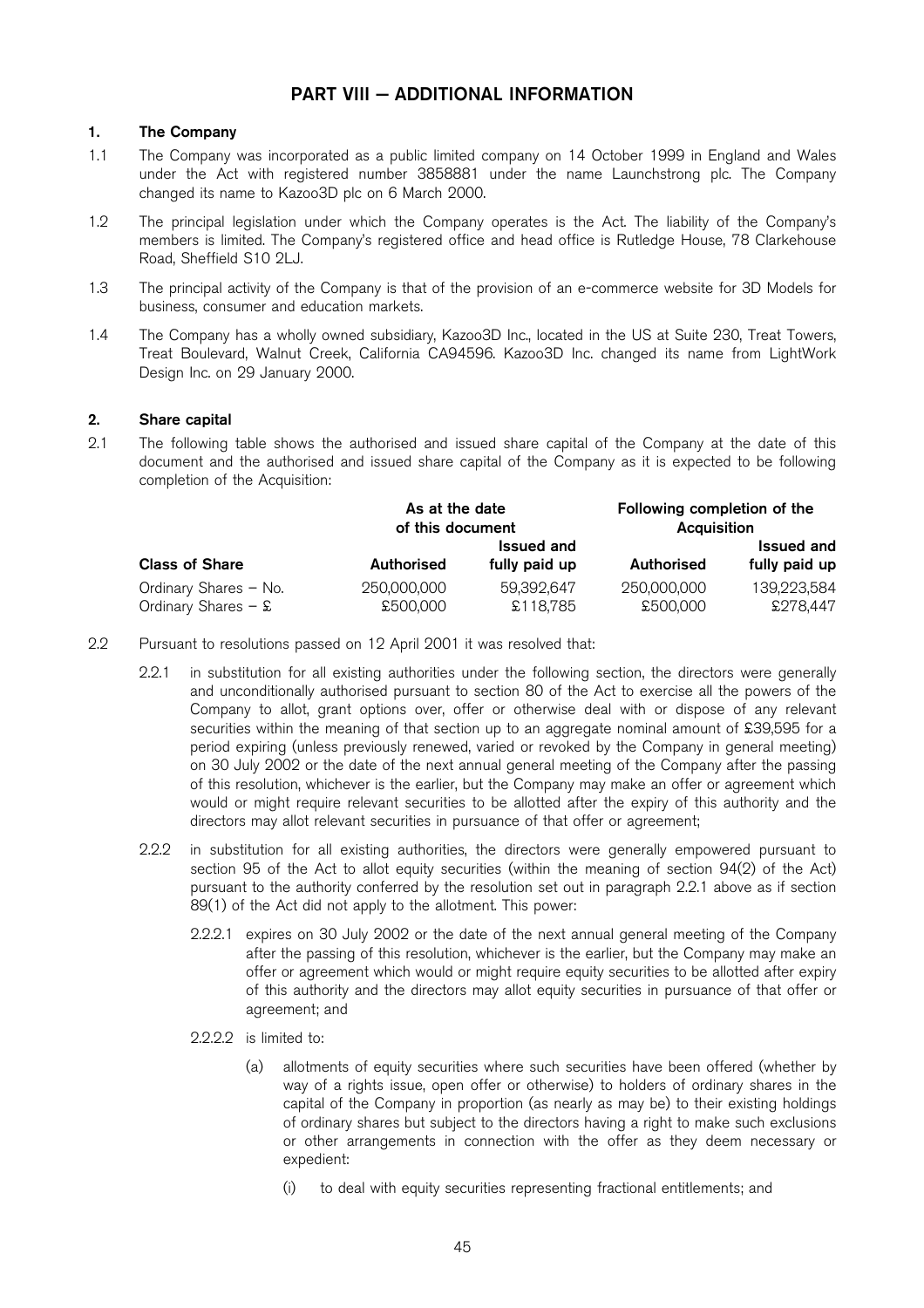# PART VIII – ADDITIONAL INFORMATION

## 1. The Company

1.1 The Company was incorporated as a public limited company on 14 October 1999 in England and Wales under the Act with registered number 3858881 under the name Launchstrong plc. The Company changed its name to Kazoo3D plc on 6 March 2000.

1.2 The principal legislation under which the Company operates is the Act. The liability of the Company's members is limited. The Company's registered office and head office is Rutledge House, 78 Clarkehouse Road, Sheffield S10 2LJ.

1.3 The principal activity of the Company is that of the provision of an e-commerce website for 3D Models for business, consumer and education markets.

1.4 The Company has a wholly owned subsidiary, Kazoo3D Inc., located in the US at Suite 230, Treat Towers, Treat Boulevard, Walnut Creek, California CA94596. Kazoo3D Inc. changed its name from LightWork Design Inc. on 29 January 2000.

## 2. Share capital

2.1 The following table shows the authorised and issued share capital of the Company at the date of this document and the authorised and issued share capital of the Company as it is expected to be following completion of the Acquisition:

| | As at the date of this document | | Following completion of the Acquisition | |
|---|---|---|---|---|
| **Class of Share** | **Authorised** | **Issued and fully paid up** | **Authorised** | **Issued and fully paid up** |
| Ordinary Shares – No. | 250,000,000 | 59,392,647 | 250,000,000 | 139,223,584 |
| Ordinary Shares – £ | £500,000 | £118,785 | £500,000 | £278,447 |

2.2 Pursuant to resolutions passed on 12 April 2001 it was resolved that:

2.2.1 in substitution for all existing authorities under the following section, the directors were generally and unconditionally authorised pursuant to section 80 of the Act to exercise all the powers of the Company to allot, grant options over, offer or otherwise deal with or dispose of any relevant securities within the meaning of that section up to an aggregate nominal amount of £39,595 for a period expiring (unless previously renewed, varied or revoked by the Company in general meeting) on 30 July 2002 or the date of the next annual general meeting of the Company after the passing of this resolution, whichever is the earlier, but the Company may make an offer or agreement which would or might require relevant securities to be allotted after the expiry of this authority and the directors may allot relevant securities in pursuance of that offer or agreement;

2.2.2 in substitution for all existing authorities, the directors were generally empowered pursuant to section 95 of the Act to allot equity securities (within the meaning of section 94(2) of the Act) pursuant to the authority conferred by the resolution set out in paragraph 2.2.1 above as if section 89(1) of the Act did not apply to the allotment. This power:

2.2.2.1 expires on 30 July 2002 or the date of the next annual general meeting of the Company after the passing of this resolution, whichever is the earlier, but the Company may make an offer or agreement which would or might require equity securities to be allotted after expiry of this authority and the directors may allot equity securities in pursuance of that offer or agreement; and

2.2.2.2 is limited to:

(a) allotments of equity securities where such securities have been offered (whether by way of a rights issue, open offer or otherwise) to holders of ordinary shares in the capital of the Company in proportion (as nearly as may be) to their existing holdings of ordinary shares but subject to the directors having a right to make such exclusions or other arrangements in connection with the offer as they deem necessary or expedient:

(i) to deal with equity securities representing fractional entitlements; and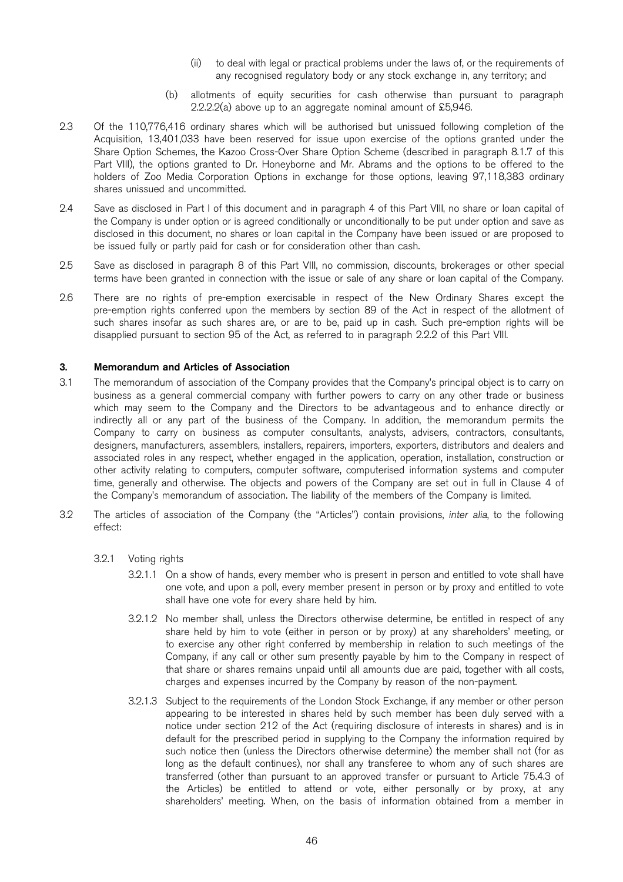(ii) to deal with legal or practical problems under the laws of, or the requirements of any recognised regulatory body or any stock exchange in, any territory; and

(b) allotments of equity securities for cash otherwise than pursuant to paragraph 2.2.2.2(a) above up to an aggregate nominal amount of £5,946.

2.3 Of the 110,776,416 ordinary shares which will be authorised but unissued following completion of the Acquisition, 13,401,033 have been reserved for issue upon exercise of the options granted under the Share Option Schemes, the Kazoo Cross-Over Share Option Scheme (described in paragraph 8.1.7 of this Part VIII), the options granted to Dr. Honeyborne and Mr. Abrams and the options to be offered to the holders of Zoo Media Corporation Options in exchange for those options, leaving 97,118,383 ordinary shares unissued and uncommitted.

2.4 Save as disclosed in Part I of this document and in paragraph 4 of this Part VIII, no share or loan capital of the Company is under option or is agreed conditionally or unconditionally to be put under option and save as disclosed in this document, no shares or loan capital in the Company have been issued or are proposed to be issued fully or partly paid for cash or for consideration other than cash.

2.5 Save as disclosed in paragraph 8 of this Part VIII, no commission, discounts, brokerages or other special terms have been granted in connection with the issue or sale of any share or loan capital of the Company.

2.6 There are no rights of pre-emption exercisable in respect of the New Ordinary Shares except the pre-emption rights conferred upon the members by section 89 of the Act in respect of the allotment of such shares insofar as such shares are, or are to be, paid up in cash. Such pre-emption rights will be disapplied pursuant to section 95 of the Act, as referred to in paragraph 2.2.2 of this Part VIII.

## 3. Memorandum and Articles of Association

3.1 The memorandum of association of the Company provides that the Company's principal object is to carry on business as a general commercial company with further powers to carry on any other trade or business which may seem to the Company and the Directors to be advantageous and to enhance directly or indirectly all or any part of the business of the Company. In addition, the memorandum permits the Company to carry on business as computer consultants, analysts, advisers, contractors, consultants, designers, manufacturers, assemblers, installers, repairers, importers, exporters, distributors and dealers and associated roles in any respect, whether engaged in the application, operation, installation, construction or other activity relating to computers, computer software, computerised information systems and computer time, generally and otherwise. The objects and powers of the Company are set out in full in Clause 4 of the Company's memorandum of association. The liability of the members of the Company is limited.

3.2 The articles of association of the Company (the "Articles") contain provisions, *inter alia*, to the following effect:

3.2.1 Voting rights

3.2.1.1 On a show of hands, every member who is present in person and entitled to vote shall have one vote, and upon a poll, every member present in person or by proxy and entitled to vote shall have one vote for every share held by him.

3.2.1.2 No member shall, unless the Directors otherwise determine, be entitled in respect of any share held by him to vote (either in person or by proxy) at any shareholders' meeting, or to exercise any other right conferred by membership in relation to such meetings of the Company, if any call or other sum presently payable by him to the Company in respect of that share or shares remains unpaid until all amounts due are paid, together with all costs, charges and expenses incurred by the Company by reason of the non-payment.

3.2.1.3 Subject to the requirements of the London Stock Exchange, if any member or other person appearing to be interested in shares held by such member has been duly served with a notice under section 212 of the Act (requiring disclosure of interests in shares) and is in default for the prescribed period in supplying to the Company the information required by such notice then (unless the Directors otherwise determine) the member shall not (for as long as the default continues), nor shall any transferee to whom any of such shares are transferred (other than pursuant to an approved transfer or pursuant to Article 75.4.3 of the Articles) be entitled to attend or vote, either personally or by proxy, at any shareholders' meeting. When, on the basis of information obtained from a member in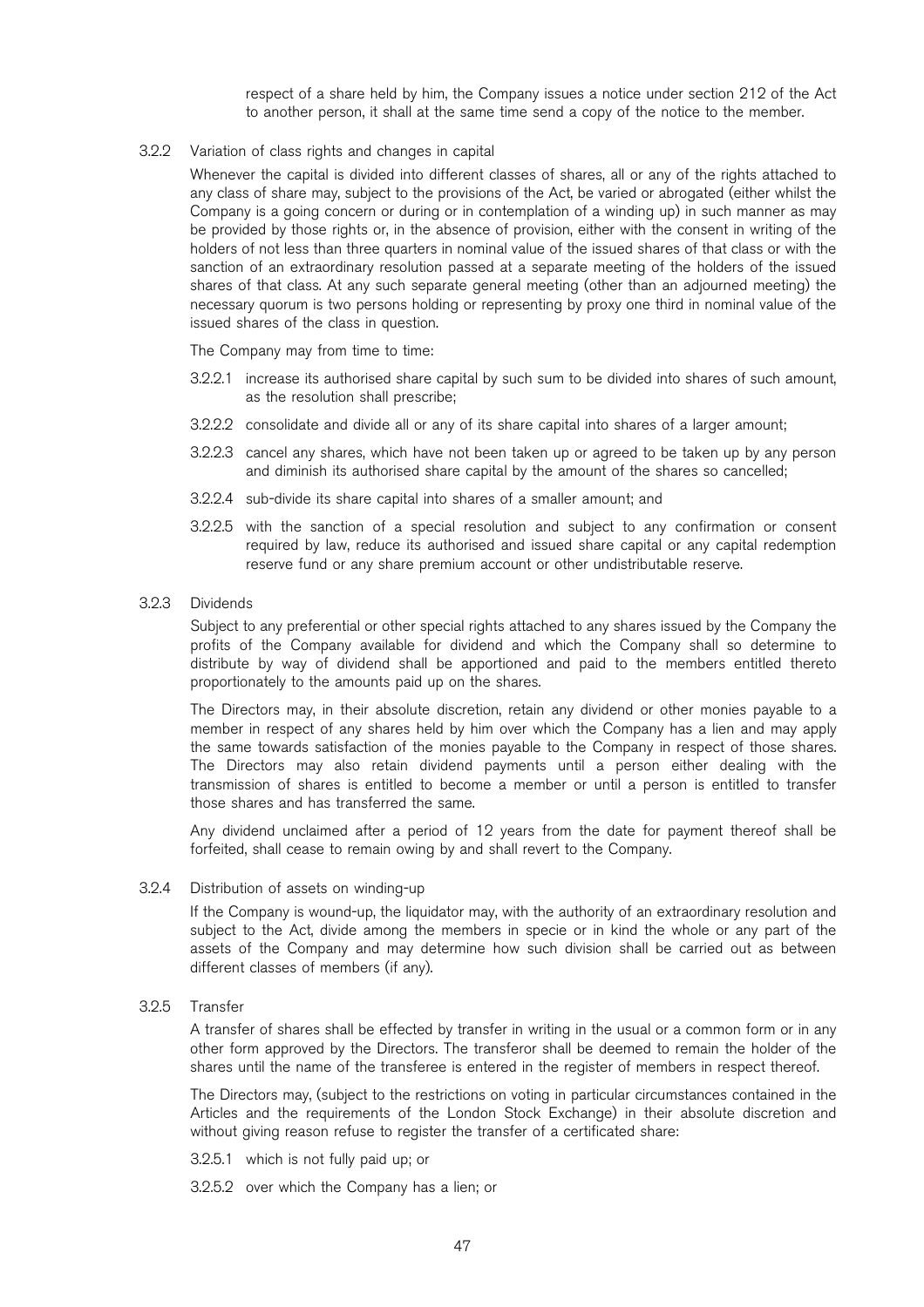respect of a share held by him, the Company issues a notice under section 212 of the Act to another person, it shall at the same time send a copy of the notice to the member.

3.2.2 Variation of class rights and changes in capital

Whenever the capital is divided into different classes of shares, all or any of the rights attached to any class of share may, subject to the provisions of the Act, be varied or abrogated (either whilst the Company is a going concern or during or in contemplation of a winding up) in such manner as may be provided by those rights or, in the absence of provision, either with the consent in writing of the holders of not less than three quarters in nominal value of the issued shares of that class or with the sanction of an extraordinary resolution passed at a separate meeting of the holders of the issued shares of that class. At any such separate general meeting (other than an adjourned meeting) the necessary quorum is two persons holding or representing by proxy one third in nominal value of the issued shares of the class in question.

The Company may from time to time:

3.2.2.1 increase its authorised share capital by such sum to be divided into shares of such amount, as the resolution shall prescribe;

3.2.2.2 consolidate and divide all or any of its share capital into shares of a larger amount;

3.2.2.3 cancel any shares, which have not been taken up or agreed to be taken up by any person and diminish its authorised share capital by the amount of the shares so cancelled;

3.2.2.4 sub-divide its share capital into shares of a smaller amount; and

3.2.2.5 with the sanction of a special resolution and subject to any confirmation or consent required by law, reduce its authorised and issued share capital or any capital redemption reserve fund or any share premium account or other undistributable reserve.

3.2.3 Dividends

Subject to any preferential or other special rights attached to any shares issued by the Company the profits of the Company available for dividend and which the Company shall so determine to distribute by way of dividend shall be apportioned and paid to the members entitled thereto proportionately to the amounts paid up on the shares.

The Directors may, in their absolute discretion, retain any dividend or other monies payable to a member in respect of any shares held by him over which the Company has a lien and may apply the same towards satisfaction of the monies payable to the Company in respect of those shares. The Directors may also retain dividend payments until a person either dealing with the transmission of shares is entitled to become a member or until a person is entitled to transfer those shares and has transferred the same.

Any dividend unclaimed after a period of 12 years from the date for payment thereof shall be forfeited, shall cease to remain owing by and shall revert to the Company.

3.2.4 Distribution of assets on winding-up

If the Company is wound-up, the liquidator may, with the authority of an extraordinary resolution and subject to the Act, divide among the members in specie or in kind the whole or any part of the assets of the Company and may determine how such division shall be carried out as between different classes of members (if any).

3.2.5 Transfer

A transfer of shares shall be effected by transfer in writing in the usual or a common form or in any other form approved by the Directors. The transferor shall be deemed to remain the holder of the shares until the name of the transferee is entered in the register of members in respect thereof.

The Directors may, (subject to the restrictions on voting in particular circumstances contained in the Articles and the requirements of the London Stock Exchange) in their absolute discretion and without giving reason refuse to register the transfer of a certificated share:

3.2.5.1 which is not fully paid up; or

3.2.5.2 over which the Company has a lien; or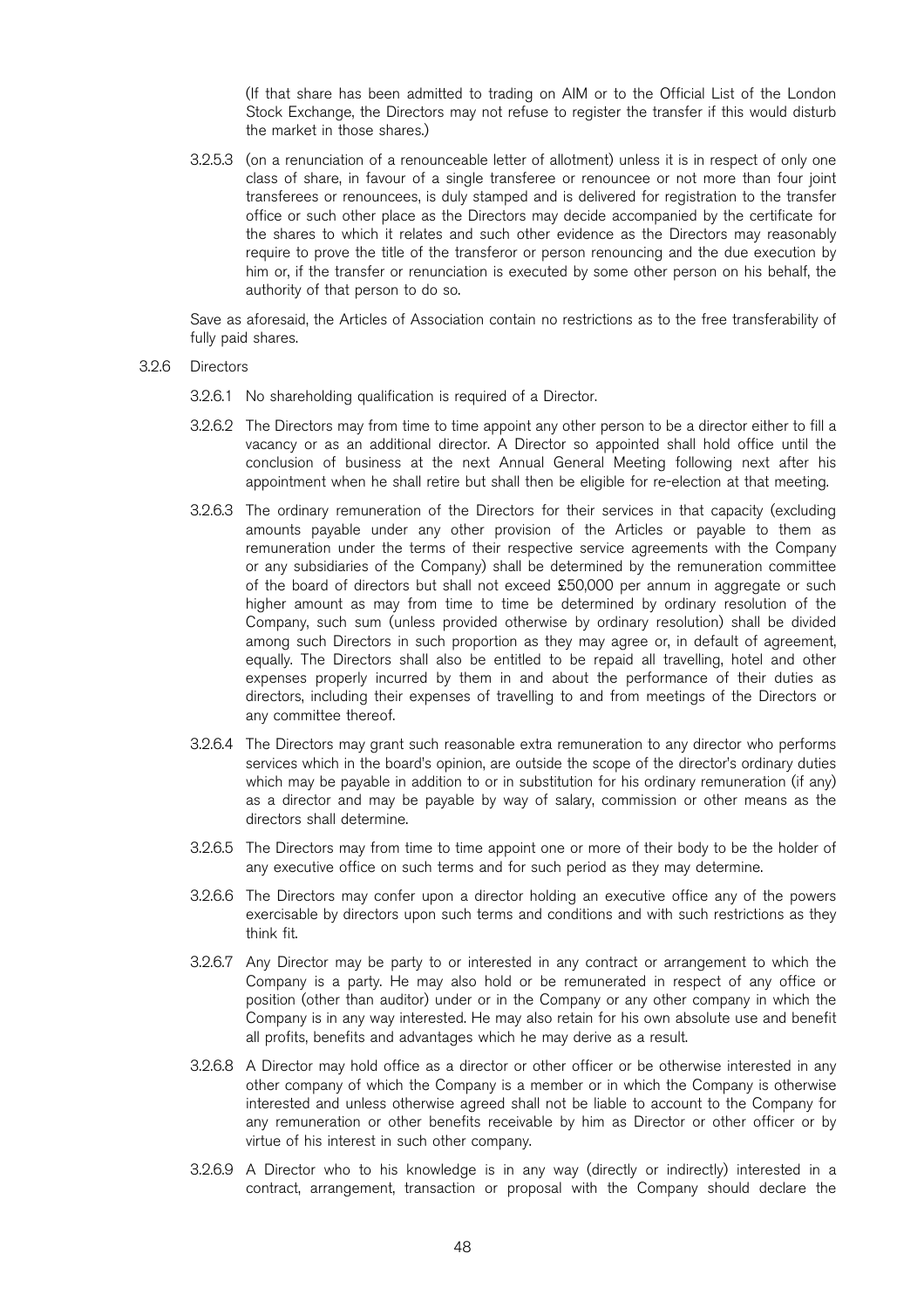(If that share has been admitted to trading on AIM or to the Official List of the London Stock Exchange, the Directors may not refuse to register the transfer if this would disturb the market in those shares.)

3.2.5.3 (on a renunciation of a renounceable letter of allotment) unless it is in respect of only one class of share, in favour of a single transferee or renouncee or not more than four joint transferees or renouncees, is duly stamped and is delivered for registration to the transfer office or such other place as the Directors may decide accompanied by the certificate for the shares to which it relates and such other evidence as the Directors may reasonably require to prove the title of the transferor or person renouncing and the due execution by him or, if the transfer or renunciation is executed by some other person on his behalf, the authority of that person to do so.

Save as aforesaid, the Articles of Association contain no restrictions as to the free transferability of fully paid shares.

3.2.6 Directors

3.2.6.1 No shareholding qualification is required of a Director.

3.2.6.2 The Directors may from time to time appoint any other person to be a director either to fill a vacancy or as an additional director. A Director so appointed shall hold office until the conclusion of business at the next Annual General Meeting following next after his appointment when he shall retire but shall then be eligible for re-election at that meeting.

3.2.6.3 The ordinary remuneration of the Directors for their services in that capacity (excluding amounts payable under any other provision of the Articles or payable to them as remuneration under the terms of their respective service agreements with the Company or any subsidiaries of the Company) shall be determined by the remuneration committee of the board of directors but shall not exceed £50,000 per annum in aggregate or such higher amount as may from time to time be determined by ordinary resolution of the Company, such sum (unless provided otherwise by ordinary resolution) shall be divided among such Directors in such proportion as they may agree or, in default of agreement, equally. The Directors shall also be entitled to be repaid all travelling, hotel and other expenses properly incurred by them in and about the performance of their duties as directors, including their expenses of travelling to and from meetings of the Directors or any committee thereof.

3.2.6.4 The Directors may grant such reasonable extra remuneration to any director who performs services which in the board's opinion, are outside the scope of the director's ordinary duties which may be payable in addition to or in substitution for his ordinary remuneration (if any) as a director and may be payable by way of salary, commission or other means as the directors shall determine.

3.2.6.5 The Directors may from time to time appoint one or more of their body to be the holder of any executive office on such terms and for such period as they may determine.

3.2.6.6 The Directors may confer upon a director holding an executive office any of the powers exercisable by directors upon such terms and conditions and with such restrictions as they think fit.

3.2.6.7 Any Director may be party to or interested in any contract or arrangement to which the Company is a party. He may also hold or be remunerated in respect of any office or position (other than auditor) under or in the Company or any other company in which the Company is in any way interested. He may also retain for his own absolute use and benefit all profits, benefits and advantages which he may derive as a result.

3.2.6.8 A Director may hold office as a director or other officer or be otherwise interested in any other company of which the Company is a member or in which the Company is otherwise interested and unless otherwise agreed shall not be liable to account to the Company for any remuneration or other benefits receivable by him as Director or other officer or by virtue of his interest in such other company.

3.2.6.9 A Director who to his knowledge is in any way (directly or indirectly) interested in a contract, arrangement, transaction or proposal with the Company should declare the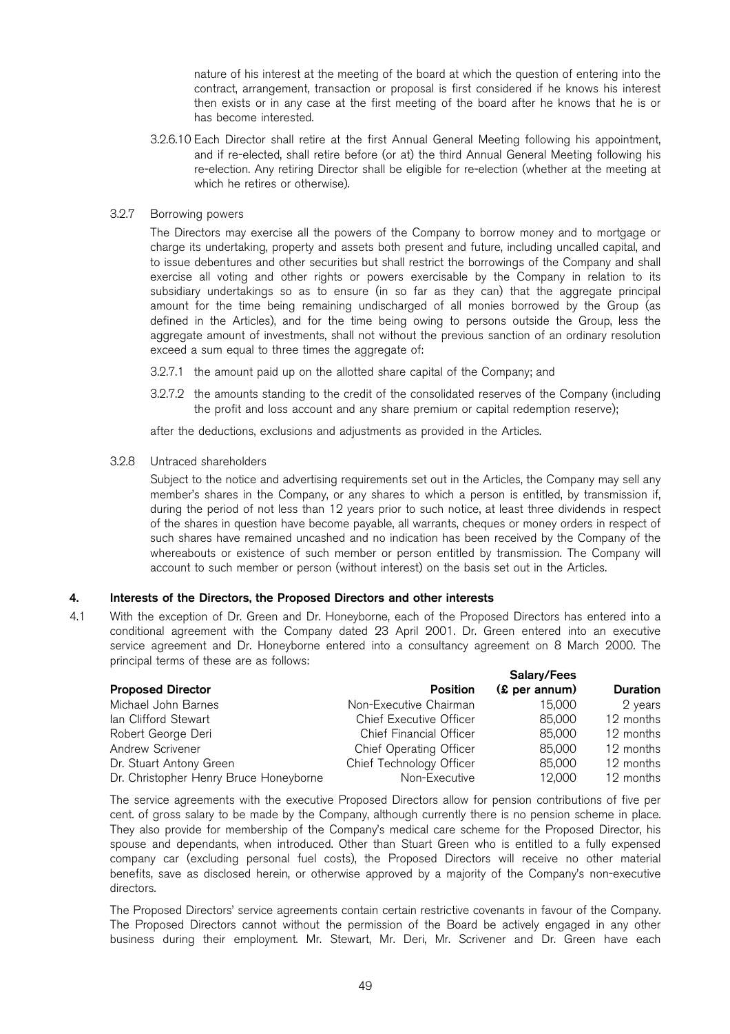nature of his interest at the meeting of the board at which the question of entering into the contract, arrangement, transaction or proposal is first considered if he knows his interest then exists or in any case at the first meeting of the board after he knows that he is or has become interested.

3.2.6.10 Each Director shall retire at the first Annual General Meeting following his appointment, and if re-elected, shall retire before (or at) the third Annual General Meeting following his re-election. Any retiring Director shall be eligible for re-election (whether at the meeting at which he retires or otherwise).

3.2.7 Borrowing powers

The Directors may exercise all the powers of the Company to borrow money and to mortgage or charge its undertaking, property and assets both present and future, including uncalled capital, and to issue debentures and other securities but shall restrict the borrowings of the Company and shall exercise all voting and other rights or powers exercisable by the Company in relation to its subsidiary undertakings so as to ensure (in so far as they can) that the aggregate principal amount for the time being remaining undischarged of all monies borrowed by the Group (as defined in the Articles), and for the time being owing to persons outside the Group, less the aggregate amount of investments, shall not without the previous sanction of an ordinary resolution exceed a sum equal to three times the aggregate of:

3.2.7.1 the amount paid up on the allotted share capital of the Company; and

3.2.7.2 the amounts standing to the credit of the consolidated reserves of the Company (including the profit and loss account and any share premium or capital redemption reserve);

after the deductions, exclusions and adjustments as provided in the Articles.

3.2.8 Untraced shareholders

Subject to the notice and advertising requirements set out in the Articles, the Company may sell any member's shares in the Company, or any shares to which a person is entitled, by transmission if, during the period of not less than 12 years prior to such notice, at least three dividends in respect of the shares in question have become payable, all warrants, cheques or money orders in respect of such shares have remained uncashed and no indication has been received by the Company of the whereabouts or existence of such member or person entitled by transmission. The Company will account to such member or person (without interest) on the basis set out in the Articles.

## 4. Interests of the Directors, the Proposed Directors and other interests

4.1 With the exception of Dr. Green and Dr. Honeyborne, each of the Proposed Directors has entered into a conditional agreement with the Company dated 23 April 2001. Dr. Green entered into an executive service agreement and Dr. Honeyborne entered into a consultancy agreement on 8 March 2000. The principal terms of these are as follows:

| Proposed Director | Position | Salary/Fees (£ per annum) | Duration |
|---|---|---|---|
| Michael John Barnes | Non-Executive Chairman | 15,000 | 2 years |
| Ian Clifford Stewart | Chief Executive Officer | 85,000 | 12 months |
| Robert George Deri | Chief Financial Officer | 85,000 | 12 months |
| Andrew Scrivener | Chief Operating Officer | 85,000 | 12 months |
| Dr. Stuart Antony Green | Chief Technology Officer | 85,000 | 12 months |
| Dr. Christopher Henry Bruce Honeyborne | Non-Executive | 12,000 | 12 months |

The service agreements with the executive Proposed Directors allow for pension contributions of five per cent. of gross salary to be made by the Company, although currently there is no pension scheme in place. They also provide for membership of the Company's medical care scheme for the Proposed Director, his spouse and dependants, when introduced. Other than Stuart Green who is entitled to a fully expensed company car (excluding personal fuel costs), the Proposed Directors will receive no other material benefits, save as disclosed herein, or otherwise approved by a majority of the Company's non-executive directors.

The Proposed Directors' service agreements contain certain restrictive covenants in favour of the Company. The Proposed Directors cannot without the permission of the Board be actively engaged in any other business during their employment. Mr. Stewart, Mr. Deri, Mr. Scrivener and Dr. Green have each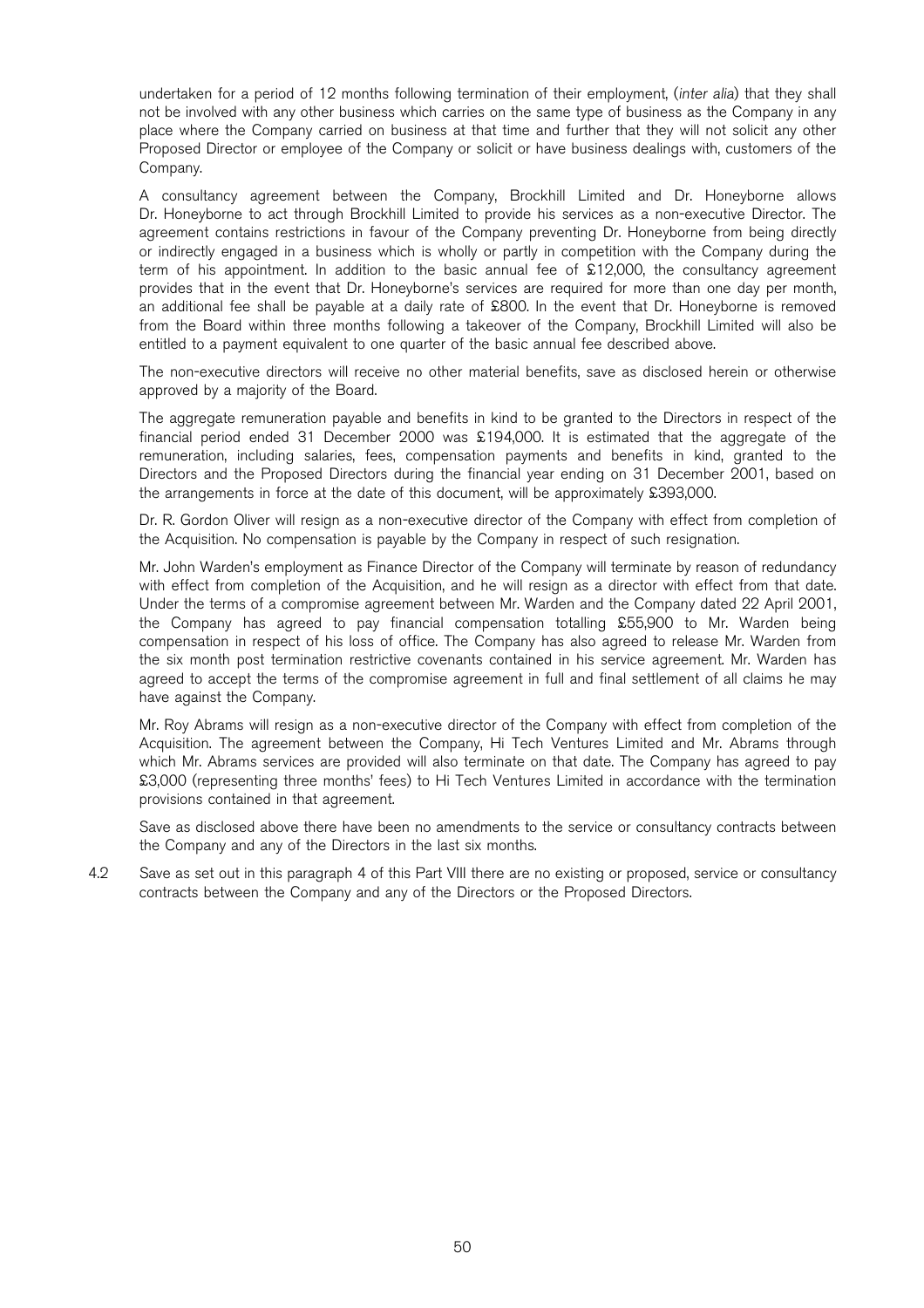undertaken for a period of 12 months following termination of their employment, (*inter alia*) that they shall not be involved with any other business which carries on the same type of business as the Company in any place where the Company carried on business at that time and further that they will not solicit any other Proposed Director or employee of the Company or solicit or have business dealings with, customers of the Company.

A consultancy agreement between the Company, Brockhill Limited and Dr. Honeyborne allows Dr. Honeyborne to act through Brockhill Limited to provide his services as a non-executive Director. The agreement contains restrictions in favour of the Company preventing Dr. Honeyborne from being directly or indirectly engaged in a business which is wholly or partly in competition with the Company during the term of his appointment. In addition to the basic annual fee of £12,000, the consultancy agreement provides that in the event that Dr. Honeyborne's services are required for more than one day per month, an additional fee shall be payable at a daily rate of £800. In the event that Dr. Honeyborne is removed from the Board within three months following a takeover of the Company, Brockhill Limited will also be entitled to a payment equivalent to one quarter of the basic annual fee described above.

The non-executive directors will receive no other material benefits, save as disclosed herein or otherwise approved by a majority of the Board.

The aggregate remuneration payable and benefits in kind to be granted to the Directors in respect of the financial period ended 31 December 2000 was £194,000. It is estimated that the aggregate of the remuneration, including salaries, fees, compensation payments and benefits in kind, granted to the Directors and the Proposed Directors during the financial year ending on 31 December 2001, based on the arrangements in force at the date of this document, will be approximately £393,000.

Dr. R. Gordon Oliver will resign as a non-executive director of the Company with effect from completion of the Acquisition. No compensation is payable by the Company in respect of such resignation.

Mr. John Warden's employment as Finance Director of the Company will terminate by reason of redundancy with effect from completion of the Acquisition, and he will resign as a director with effect from that date. Under the terms of a compromise agreement between Mr. Warden and the Company dated 22 April 2001, the Company has agreed to pay financial compensation totalling £55,900 to Mr. Warden being compensation in respect of his loss of office. The Company has also agreed to release Mr. Warden from the six month post termination restrictive covenants contained in his service agreement. Mr. Warden has agreed to accept the terms of the compromise agreement in full and final settlement of all claims he may have against the Company.

Mr. Roy Abrams will resign as a non-executive director of the Company with effect from completion of the Acquisition. The agreement between the Company, Hi Tech Ventures Limited and Mr. Abrams through which Mr. Abrams services are provided will also terminate on that date. The Company has agreed to pay £3,000 (representing three months' fees) to Hi Tech Ventures Limited in accordance with the termination provisions contained in that agreement.

Save as disclosed above there have been no amendments to the service or consultancy contracts between the Company and any of the Directors in the last six months.

4.2 Save as set out in this paragraph 4 of this Part VIII there are no existing or proposed, service or consultancy contracts between the Company and any of the Directors or the Proposed Directors.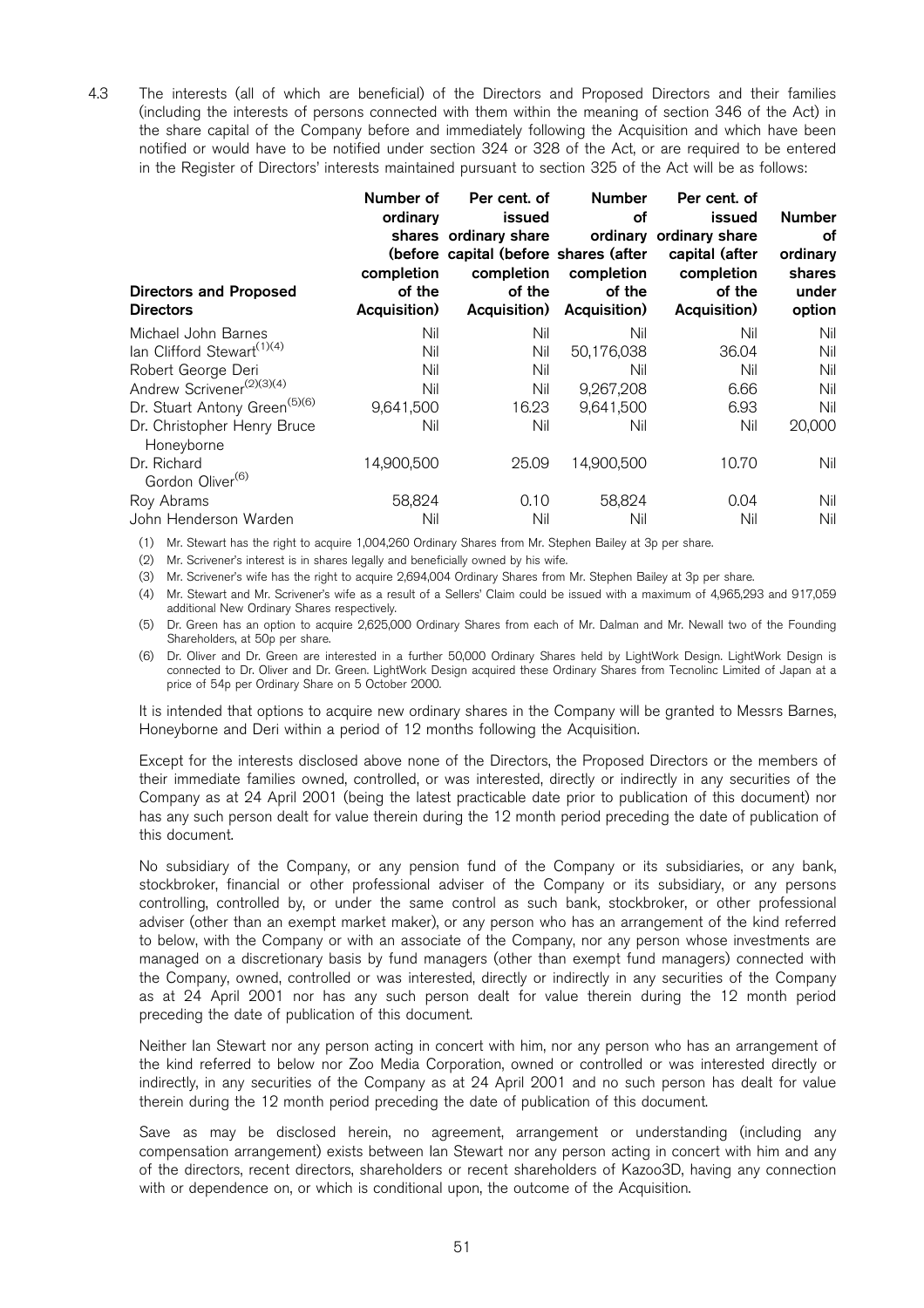4.3 The interests (all of which are beneficial) of the Directors and Proposed Directors and their families (including the interests of persons connected with them within the meaning of section 346 of the Act) in the share capital of the Company before and immediately following the Acquisition and which have been notified or would have to be notified under section 324 or 328 of the Act, or are required to be entered in the Register of Directors' interests maintained pursuant to section 325 of the Act will be as follows:

| Directors and Proposed Directors | Number of ordinary shares (before completion of the Acquisition) | Per cent. of issued ordinary share capital (before completion of the Acquisition) | Number of ordinary shares (after completion of the Acquisition) | Per cent. of issued ordinary share capital (after completion of the Acquisition) | Number of ordinary shares under option |
|---|---|---|---|---|---|
| Michael John Barnes | Nil | Nil | Nil | Nil | Nil |
| Ian Clifford Stewart(1)(4) | Nil | Nil | 50,176,038 | 36.04 | Nil |
| Robert George Deri | Nil | Nil | Nil | Nil | Nil |
| Andrew Scrivener(2)(3)(4) | Nil | Nil | 9,267,208 | 6.66 | Nil |
| Dr. Stuart Antony Green(5)(6) | 9,641,500 | 16.23 | 9,641,500 | 6.93 | Nil |
| Dr. Christopher Henry Bruce Honeyborne | Nil | Nil | Nil | Nil | 20,000 |
| Dr. Richard Gordon Oliver(6) | 14,900,500 | 25.09 | 14,900,500 | 10.70 | Nil |
| Roy Abrams | 58,824 | 0.10 | 58,824 | 0.04 | Nil |
| John Henderson Warden | Nil | Nil | Nil | Nil | Nil |

(1) Mr. Stewart has the right to acquire 1,004,260 Ordinary Shares from Mr. Stephen Bailey at 3p per share.

(2) Mr. Scrivener's interest is in shares legally and beneficially owned by his wife.

(3) Mr. Scrivener's wife has the right to acquire 2,694,004 Ordinary Shares from Mr. Stephen Bailey at 3p per share.

(4) Mr. Stewart and Mr. Scrivener's wife as a result of a Sellers' Claim could be issued with a maximum of 4,965,293 and 917,059 additional New Ordinary Shares respectively.

(5) Dr. Green has an option to acquire 2,625,000 Ordinary Shares from each of Mr. Dalman and Mr. Newall two of the Founding Shareholders, at 50p per share.

(6) Dr. Oliver and Dr. Green are interested in a further 50,000 Ordinary Shares held by LightWork Design. LightWork Design is connected to Dr. Oliver and Dr. Green. LightWork Design acquired these Ordinary Shares from Tecnolinc Limited of Japan at a price of 54p per Ordinary Share on 5 October 2000.

It is intended that options to acquire new ordinary shares in the Company will be granted to Messrs Barnes, Honeyborne and Deri within a period of 12 months following the Acquisition.

Except for the interests disclosed above none of the Directors, the Proposed Directors or the members of their immediate families owned, controlled, or was interested, directly or indirectly in any securities of the Company as at 24 April 2001 (being the latest practicable date prior to publication of this document) nor has any such person dealt for value therein during the 12 month period preceding the date of publication of this document.

No subsidiary of the Company, or any pension fund of the Company or its subsidiaries, or any bank, stockbroker, financial or other professional adviser of the Company or its subsidiary, or any persons controlling, controlled by, or under the same control as such bank, stockbroker, or other professional adviser (other than an exempt market maker), or any person who has an arrangement of the kind referred to below, with the Company or with an associate of the Company, nor any person whose investments are managed on a discretionary basis by fund managers (other than exempt fund managers) connected with the Company, owned, controlled or was interested, directly or indirectly in any securities of the Company as at 24 April 2001 nor has any such person dealt for value therein during the 12 month period preceding the date of publication of this document.

Neither Ian Stewart nor any person acting in concert with him, nor any person who has an arrangement of the kind referred to below nor Zoo Media Corporation, owned or controlled or was interested directly or indirectly, in any securities of the Company as at 24 April 2001 and no such person has dealt for value therein during the 12 month period preceding the date of publication of this document.

Save as may be disclosed herein, no agreement, arrangement or understanding (including any compensation arrangement) exists between Ian Stewart nor any person acting in concert with him and any of the directors, recent directors, shareholders or recent shareholders of Kazoo3D, having any connection with or dependence on, or which is conditional upon, the outcome of the Acquisition.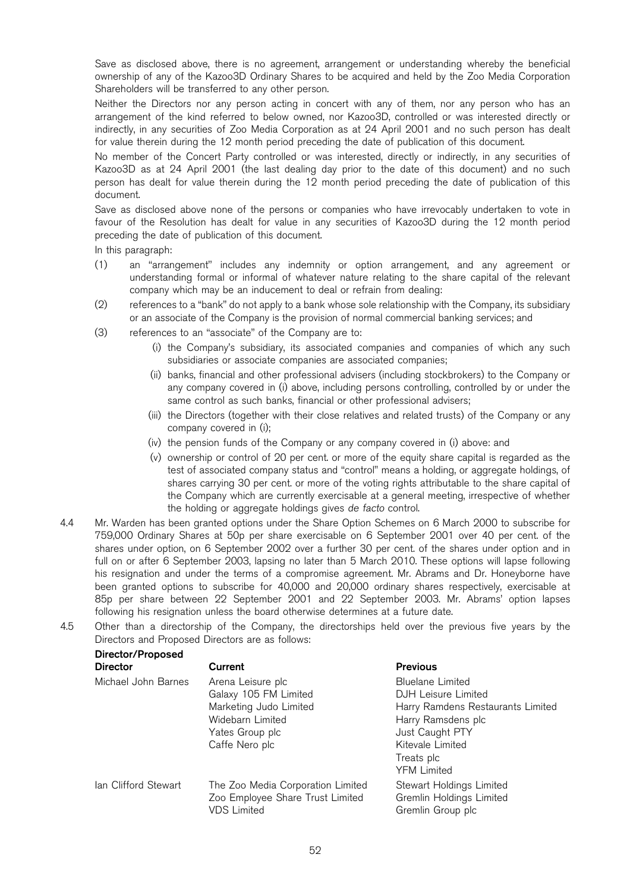Save as disclosed above, there is no agreement, arrangement or understanding whereby the beneficial ownership of any of the Kazoo3D Ordinary Shares to be acquired and held by the Zoo Media Corporation Shareholders will be transferred to any other person.

Neither the Directors nor any person acting in concert with any of them, nor any person who has an arrangement of the kind referred to below owned, nor Kazoo3D, controlled or was interested directly or indirectly, in any securities of Zoo Media Corporation as at 24 April 2001 and no such person has dealt for value therein during the 12 month period preceding the date of publication of this document.

No member of the Concert Party controlled or was interested, directly or indirectly, in any securities of Kazoo3D as at 24 April 2001 (the last dealing day prior to the date of this document) and no such person has dealt for value therein during the 12 month period preceding the date of publication of this document.

Save as disclosed above none of the persons or companies who have irrevocably undertaken to vote in favour of the Resolution has dealt for value in any securities of Kazoo3D during the 12 month period preceding the date of publication of this document.

In this paragraph:

(1) an "arrangement" includes any indemnity or option arrangement, and any agreement or understanding formal or informal of whatever nature relating to the share capital of the relevant company which may be an inducement to deal or refrain from dealing:

(2) references to a "bank" do not apply to a bank whose sole relationship with the Company, its subsidiary or an associate of the Company is the provision of normal commercial banking services; and

(3) references to an "associate" of the Company are to:

  (i) the Company's subsidiary, its associated companies and companies of which any such subsidiaries or associate companies are associated companies;

  (ii) banks, financial and other professional advisers (including stockbrokers) to the Company or any company covered in (i) above, including persons controlling, controlled by or under the same control as such banks, financial or other professional advisers;

  (iii) the Directors (together with their close relatives and related trusts) of the Company or any company covered in (i);

  (iv) the pension funds of the Company or any company covered in (i) above: and

  (v) ownership or control of 20 per cent. or more of the equity share capital is regarded as the test of associated company status and "control" means a holding, or aggregate holdings, of shares carrying 30 per cent. or more of the voting rights attributable to the share capital of the Company which are currently exercisable at a general meeting, irrespective of whether the holding or aggregate holdings gives *de facto* control.

4.4 Mr. Warden has been granted options under the Share Option Schemes on 6 March 2000 to subscribe for 759,000 Ordinary Shares at 50p per share exercisable on 6 September 2001 over 40 per cent. of the shares under option, on 6 September 2002 over a further 30 per cent. of the shares under option and in full on or after 6 September 2003, lapsing no later than 5 March 2010. These options will lapse following his resignation and under the terms of a compromise agreement. Mr. Abrams and Dr. Honeyborne have been granted options to subscribe for 40,000 and 20,000 ordinary shares respectively, exercisable at 85p per share between 22 September 2001 and 22 September 2003. Mr. Abrams' option lapses following his resignation unless the board otherwise determines at a future date.

4.5 Other than a directorship of the Company, the directorships held over the previous five years by the Directors and Proposed Directors are as follows:

| Director/Proposed Director | Current | Previous |
|---|---|---|
| Michael John Barnes | Arena Leisure plc<br>Galaxy 105 FM Limited<br>Marketing Judo Limited<br>Widebarn Limited<br>Yates Group plc<br>Caffe Nero plc | Bluelane Limited<br>DJH Leisure Limited<br>Harry Ramdens Restaurants Limited<br>Harry Ramsdens plc<br>Just Caught PTY<br>Kitevale Limited<br>Treats plc<br>YFM Limited |
| Ian Clifford Stewart | The Zoo Media Corporation Limited<br>Zoo Employee Share Trust Limited<br>VDS Limited | Stewart Holdings Limited<br>Gremlin Holdings Limited<br>Gremlin Group plc |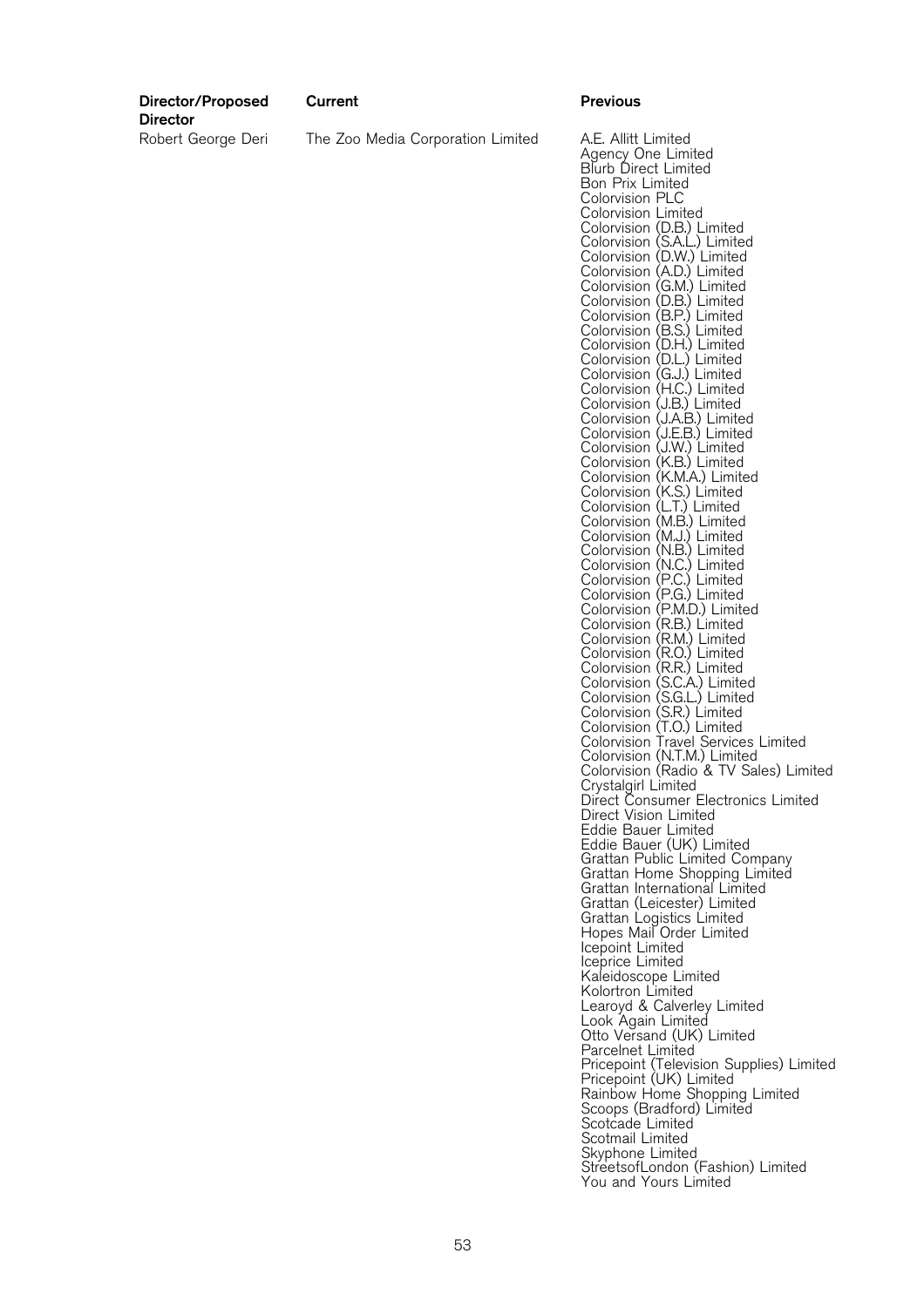| Director/Proposed Director | Current | Previous |
|---|---|---|
| Robert George Deri | The Zoo Media Corporation Limited | A.E. Allitt Limited<br>Agency One Limited<br>Blurb Direct Limited<br>Bon Prix Limited<br>Colorvision PLC<br>Colorvision Limited<br>Colorvision (D.B.) Limited<br>Colorvision (S.A.L.) Limited<br>Colorvision (D.W.) Limited<br>Colorvision (A.D.) Limited<br>Colorvision (G.M.) Limited<br>Colorvision (D.B.) Limited<br>Colorvision (B.P.) Limited<br>Colorvision (B.S.) Limited<br>Colorvision (D.H.) Limited<br>Colorvision (D.L.) Limited<br>Colorvision (G.J.) Limited<br>Colorvision (H.C.) Limited<br>Colorvision (J.B.) Limited<br>Colorvision (J.A.B.) Limited<br>Colorvision (J.E.B.) Limited<br>Colorvision (J.W.) Limited<br>Colorvision (K.B.) Limited<br>Colorvision (K.M.A.) Limited<br>Colorvision (K.S.) Limited<br>Colorvision (L.T.) Limited<br>Colorvision (M.B.) Limited<br>Colorvision (M.J.) Limited<br>Colorvision (N.B.) Limited<br>Colorvision (N.C.) Limited<br>Colorvision (P.C.) Limited<br>Colorvision (P.G.) Limited<br>Colorvision (P.M.D.) Limited<br>Colorvision (R.B.) Limited<br>Colorvision (R.M.) Limited<br>Colorvision (R.O.) Limited<br>Colorvision (R.R.) Limited<br>Colorvision (S.C.A.) Limited<br>Colorvision (S.G.L.) Limited<br>Colorvision (S.R.) Limited<br>Colorvision (T.O.) Limited<br>Colorvision Travel Services Limited<br>Colorvision (N.T.M.) Limited<br>Colorvision (Radio & TV Sales) Limited<br>Crystalgirl Limited<br>Direct Consumer Electronics Limited<br>Direct Vision Limited<br>Eddie Bauer Limited<br>Eddie Bauer (UK) Limited<br>Grattan Public Limited Company<br>Grattan Home Shopping Limited<br>Grattan International Limited<br>Grattan (Leicester) Limited<br>Grattan Logistics Limited<br>Hopes Mail Order Limited<br>Icepoint Limited<br>Iceprice Limited<br>Kaleidoscope Limited<br>Kolortron Limited<br>Learoyd & Calverley Limited<br>Look Again Limited<br>Otto Versand (UK) Limited<br>Parcelnet Limited<br>Pricepoint (Television Supplies) Limited<br>Pricepoint (UK) Limited<br>Rainbow Home Shopping Limited<br>Scoops (Bradford) Limited<br>Scotcade Limited<br>Scotmail Limited<br>Skyphone Limited<br>StreetsofLondon (Fashion) Limited<br>You and Yours Limited |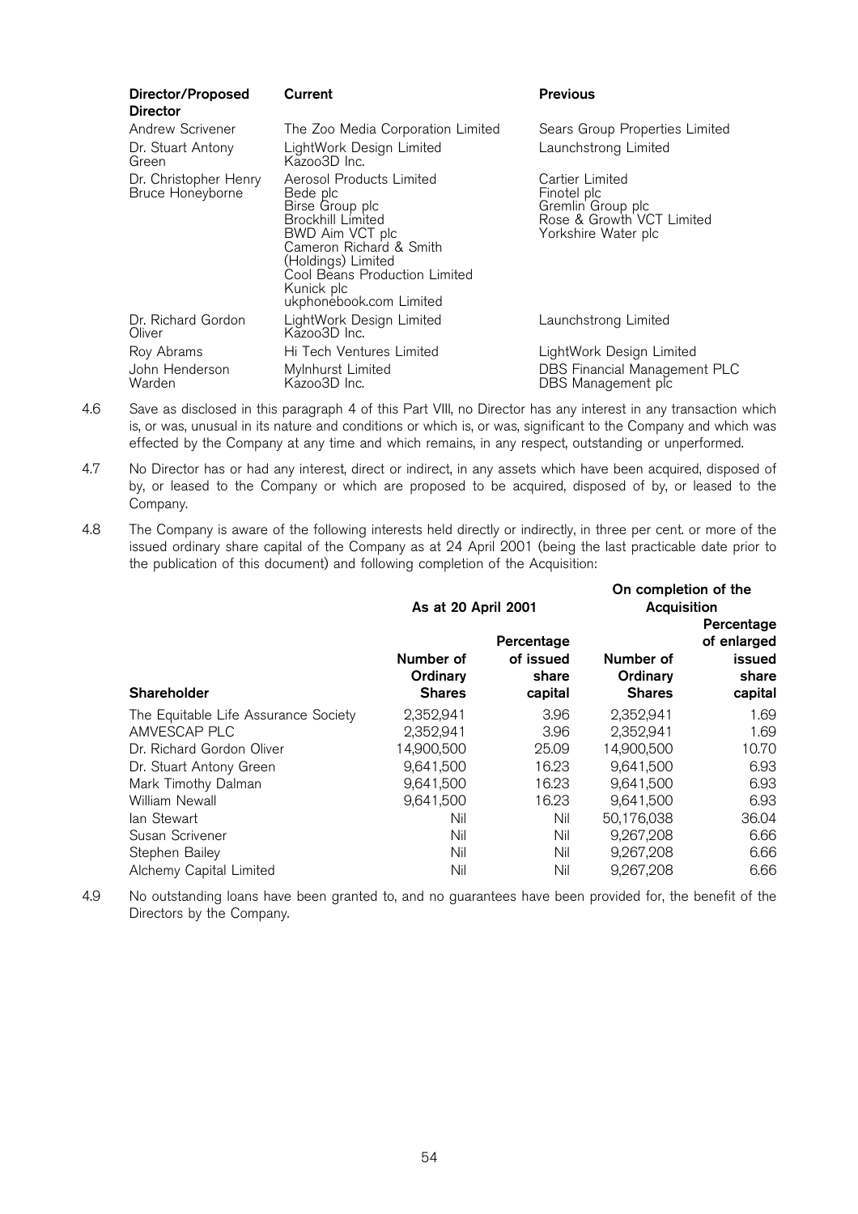| Director/Proposed Director | Current | Previous |
|---|---|---|
| Andrew Scrivener | The Zoo Media Corporation Limited | Sears Group Properties Limited |
| Dr. Stuart Antony Green | LightWork Design Limited<br>Kazoo3D Inc. | Launchstrong Limited |
| Dr. Christopher Henry Bruce Honeyborne | Aerosol Products Limited<br>Bede plc<br>Birse Group plc<br>Brockhill Limited<br>BWD Aim VCT plc<br>Cameron Richard & Smith (Holdings) Limited<br>Cool Beans Production Limited<br>Kunick plc<br>ukphonebook.com Limited | Cartier Limited<br>Finotel plc<br>Gremlin Group plc<br>Rose & Growth VCT Limited<br>Yorkshire Water plc |
| Dr. Richard Gordon Oliver | LightWork Design Limited<br>Kazoo3D Inc. | Launchstrong Limited |
| Roy Abrams | Hi Tech Ventures Limited | LightWork Design Limited |
| John Henderson Warden | Mylnhurst Limited<br>Kazoo3D Inc. | DBS Financial Management PLC<br>DBS Management plc |

4.6 Save as disclosed in this paragraph 4 of this Part VIII, no Director has any interest in any transaction which is, or was, unusual in its nature and conditions or which is, or was, significant to the Company and which was effected by the Company at any time and which remains, in any respect, outstanding or unperformed.

4.7 No Director has or had any interest, direct or indirect, in any assets which have been acquired, disposed of by, or leased to the Company or which are proposed to be acquired, disposed of by, or leased to the Company.

4.8 The Company is aware of the following interests held directly or indirectly, in three per cent. or more of the issued ordinary share capital of the Company as at 24 April 2001 (being the last practicable date prior to the publication of this document) and following completion of the Acquisition:

| | As at 20 April 2001 | | On completion of the Acquisition | |
|---|---|---|---|---|
| Shareholder | Number of Ordinary Shares | Percentage of issued share capital | Number of Ordinary Shares | Percentage of enlarged issued share capital |
| The Equitable Life Assurance Society | 2,352,941 | 3.96 | 2,352,941 | 1.69 |
| AMVESCAP PLC | 2,352,941 | 3.96 | 2,352,941 | 1.69 |
| Dr. Richard Gordon Oliver | 14,900,500 | 25.09 | 14,900,500 | 10.70 |
| Dr. Stuart Antony Green | 9,641,500 | 16.23 | 9,641,500 | 6.93 |
| Mark Timothy Dalman | 9,641,500 | 16.23 | 9,641,500 | 6.93 |
| William Newall | 9,641,500 | 16.23 | 9,641,500 | 6.93 |
| Ian Stewart | Nil | Nil | 50,176,038 | 36.04 |
| Susan Scrivener | Nil | Nil | 9,267,208 | 6.66 |
| Stephen Bailey | Nil | Nil | 9,267,208 | 6.66 |
| Alchemy Capital Limited | Nil | Nil | 9,267,208 | 6.66 |

4.9 No outstanding loans have been granted to, and no guarantees have been provided for, the benefit of the Directors by the Company.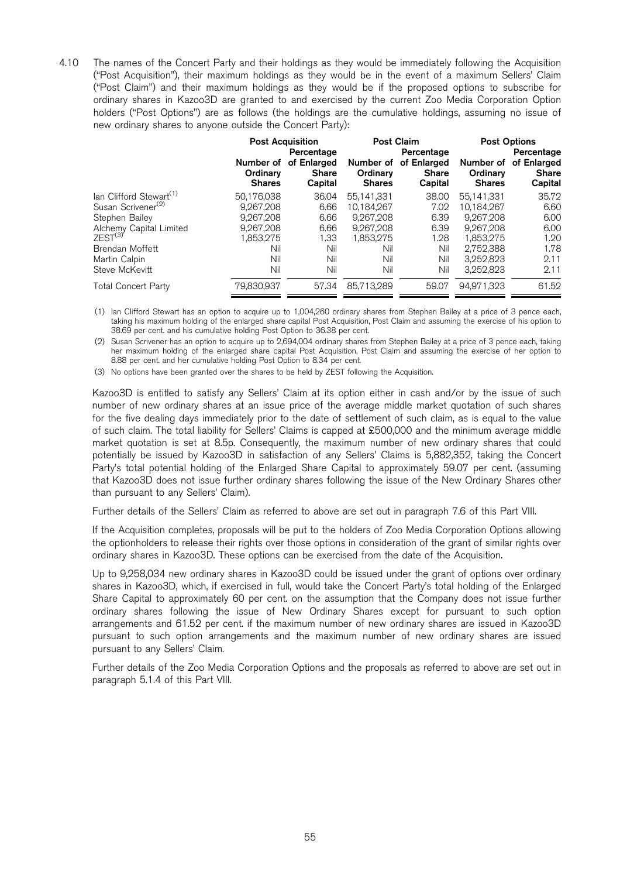4.10 The names of the Concert Party and their holdings as they would be immediately following the Acquisition ("Post Acquisition"), their maximum holdings as they would be in the event of a maximum Sellers' Claim ("Post Claim") and their maximum holdings as they would be if the proposed options to subscribe for ordinary shares in Kazoo3D are granted to and exercised by the current Zoo Media Corporation Option holders ("Post Options") are as follows (the holdings are the cumulative holdings, assuming no issue of new ordinary shares to anyone outside the Concert Party):

| | Post Acquisition | | Post Claim | | Post Options | |
|---|---|---|---|---|---|---|
| | Number of Ordinary Shares | Percentage of Enlarged Share Capital | Number of Ordinary Shares | Percentage of Enlarged Share Capital | Number of Ordinary Shares | Percentage of Enlarged Share Capital |
| Ian Clifford Stewart[(1)] | 50,176,038 | 36.04 | 55,141,331 | 38.00 | 55,141,331 | 35.72 |
| Susan Scrivener[(2)] | 9,267,208 | 6.66 | 10,184,267 | 7.02 | 10,184,267 | 6.60 |
| Stephen Bailey | 9,267,208 | 6.66 | 9,267,208 | 6.39 | 9,267,208 | 6.00 |
| Alchemy Capital Limited | 9,267,208 | 6.66 | 9,267,208 | 6.39 | 9,267,208 | 6.00 |
| ZEST[(3)] | 1,853,275 | 1.33 | 1,853,275 | 1.28 | 1,853,275 | 1.20 |
| Brendan Moffett | Nil | Nil | Nil | Nil | 2,752,388 | 1.78 |
| Martin Calpin | Nil | Nil | Nil | Nil | 3,252,823 | 2.11 |
| Steve McKevitt | Nil | Nil | Nil | Nil | 3,252,823 | 2.11 |
| Total Concert Party | 79,830,937 | 57.34 | 85,713,289 | 59.07 | 94,971,323 | 61.52 |

(1) Ian Clifford Stewart has an option to acquire up to 1,004,260 ordinary shares from Stephen Bailey at a price of 3 pence each, taking his maximum holding of the enlarged share capital Post Acquisition, Post Claim and assuming the exercise of his option to 38.69 per cent. and his cumulative holding Post Option to 36.38 per cent.

(2) Susan Scrivener has an option to acquire up to 2,694,004 ordinary shares from Stephen Bailey at a price of 3 pence each, taking her maximum holding of the enlarged share capital Post Acquisition, Post Claim and assuming the exercise of her option to 8.88 per cent. and her cumulative holding Post Option to 8.34 per cent.

(3) No options have been granted over the shares to be held by ZEST following the Acquisition.

Kazoo3D is entitled to satisfy any Sellers' Claim at its option either in cash and/or by the issue of such number of new ordinary shares at an issue price of the average middle market quotation of such shares for the five dealing days immediately prior to the date of settlement of such claim, as is equal to the value of such claim. The total liability for Sellers' Claims is capped at £500,000 and the minimum average middle market quotation is set at 8.5p. Consequently, the maximum number of new ordinary shares that could potentially be issued by Kazoo3D in satisfaction of any Sellers' Claims is 5,882,352, taking the Concert Party's total potential holding of the Enlarged Share Capital to approximately 59.07 per cent. (assuming that Kazoo3D does not issue further ordinary shares following the issue of the New Ordinary Shares other than pursuant to any Sellers' Claim).

Further details of the Sellers' Claim as referred to above are set out in paragraph 7.6 of this Part VIII.

If the Acquisition completes, proposals will be put to the holders of Zoo Media Corporation Options allowing the optionholders to release their rights over those options in consideration of the grant of similar rights over ordinary shares in Kazoo3D. These options can be exercised from the date of the Acquisition.

Up to 9,258,034 new ordinary shares in Kazoo3D could be issued under the grant of options over ordinary shares in Kazoo3D, which, if exercised in full, would take the Concert Party's total holding of the Enlarged Share Capital to approximately 60 per cent. on the assumption that the Company does not issue further ordinary shares following the issue of New Ordinary Shares except for pursuant to such option arrangements and 61.52 per cent. if the maximum number of new ordinary shares are issued in Kazoo3D pursuant to such option arrangements and the maximum number of new ordinary shares are issued pursuant to any Sellers' Claim.

Further details of the Zoo Media Corporation Options and the proposals as referred to above are set out in paragraph 5.1.4 of this Part VIII.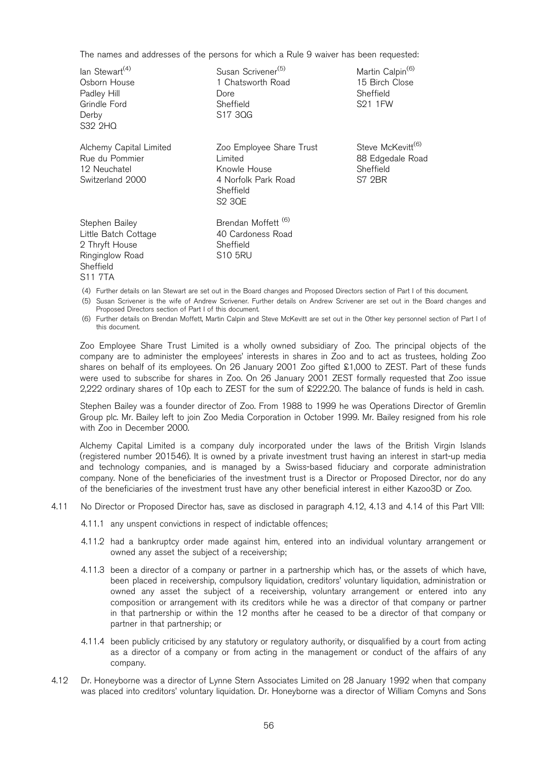The names and addresses of the persons for which a Rule 9 waiver has been requested:

| | | |
|---|---|---|
| Ian Stewart[(4)]<br>Osborn House<br>Padley Hill<br>Grindle Ford<br>Derby<br>S32 2HQ | Susan Scrivener[(5)]<br>1 Chatsworth Road<br>Dore<br>Sheffield<br>S17 3QG | Martin Calpin[(6)]<br>15 Birch Close<br>Sheffield<br>S21 1FW |
| Alchemy Capital Limited<br>Rue du Pommier<br>12 Neuchatel<br>Switzerland 2000 | Zoo Employee Share Trust Limited<br>Knowle House<br>4 Norfolk Park Road<br>Sheffield<br>S2 3QE | Steve McKevitt[(6)]<br>88 Edgedale Road<br>Sheffield<br>S7 2BR |
| Stephen Bailey<br>Little Batch Cottage<br>2 Thryft House<br>Ringinglow Road<br>Sheffield<br>S11 7TA | Brendan Moffett [(6)]<br>40 Cardoness Road<br>Sheffield<br>S10 5RU | |

(4) Further details on Ian Stewart are set out in the Board changes and Proposed Directors section of Part I of this document.

(5) Susan Scrivener is the wife of Andrew Scrivener. Further details on Andrew Scrivener are set out in the Board changes and Proposed Directors section of Part I of this document.

(6) Further details on Brendan Moffett, Martin Calpin and Steve McKevitt are set out in the Other key personnel section of Part I of this document.

Zoo Employee Share Trust Limited is a wholly owned subsidiary of Zoo. The principal objects of the company are to administer the employees' interests in shares in Zoo and to act as trustees, holding Zoo shares on behalf of its employees. On 26 January 2001 Zoo gifted £1,000 to ZEST. Part of these funds were used to subscribe for shares in Zoo. On 26 January 2001 ZEST formally requested that Zoo issue 2,222 ordinary shares of 10p each to ZEST for the sum of £222.20. The balance of funds is held in cash.

Stephen Bailey was a founder director of Zoo. From 1988 to 1999 he was Operations Director of Gremlin Group plc. Mr. Bailey left to join Zoo Media Corporation in October 1999. Mr. Bailey resigned from his role with Zoo in December 2000.

Alchemy Capital Limited is a company duly incorporated under the laws of the British Virgin Islands (registered number 201546). It is owned by a private investment trust having an interest in start-up media and technology companies, and is managed by a Swiss-based fiduciary and corporate administration company. None of the beneficiaries of the investment trust is a Director or Proposed Director, nor do any of the beneficiaries of the investment trust have any other beneficial interest in either Kazoo3D or Zoo.

4.11 No Director or Proposed Director has, save as disclosed in paragraph 4.12, 4.13 and 4.14 of this Part VIII:

4.11.1 any unspent convictions in respect of indictable offences;

4.11.2 had a bankruptcy order made against him, entered into an individual voluntary arrangement or owned any asset the subject of a receivership;

4.11.3 been a director of a company or partner in a partnership which has, or the assets of which have, been placed in receivership, compulsory liquidation, creditors' voluntary liquidation, administration or owned any asset the subject of a receivership, voluntary arrangement or entered into any composition or arrangement with its creditors while he was a director of that company or partner in that partnership or within the 12 months after he ceased to be a director of that company or partner in that partnership; or

4.11.4 been publicly criticised by any statutory or regulatory authority, or disqualified by a court from acting as a director of a company or from acting in the management or conduct of the affairs of any company.

4.12 Dr. Honeyborne was a director of Lynne Stern Associates Limited on 28 January 1992 when that company was placed into creditors' voluntary liquidation. Dr. Honeyborne was a director of William Comyns and Sons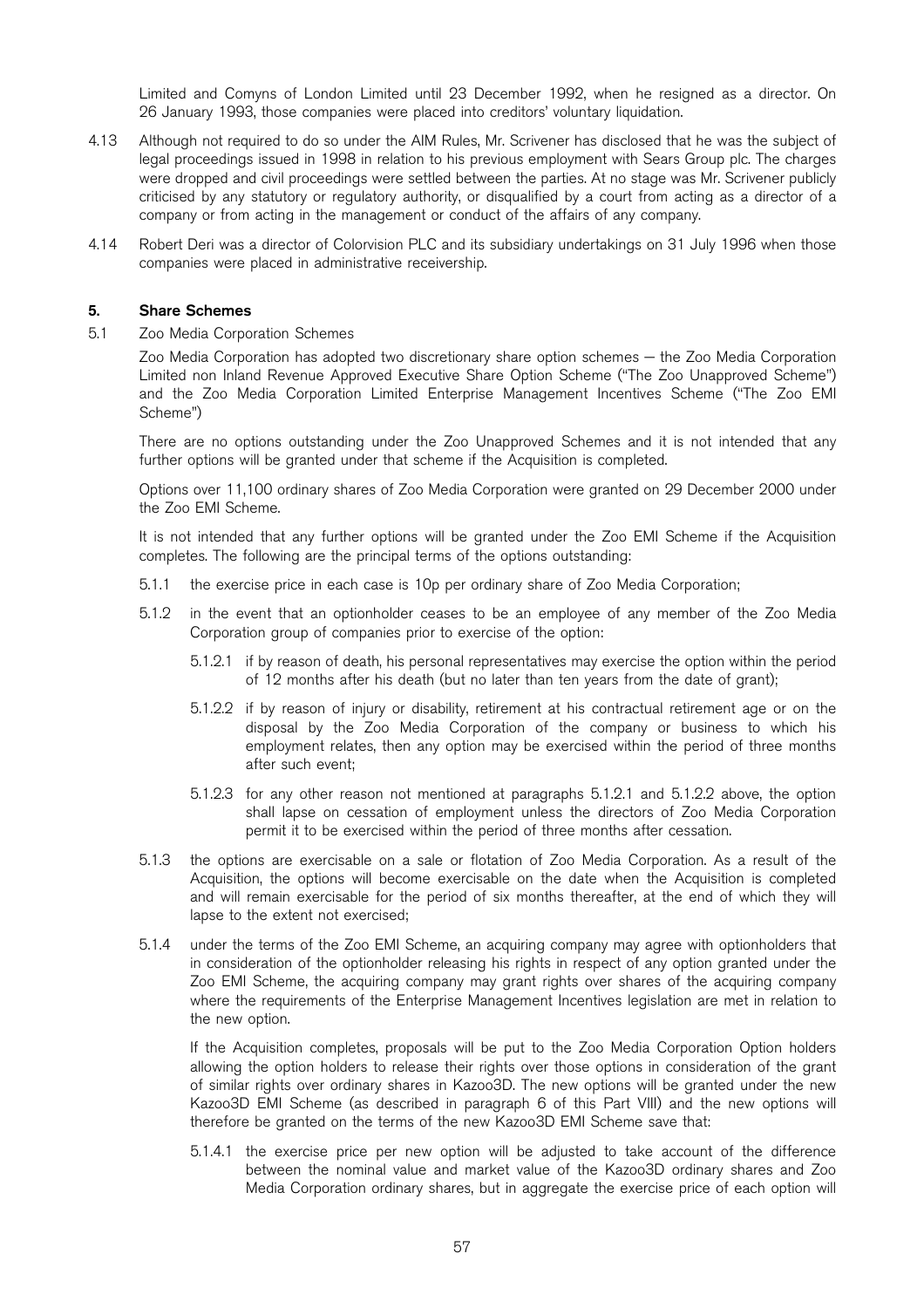Limited and Comyns of London Limited until 23 December 1992, when he resigned as a director. On 26 January 1993, those companies were placed into creditors' voluntary liquidation.

4.13 Although not required to do so under the AIM Rules, Mr. Scrivener has disclosed that he was the subject of legal proceedings issued in 1998 in relation to his previous employment with Sears Group plc. The charges were dropped and civil proceedings were settled between the parties. At no stage was Mr. Scrivener publicly criticised by any statutory or regulatory authority, or disqualified by a court from acting as a director of a company or from acting in the management or conduct of the affairs of any company.

4.14 Robert Deri was a director of Colorvision PLC and its subsidiary undertakings on 31 July 1996 when those companies were placed in administrative receivership.

## 5. Share Schemes

5.1 Zoo Media Corporation Schemes

Zoo Media Corporation has adopted two discretionary share option schemes — the Zoo Media Corporation Limited non Inland Revenue Approved Executive Share Option Scheme ("The Zoo Unapproved Scheme") and the Zoo Media Corporation Limited Enterprise Management Incentives Scheme ("The Zoo EMI Scheme")

There are no options outstanding under the Zoo Unapproved Schemes and it is not intended that any further options will be granted under that scheme if the Acquisition is completed.

Options over 11,100 ordinary shares of Zoo Media Corporation were granted on 29 December 2000 under the Zoo EMI Scheme.

It is not intended that any further options will be granted under the Zoo EMI Scheme if the Acquisition completes. The following are the principal terms of the options outstanding:

5.1.1 the exercise price in each case is 10p per ordinary share of Zoo Media Corporation;

5.1.2 in the event that an optionholder ceases to be an employee of any member of the Zoo Media Corporation group of companies prior to exercise of the option:

5.1.2.1 if by reason of death, his personal representatives may exercise the option within the period of 12 months after his death (but no later than ten years from the date of grant);

5.1.2.2 if by reason of injury or disability, retirement at his contractual retirement age or on the disposal by the Zoo Media Corporation of the company or business to which his employment relates, then any option may be exercised within the period of three months after such event;

5.1.2.3 for any other reason not mentioned at paragraphs 5.1.2.1 and 5.1.2.2 above, the option shall lapse on cessation of employment unless the directors of Zoo Media Corporation permit it to be exercised within the period of three months after cessation.

5.1.3 the options are exercisable on a sale or flotation of Zoo Media Corporation. As a result of the Acquisition, the options will become exercisable on the date when the Acquisition is completed and will remain exercisable for the period of six months thereafter, at the end of which they will lapse to the extent not exercised;

5.1.4 under the terms of the Zoo EMI Scheme, an acquiring company may agree with optionholders that in consideration of the optionholder releasing his rights in respect of any option granted under the Zoo EMI Scheme, the acquiring company may grant rights over shares of the acquiring company where the requirements of the Enterprise Management Incentives legislation are met in relation to the new option.

If the Acquisition completes, proposals will be put to the Zoo Media Corporation Option holders allowing the option holders to release their rights over those options in consideration of the grant of similar rights over ordinary shares in Kazoo3D. The new options will be granted under the new Kazoo3D EMI Scheme (as described in paragraph 6 of this Part VIII) and the new options will therefore be granted on the terms of the new Kazoo3D EMI Scheme save that:

5.1.4.1 the exercise price per new option will be adjusted to take account of the difference between the nominal value and market value of the Kazoo3D ordinary shares and Zoo Media Corporation ordinary shares, but in aggregate the exercise price of each option will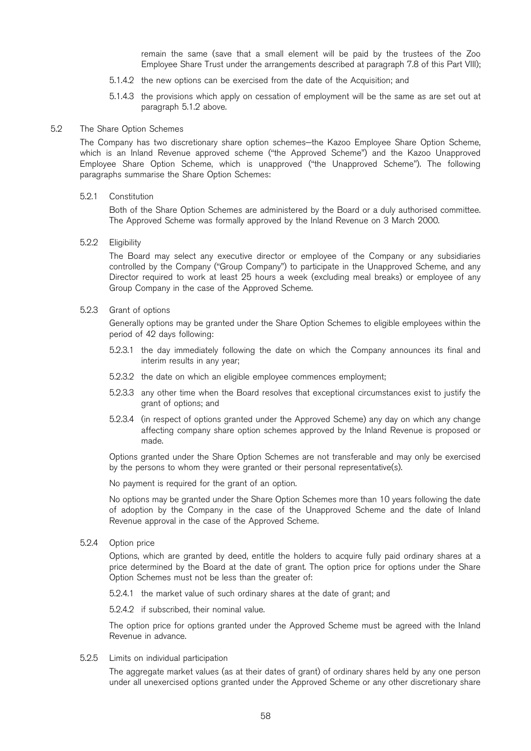remain the same (save that a small element will be paid by the trustees of the Zoo Employee Share Trust under the arrangements described at paragraph 7.8 of this Part VIII);

5.1.4.2 the new options can be exercised from the date of the Acquisition; and

5.1.4.3 the provisions which apply on cessation of employment will be the same as are set out at paragraph 5.1.2 above.

5.2 The Share Option Schemes

The Company has two discretionary share option schemes—the Kazoo Employee Share Option Scheme, which is an Inland Revenue approved scheme ("the Approved Scheme") and the Kazoo Unapproved Employee Share Option Scheme, which is unapproved ("the Unapproved Scheme"). The following paragraphs summarise the Share Option Schemes:

5.2.1 Constitution

Both of the Share Option Schemes are administered by the Board or a duly authorised committee. The Approved Scheme was formally approved by the Inland Revenue on 3 March 2000.

5.2.2 Eligibility

The Board may select any executive director or employee of the Company or any subsidiaries controlled by the Company ("Group Company") to participate in the Unapproved Scheme, and any Director required to work at least 25 hours a week (excluding meal breaks) or employee of any Group Company in the case of the Approved Scheme.

5.2.3 Grant of options

Generally options may be granted under the Share Option Schemes to eligible employees within the period of 42 days following:

5.2.3.1 the day immediately following the date on which the Company announces its final and interim results in any year;

5.2.3.2 the date on which an eligible employee commences employment;

5.2.3.3 any other time when the Board resolves that exceptional circumstances exist to justify the grant of options; and

5.2.3.4 (in respect of options granted under the Approved Scheme) any day on which any change affecting company share option schemes approved by the Inland Revenue is proposed or made.

Options granted under the Share Option Schemes are not transferable and may only be exercised by the persons to whom they were granted or their personal representative(s).

No payment is required for the grant of an option.

No options may be granted under the Share Option Schemes more than 10 years following the date of adoption by the Company in the case of the Unapproved Scheme and the date of Inland Revenue approval in the case of the Approved Scheme.

5.2.4 Option price

Options, which are granted by deed, entitle the holders to acquire fully paid ordinary shares at a price determined by the Board at the date of grant. The option price for options under the Share Option Schemes must not be less than the greater of:

5.2.4.1 the market value of such ordinary shares at the date of grant; and

5.2.4.2 if subscribed, their nominal value.

The option price for options granted under the Approved Scheme must be agreed with the Inland Revenue in advance.

5.2.5 Limits on individual participation

The aggregate market values (as at their dates of grant) of ordinary shares held by any one person under all unexercised options granted under the Approved Scheme or any other discretionary share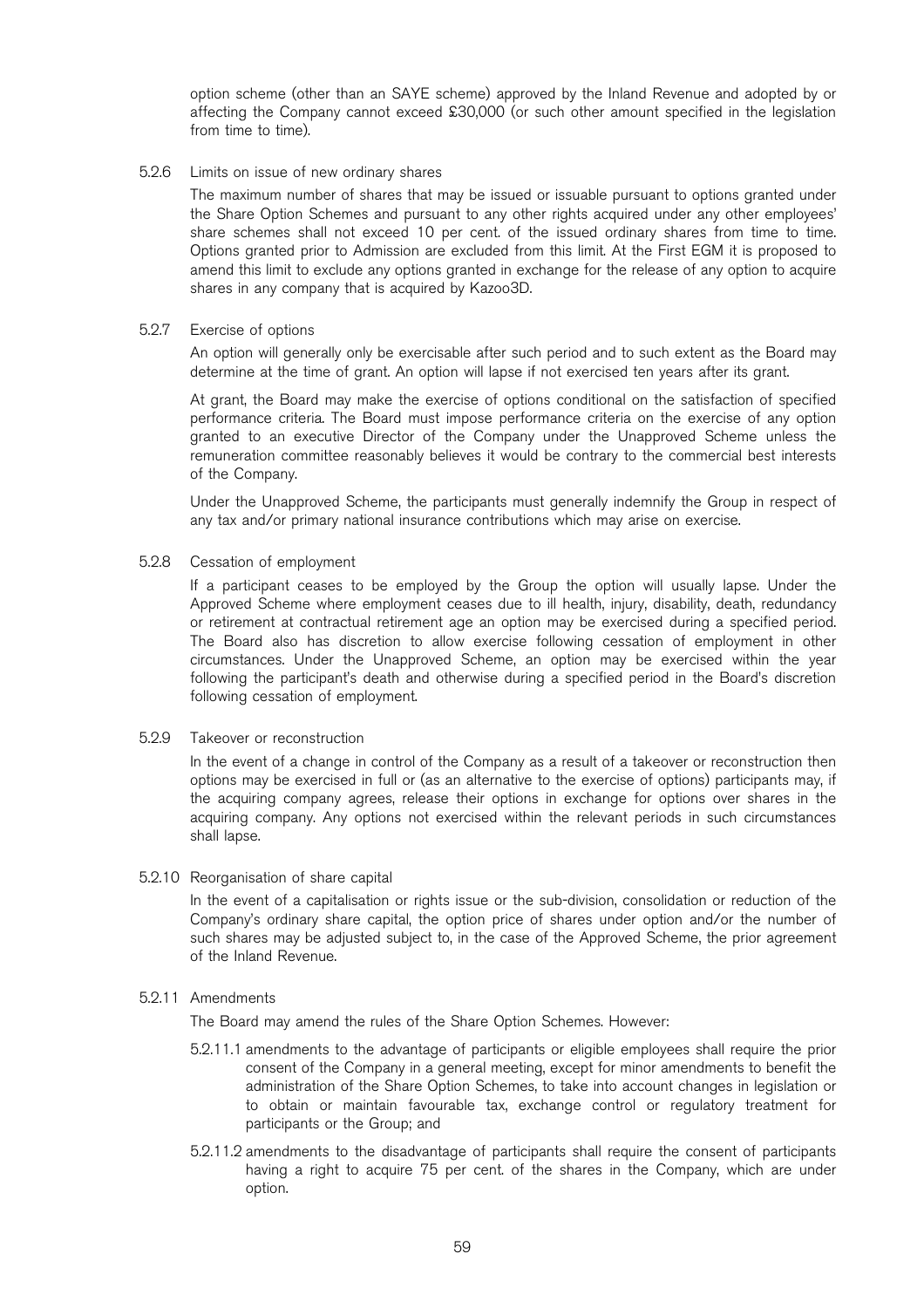option scheme (other than an SAYE scheme) approved by the Inland Revenue and adopted by or affecting the Company cannot exceed £30,000 (or such other amount specified in the legislation from time to time).

5.2.6 Limits on issue of new ordinary shares

The maximum number of shares that may be issued or issuable pursuant to options granted under the Share Option Schemes and pursuant to any other rights acquired under any other employees' share schemes shall not exceed 10 per cent. of the issued ordinary shares from time to time. Options granted prior to Admission are excluded from this limit. At the First EGM it is proposed to amend this limit to exclude any options granted in exchange for the release of any option to acquire shares in any company that is acquired by Kazoo3D.

5.2.7 Exercise of options

An option will generally only be exercisable after such period and to such extent as the Board may determine at the time of grant. An option will lapse if not exercised ten years after its grant.

At grant, the Board may make the exercise of options conditional on the satisfaction of specified performance criteria. The Board must impose performance criteria on the exercise of any option granted to an executive Director of the Company under the Unapproved Scheme unless the remuneration committee reasonably believes it would be contrary to the commercial best interests of the Company.

Under the Unapproved Scheme, the participants must generally indemnify the Group in respect of any tax and/or primary national insurance contributions which may arise on exercise.

5.2.8 Cessation of employment

If a participant ceases to be employed by the Group the option will usually lapse. Under the Approved Scheme where employment ceases due to ill health, injury, disability, death, redundancy or retirement at contractual retirement age an option may be exercised during a specified period. The Board also has discretion to allow exercise following cessation of employment in other circumstances. Under the Unapproved Scheme, an option may be exercised within the year following the participant's death and otherwise during a specified period in the Board's discretion following cessation of employment.

5.2.9 Takeover or reconstruction

In the event of a change in control of the Company as a result of a takeover or reconstruction then options may be exercised in full or (as an alternative to the exercise of options) participants may, if the acquiring company agrees, release their options in exchange for options over shares in the acquiring company. Any options not exercised within the relevant periods in such circumstances shall lapse.

5.2.10 Reorganisation of share capital

In the event of a capitalisation or rights issue or the sub-division, consolidation or reduction of the Company's ordinary share capital, the option price of shares under option and/or the number of such shares may be adjusted subject to, in the case of the Approved Scheme, the prior agreement of the Inland Revenue.

5.2.11 Amendments

The Board may amend the rules of the Share Option Schemes. However:

5.2.11.1 amendments to the advantage of participants or eligible employees shall require the prior consent of the Company in a general meeting, except for minor amendments to benefit the administration of the Share Option Schemes, to take into account changes in legislation or to obtain or maintain favourable tax, exchange control or regulatory treatment for participants or the Group; and

5.2.11.2 amendments to the disadvantage of participants shall require the consent of participants having a right to acquire 75 per cent. of the shares in the Company, which are under option.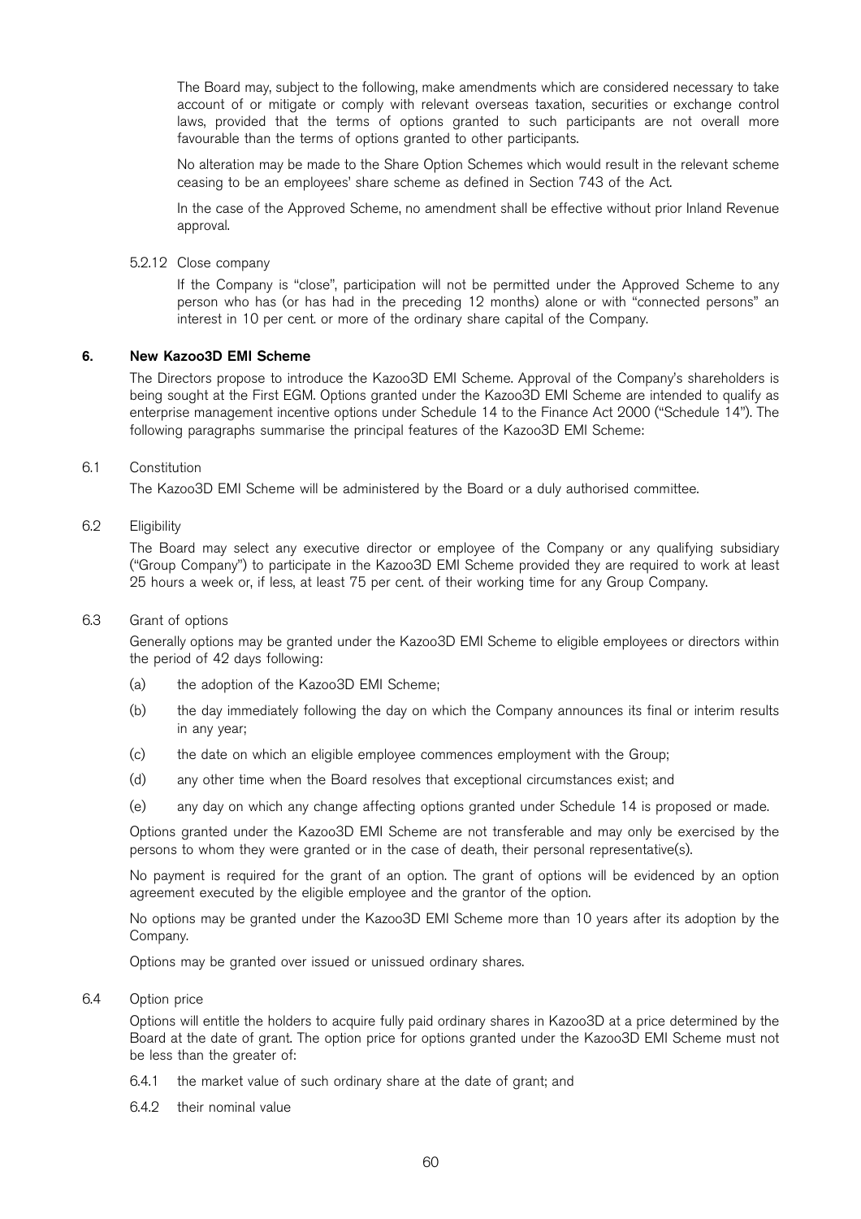The Board may, subject to the following, make amendments which are considered necessary to take account of or mitigate or comply with relevant overseas taxation, securities or exchange control laws, provided that the terms of options granted to such participants are not overall more favourable than the terms of options granted to other participants.

No alteration may be made to the Share Option Schemes which would result in the relevant scheme ceasing to be an employees' share scheme as defined in Section 743 of the Act.

In the case of the Approved Scheme, no amendment shall be effective without prior Inland Revenue approval.

5.2.12 Close company

If the Company is "close", participation will not be permitted under the Approved Scheme to any person who has (or has had in the preceding 12 months) alone or with "connected persons" an interest in 10 per cent. or more of the ordinary share capital of the Company.

## 6. New Kazoo3D EMI Scheme

The Directors propose to introduce the Kazoo3D EMI Scheme. Approval of the Company's shareholders is being sought at the First EGM. Options granted under the Kazoo3D EMI Scheme are intended to qualify as enterprise management incentive options under Schedule 14 to the Finance Act 2000 ("Schedule 14"). The following paragraphs summarise the principal features of the Kazoo3D EMI Scheme:

6.1 Constitution

The Kazoo3D EMI Scheme will be administered by the Board or a duly authorised committee.

6.2 Eligibility

The Board may select any executive director or employee of the Company or any qualifying subsidiary ("Group Company") to participate in the Kazoo3D EMI Scheme provided they are required to work at least 25 hours a week or, if less, at least 75 per cent. of their working time for any Group Company.

6.3 Grant of options

Generally options may be granted under the Kazoo3D EMI Scheme to eligible employees or directors within the period of 42 days following:

(a) the adoption of the Kazoo3D EMI Scheme;

(b) the day immediately following the day on which the Company announces its final or interim results in any year;

(c) the date on which an eligible employee commences employment with the Group;

(d) any other time when the Board resolves that exceptional circumstances exist; and

(e) any day on which any change affecting options granted under Schedule 14 is proposed or made.

Options granted under the Kazoo3D EMI Scheme are not transferable and may only be exercised by the persons to whom they were granted or in the case of death, their personal representative(s).

No payment is required for the grant of an option. The grant of options will be evidenced by an option agreement executed by the eligible employee and the grantor of the option.

No options may be granted under the Kazoo3D EMI Scheme more than 10 years after its adoption by the Company.

Options may be granted over issued or unissued ordinary shares.

6.4 Option price

Options will entitle the holders to acquire fully paid ordinary shares in Kazoo3D at a price determined by the Board at the date of grant. The option price for options granted under the Kazoo3D EMI Scheme must not be less than the greater of:

6.4.1 the market value of such ordinary share at the date of grant; and

6.4.2 their nominal value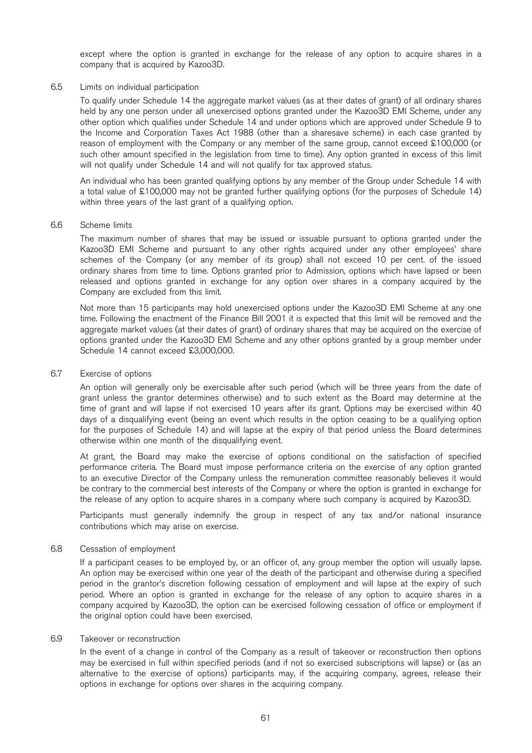except where the option is granted in exchange for the release of any option to acquire shares in a company that is acquired by Kazoo3D.

6.5 Limits on individual participation

To qualify under Schedule 14 the aggregate market values (as at their dates of grant) of all ordinary shares held by any one person under all unexercised options granted under the Kazoo3D EMI Scheme, under any other option which qualifies under Schedule 14 and under options which are approved under Schedule 9 to the Income and Corporation Taxes Act 1988 (other than a sharesave scheme) in each case granted by reason of employment with the Company or any member of the same group, cannot exceed £100,000 (or such other amount specified in the legislation from time to time). Any option granted in excess of this limit will not qualify under Schedule 14 and will not qualify for tax approved status.

An individual who has been granted qualifying options by any member of the Group under Schedule 14 with a total value of £100,000 may not be granted further qualifying options (for the purposes of Schedule 14) within three years of the last grant of a qualifying option.

6.6 Scheme limits

The maximum number of shares that may be issued or issuable pursuant to options granted under the Kazoo3D EMI Scheme and pursuant to any other rights acquired under any other employees' share schemes of the Company (or any member of its group) shall not exceed 10 per cent. of the issued ordinary shares from time to time. Options granted prior to Admission, options which have lapsed or been released and options granted in exchange for any option over shares in a company acquired by the Company are excluded from this limit.

Not more than 15 participants may hold unexercised options under the Kazoo3D EMI Scheme at any one time. Following the enactment of the Finance Bill 2001 it is expected that this limit will be removed and the aggregate market values (at their dates of grant) of ordinary shares that may be acquired on the exercise of options granted under the Kazoo3D EMI Scheme and any other options granted by a group member under Schedule 14 cannot exceed £3,000,000.

6.7 Exercise of options

An option will generally only be exercisable after such period (which will be three years from the date of grant unless the grantor determines otherwise) and to such extent as the Board may determine at the time of grant and will lapse if not exercised 10 years after its grant. Options may be exercised within 40 days of a disqualifying event (being an event which results in the option ceasing to be a qualifying option for the purposes of Schedule 14) and will lapse at the expiry of that period unless the Board determines otherwise within one month of the disqualifying event.

At grant, the Board may make the exercise of options conditional on the satisfaction of specified performance criteria. The Board must impose performance criteria on the exercise of any option granted to an executive Director of the Company unless the remuneration committee reasonably believes it would be contrary to the commercial best interests of the Company or where the option is granted in exchange for the release of any option to acquire shares in a company where such company is acquired by Kazoo3D.

Participants must generally indemnify the group in respect of any tax and/or national insurance contributions which may arise on exercise.

6.8 Cessation of employment

If a participant ceases to be employed by, or an officer of, any group member the option will usually lapse. An option may be exercised within one year of the death of the participant and otherwise during a specified period in the grantor's discretion following cessation of employment and will lapse at the expiry of such period. Where an option is granted in exchange for the release of any option to acquire shares in a company acquired by Kazoo3D, the option can be exercised following cessation of office or employment if the original option could have been exercised.

6.9 Takeover or reconstruction

In the event of a change in control of the Company as a result of takeover or reconstruction then options may be exercised in full within specified periods (and if not so exercised subscriptions will lapse) or (as an alternative to the exercise of options) participants may, if the acquiring company, agrees, release their options in exchange for options over shares in the acquiring company.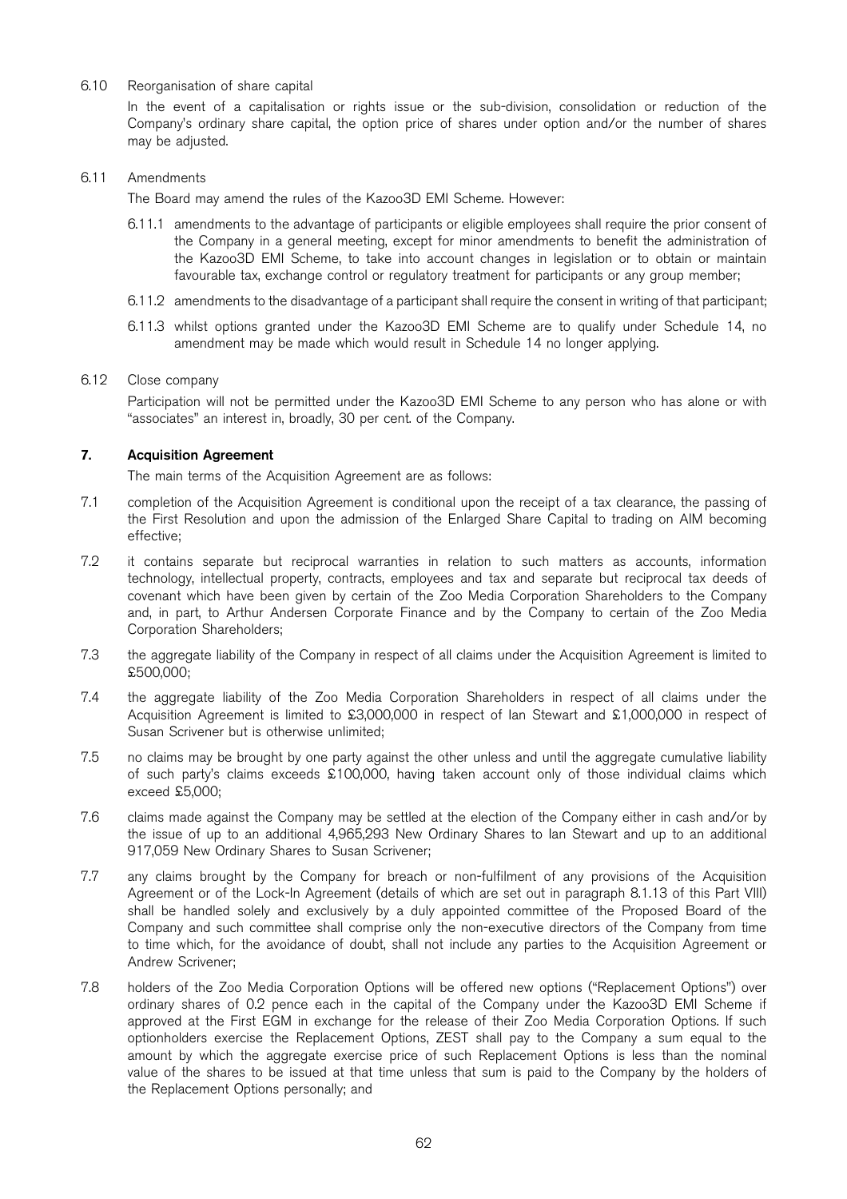6.10 Reorganisation of share capital

In the event of a capitalisation or rights issue or the sub-division, consolidation or reduction of the Company's ordinary share capital, the option price of shares under option and/or the number of shares may be adjusted.

6.11 Amendments

The Board may amend the rules of the Kazoo3D EMI Scheme. However:

6.11.1 amendments to the advantage of participants or eligible employees shall require the prior consent of the Company in a general meeting, except for minor amendments to benefit the administration of the Kazoo3D EMI Scheme, to take into account changes in legislation or to obtain or maintain favourable tax, exchange control or regulatory treatment for participants or any group member;

6.11.2 amendments to the disadvantage of a participant shall require the consent in writing of that participant;

6.11.3 whilst options granted under the Kazoo3D EMI Scheme are to qualify under Schedule 14, no amendment may be made which would result in Schedule 14 no longer applying.

6.12 Close company

Participation will not be permitted under the Kazoo3D EMI Scheme to any person who has alone or with "associates" an interest in, broadly, 30 per cent. of the Company.

## 7. Acquisition Agreement

The main terms of the Acquisition Agreement are as follows:

7.1 completion of the Acquisition Agreement is conditional upon the receipt of a tax clearance, the passing of the First Resolution and upon the admission of the Enlarged Share Capital to trading on AIM becoming effective;

7.2 it contains separate but reciprocal warranties in relation to such matters as accounts, information technology, intellectual property, contracts, employees and tax and separate but reciprocal tax deeds of covenant which have been given by certain of the Zoo Media Corporation Shareholders to the Company and, in part, to Arthur Andersen Corporate Finance and by the Company to certain of the Zoo Media Corporation Shareholders;

7.3 the aggregate liability of the Company in respect of all claims under the Acquisition Agreement is limited to £500,000;

7.4 the aggregate liability of the Zoo Media Corporation Shareholders in respect of all claims under the Acquisition Agreement is limited to £3,000,000 in respect of Ian Stewart and £1,000,000 in respect of Susan Scrivener but is otherwise unlimited;

7.5 no claims may be brought by one party against the other unless and until the aggregate cumulative liability of such party's claims exceeds £100,000, having taken account only of those individual claims which exceed £5,000;

7.6 claims made against the Company may be settled at the election of the Company either in cash and/or by the issue of up to an additional 4,965,293 New Ordinary Shares to Ian Stewart and up to an additional 917,059 New Ordinary Shares to Susan Scrivener;

7.7 any claims brought by the Company for breach or non-fulfilment of any provisions of the Acquisition Agreement or of the Lock-In Agreement (details of which are set out in paragraph 8.1.13 of this Part VIII) shall be handled solely and exclusively by a duly appointed committee of the Proposed Board of the Company and such committee shall comprise only the non-executive directors of the Company from time to time which, for the avoidance of doubt, shall not include any parties to the Acquisition Agreement or Andrew Scrivener;

7.8 holders of the Zoo Media Corporation Options will be offered new options ("Replacement Options") over ordinary shares of 0.2 pence each in the capital of the Company under the Kazoo3D EMI Scheme if approved at the First EGM in exchange for the release of their Zoo Media Corporation Options. If such optionholders exercise the Replacement Options, ZEST shall pay to the Company a sum equal to the amount by which the aggregate exercise price of such Replacement Options is less than the nominal value of the shares to be issued at that time unless that sum is paid to the Company by the holders of the Replacement Options personally; and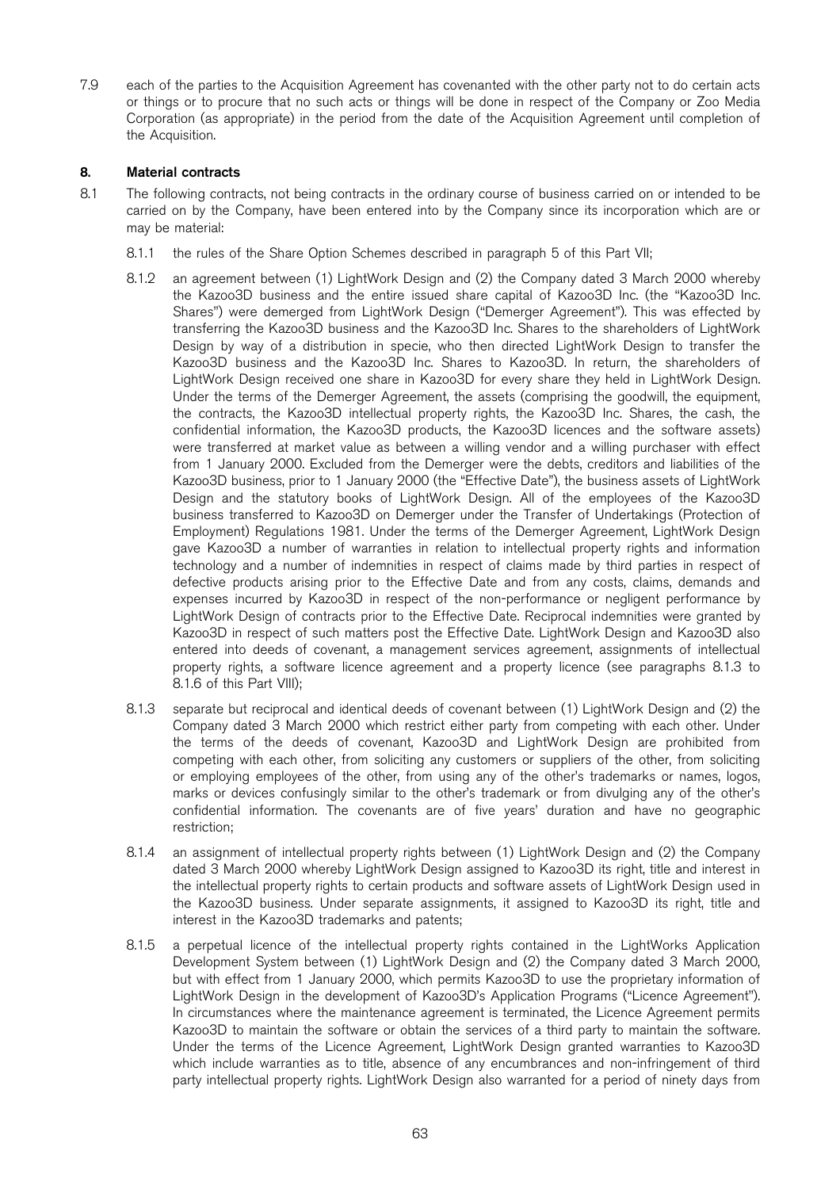7.9 each of the parties to the Acquisition Agreement has covenanted with the other party not to do certain acts or things or to procure that no such acts or things will be done in respect of the Company or Zoo Media Corporation (as appropriate) in the period from the date of the Acquisition Agreement until completion of the Acquisition.

## 8. Material contracts

8.1 The following contracts, not being contracts in the ordinary course of business carried on or intended to be carried on by the Company, have been entered into by the Company since its incorporation which are or may be material:

8.1.1 the rules of the Share Option Schemes described in paragraph 5 of this Part VII;

8.1.2 an agreement between (1) LightWork Design and (2) the Company dated 3 March 2000 whereby the Kazoo3D business and the entire issued share capital of Kazoo3D Inc. (the "Kazoo3D Inc. Shares") were demerged from LightWork Design ("Demerger Agreement"). This was effected by transferring the Kazoo3D business and the Kazoo3D Inc. Shares to the shareholders of LightWork Design by way of a distribution in specie, who then directed LightWork Design to transfer the Kazoo3D business and the Kazoo3D Inc. Shares to Kazoo3D. In return, the shareholders of LightWork Design received one share in Kazoo3D for every share they held in LightWork Design. Under the terms of the Demerger Agreement, the assets (comprising the goodwill, the equipment, the contracts, the Kazoo3D intellectual property rights, the Kazoo3D Inc. Shares, the cash, the confidential information, the Kazoo3D products, the Kazoo3D licences and the software assets) were transferred at market value as between a willing vendor and a willing purchaser with effect from 1 January 2000. Excluded from the Demerger were the debts, creditors and liabilities of the Kazoo3D business, prior to 1 January 2000 (the "Effective Date"), the business assets of LightWork Design and the statutory books of LightWork Design. All of the employees of the Kazoo3D business transferred to Kazoo3D on Demerger under the Transfer of Undertakings (Protection of Employment) Regulations 1981. Under the terms of the Demerger Agreement, LightWork Design gave Kazoo3D a number of warranties in relation to intellectual property rights and information technology and a number of indemnities in respect of claims made by third parties in respect of defective products arising prior to the Effective Date and from any costs, claims, demands and expenses incurred by Kazoo3D in respect of the non-performance or negligent performance by LightWork Design of contracts prior to the Effective Date. Reciprocal indemnities were granted by Kazoo3D in respect of such matters post the Effective Date. LightWork Design and Kazoo3D also entered into deeds of covenant, a management services agreement, assignments of intellectual property rights, a software licence agreement and a property licence (see paragraphs 8.1.3 to 8.1.6 of this Part VIII);

8.1.3 separate but reciprocal and identical deeds of covenant between (1) LightWork Design and (2) the Company dated 3 March 2000 which restrict either party from competing with each other. Under the terms of the deeds of covenant, Kazoo3D and LightWork Design are prohibited from competing with each other, from soliciting any customers or suppliers of the other, from soliciting or employing employees of the other, from using any of the other's trademarks or names, logos, marks or devices confusingly similar to the other's trademark or from divulging any of the other's confidential information. The covenants are of five years' duration and have no geographic restriction;

8.1.4 an assignment of intellectual property rights between (1) LightWork Design and (2) the Company dated 3 March 2000 whereby LightWork Design assigned to Kazoo3D its right, title and interest in the intellectual property rights to certain products and software assets of LightWork Design used in the Kazoo3D business. Under separate assignments, it assigned to Kazoo3D its right, title and interest in the Kazoo3D trademarks and patents;

8.1.5 a perpetual licence of the intellectual property rights contained in the LightWorks Application Development System between (1) LightWork Design and (2) the Company dated 3 March 2000, but with effect from 1 January 2000, which permits Kazoo3D to use the proprietary information of LightWork Design in the development of Kazoo3D's Application Programs ("Licence Agreement"). In circumstances where the maintenance agreement is terminated, the Licence Agreement permits Kazoo3D to maintain the software or obtain the services of a third party to maintain the software. Under the terms of the Licence Agreement, LightWork Design granted warranties to Kazoo3D which include warranties as to title, absence of any encumbrances and non-infringement of third party intellectual property rights. LightWork Design also warranted for a period of ninety days from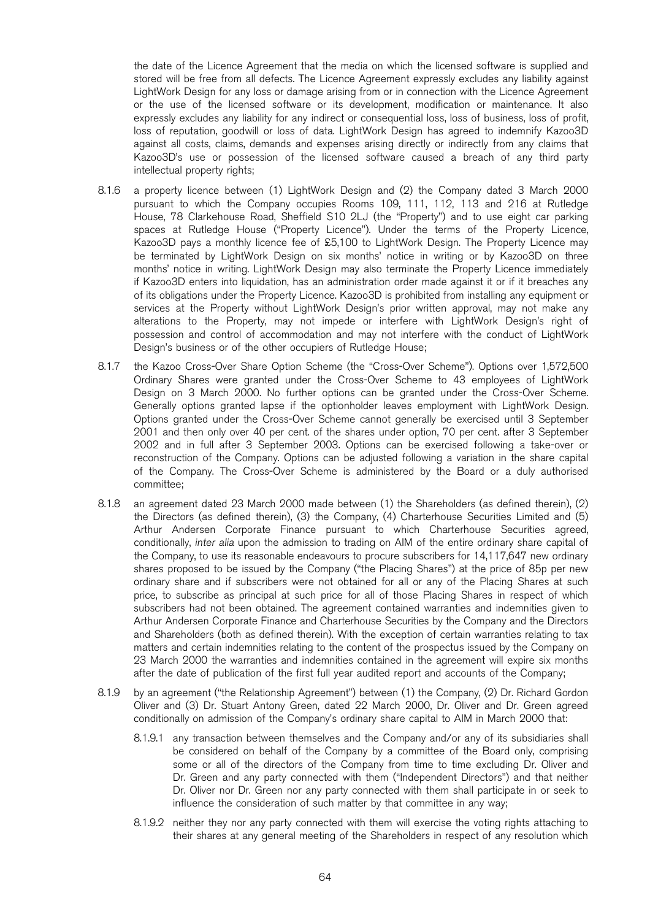the date of the Licence Agreement that the media on which the licensed software is supplied and stored will be free from all defects. The Licence Agreement expressly excludes any liability against LightWork Design for any loss or damage arising from or in connection with the Licence Agreement or the use of the licensed software or its development, modification or maintenance. It also expressly excludes any liability for any indirect or consequential loss, loss of business, loss of profit, loss of reputation, goodwill or loss of data. LightWork Design has agreed to indemnify Kazoo3D against all costs, claims, demands and expenses arising directly or indirectly from any claims that Kazoo3D's use or possession of the licensed software caused a breach of any third party intellectual property rights;

8.1.6 a property licence between (1) LightWork Design and (2) the Company dated 3 March 2000 pursuant to which the Company occupies Rooms 109, 111, 112, 113 and 216 at Rutledge House, 78 Clarkehouse Road, Sheffield S10 2LJ (the "Property") and to use eight car parking spaces at Rutledge House ("Property Licence"). Under the terms of the Property Licence, Kazoo3D pays a monthly licence fee of £5,100 to LightWork Design. The Property Licence may be terminated by LightWork Design on six months' notice in writing or by Kazoo3D on three months' notice in writing. LightWork Design may also terminate the Property Licence immediately if Kazoo3D enters into liquidation, has an administration order made against it or if it breaches any of its obligations under the Property Licence. Kazoo3D is prohibited from installing any equipment or services at the Property without LightWork Design's prior written approval, may not make any alterations to the Property, may not impede or interfere with LightWork Design's right of possession and control of accommodation and may not interfere with the conduct of LightWork Design's business or of the other occupiers of Rutledge House;

8.1.7 the Kazoo Cross-Over Share Option Scheme (the "Cross-Over Scheme"). Options over 1,572,500 Ordinary Shares were granted under the Cross-Over Scheme to 43 employees of LightWork Design on 3 March 2000. No further options can be granted under the Cross-Over Scheme. Generally options granted lapse if the optionholder leaves employment with LightWork Design. Options granted under the Cross-Over Scheme cannot generally be exercised until 3 September 2001 and then only over 40 per cent. of the shares under option, 70 per cent. after 3 September 2002 and in full after 3 September 2003. Options can be exercised following a take-over or reconstruction of the Company. Options can be adjusted following a variation in the share capital of the Company. The Cross-Over Scheme is administered by the Board or a duly authorised committee;

8.1.8 an agreement dated 23 March 2000 made between (1) the Shareholders (as defined therein), (2) the Directors (as defined therein), (3) the Company, (4) Charterhouse Securities Limited and (5) Arthur Andersen Corporate Finance pursuant to which Charterhouse Securities agreed, conditionally, *inter alia* upon the admission to trading on AIM of the entire ordinary share capital of the Company, to use its reasonable endeavours to procure subscribers for 14,117,647 new ordinary shares proposed to be issued by the Company ("the Placing Shares") at the price of 85p per new ordinary share and if subscribers were not obtained for all or any of the Placing Shares at such price, to subscribe as principal at such price for all of those Placing Shares in respect of which subscribers had not been obtained. The agreement contained warranties and indemnities given to Arthur Andersen Corporate Finance and Charterhouse Securities by the Company and the Directors and Shareholders (both as defined therein). With the exception of certain warranties relating to tax matters and certain indemnities relating to the content of the prospectus issued by the Company on 23 March 2000 the warranties and indemnities contained in the agreement will expire six months after the date of publication of the first full year audited report and accounts of the Company;

8.1.9 by an agreement ("the Relationship Agreement") between (1) the Company, (2) Dr. Richard Gordon Oliver and (3) Dr. Stuart Antony Green, dated 22 March 2000, Dr. Oliver and Dr. Green agreed conditionally on admission of the Company's ordinary share capital to AIM in March 2000 that:

8.1.9.1 any transaction between themselves and the Company and/or any of its subsidiaries shall be considered on behalf of the Company by a committee of the Board only, comprising some or all of the directors of the Company from time to time excluding Dr. Oliver and Dr. Green and any party connected with them ("Independent Directors") and that neither Dr. Oliver nor Dr. Green nor any party connected with them shall participate in or seek to influence the consideration of such matter by that committee in any way;

8.1.9.2 neither they nor any party connected with them will exercise the voting rights attaching to their shares at any general meeting of the Shareholders in respect of any resolution which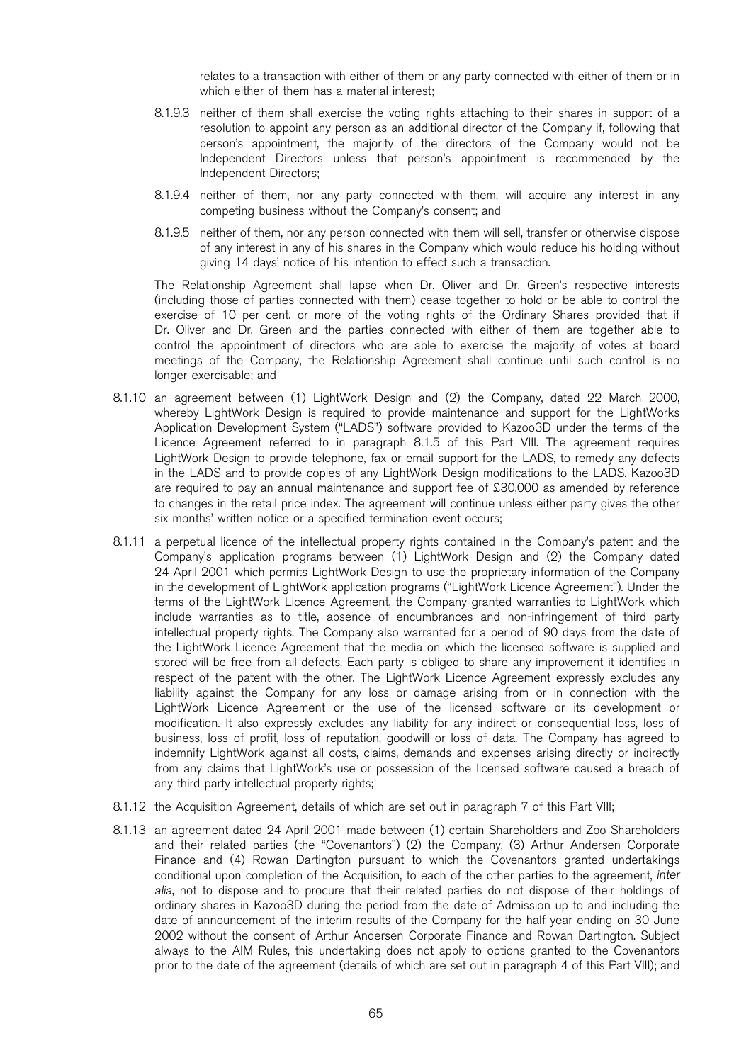relates to a transaction with either of them or any party connected with either of them or in which either of them has a material interest;

8.1.9.3 neither of them shall exercise the voting rights attaching to their shares in support of a resolution to appoint any person as an additional director of the Company if, following that person's appointment, the majority of the directors of the Company would not be Independent Directors unless that person's appointment is recommended by the Independent Directors;

8.1.9.4 neither of them, nor any party connected with them, will acquire any interest in any competing business without the Company's consent; and

8.1.9.5 neither of them, nor any person connected with them will sell, transfer or otherwise dispose of any interest in any of his shares in the Company which would reduce his holding without giving 14 days' notice of his intention to effect such a transaction.

The Relationship Agreement shall lapse when Dr. Oliver and Dr. Green's respective interests (including those of parties connected with them) cease together to hold or be able to control the exercise of 10 per cent. or more of the voting rights of the Ordinary Shares provided that if Dr. Oliver and Dr. Green and the parties connected with either of them are together able to control the appointment of directors who are able to exercise the majority of votes at board meetings of the Company, the Relationship Agreement shall continue until such control is no longer exercisable; and

8.1.10 an agreement between (1) LightWork Design and (2) the Company, dated 22 March 2000, whereby LightWork Design is required to provide maintenance and support for the LightWorks Application Development System ("LADS") software provided to Kazoo3D under the terms of the Licence Agreement referred to in paragraph 8.1.5 of this Part VIII. The agreement requires LightWork Design to provide telephone, fax or email support for the LADS, to remedy any defects in the LADS and to provide copies of any LightWork Design modifications to the LADS. Kazoo3D are required to pay an annual maintenance and support fee of £30,000 as amended by reference to changes in the retail price index. The agreement will continue unless either party gives the other six months' written notice or a specified termination event occurs;

8.1.11 a perpetual licence of the intellectual property rights contained in the Company's patent and the Company's application programs between (1) LightWork Design and (2) the Company dated 24 April 2001 which permits LightWork Design to use the proprietary information of the Company in the development of LightWork application programs ("LightWork Licence Agreement"). Under the terms of the LightWork Licence Agreement, the Company granted warranties to LightWork which include warranties as to title, absence of encumbrances and non-infringement of third party intellectual property rights. The Company also warranted for a period of 90 days from the date of the LightWork Licence Agreement that the media on which the licensed software is supplied and stored will be free from all defects. Each party is obliged to share any improvement it identifies in respect of the patent with the other. The LightWork Licence Agreement expressly excludes any liability against the Company for any loss or damage arising from or in connection with the LightWork Licence Agreement or the use of the licensed software or its development or modification. It also expressly excludes any liability for any indirect or consequential loss, loss of business, loss of profit, loss of reputation, goodwill or loss of data. The Company has agreed to indemnify LightWork against all costs, claims, demands and expenses arising directly or indirectly from any claims that LightWork's use or possession of the licensed software caused a breach of any third party intellectual property rights;

8.1.12 the Acquisition Agreement, details of which are set out in paragraph 7 of this Part VIII;

8.1.13 an agreement dated 24 April 2001 made between (1) certain Shareholders and Zoo Shareholders and their related parties (the "Covenantors") (2) the Company, (3) Arthur Andersen Corporate Finance and (4) Rowan Dartington pursuant to which the Covenantors granted undertakings conditional upon completion of the Acquisition, to each of the other parties to the agreement, *inter alia*, not to dispose and to procure that their related parties do not dispose of their holdings of ordinary shares in Kazoo3D during the period from the date of Admission up to and including the date of announcement of the interim results of the Company for the half year ending on 30 June 2002 without the consent of Arthur Andersen Corporate Finance and Rowan Dartington. Subject always to the AIM Rules, this undertaking does not apply to options granted to the Covenantors prior to the date of the agreement (details of which are set out in paragraph 4 of this Part VIII); and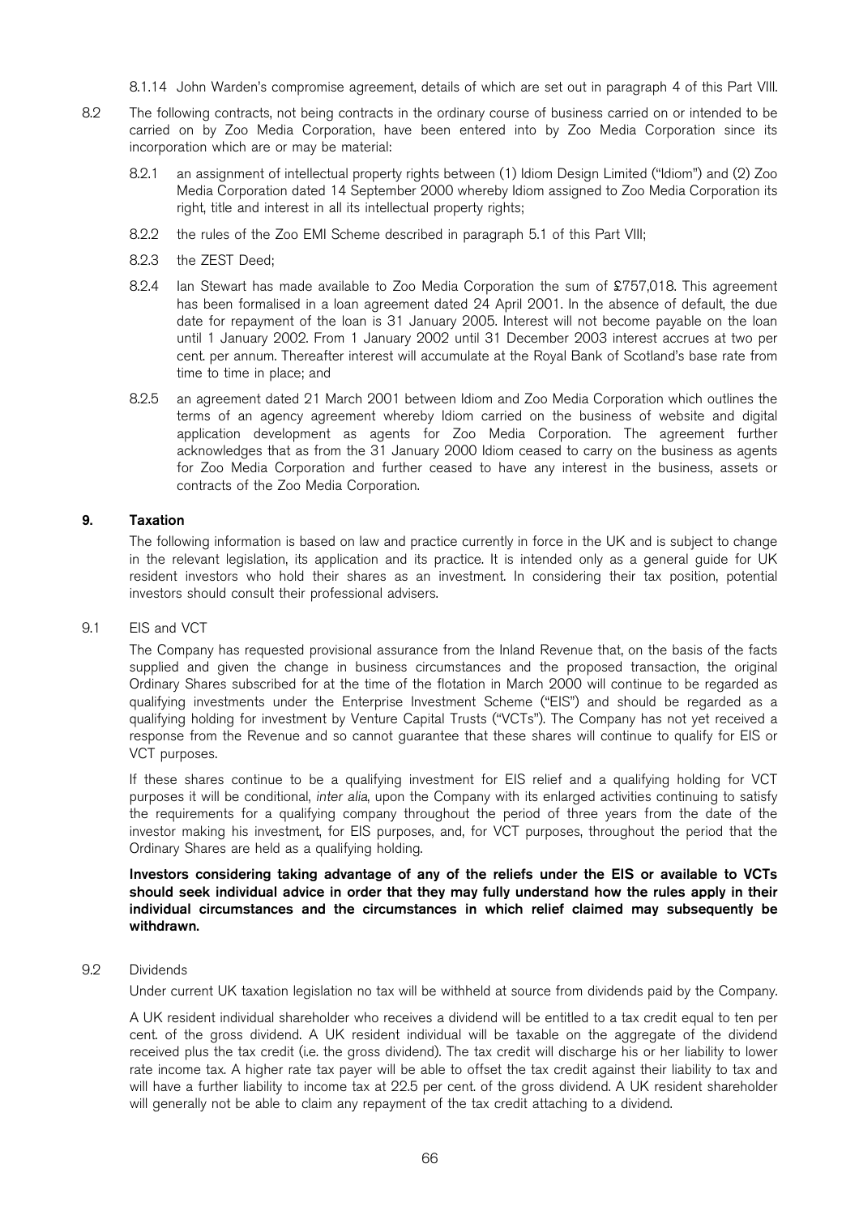8.1.14 John Warden's compromise agreement, details of which are set out in paragraph 4 of this Part VIII.

8.2 The following contracts, not being contracts in the ordinary course of business carried on or intended to be carried on by Zoo Media Corporation, have been entered into by Zoo Media Corporation since its incorporation which are or may be material:

8.2.1 an assignment of intellectual property rights between (1) Idiom Design Limited ("Idiom") and (2) Zoo Media Corporation dated 14 September 2000 whereby Idiom assigned to Zoo Media Corporation its right, title and interest in all its intellectual property rights;

8.2.2 the rules of the Zoo EMI Scheme described in paragraph 5.1 of this Part VIII;

8.2.3 the ZEST Deed;

8.2.4 Ian Stewart has made available to Zoo Media Corporation the sum of £757,018. This agreement has been formalised in a loan agreement dated 24 April 2001. In the absence of default, the due date for repayment of the loan is 31 January 2005. Interest will not become payable on the loan until 1 January 2002. From 1 January 2002 until 31 December 2003 interest accrues at two per cent. per annum. Thereafter interest will accumulate at the Royal Bank of Scotland's base rate from time to time in place; and

8.2.5 an agreement dated 21 March 2001 between Idiom and Zoo Media Corporation which outlines the terms of an agency agreement whereby Idiom carried on the business of website and digital application development as agents for Zoo Media Corporation. The agreement further acknowledges that as from the 31 January 2000 Idiom ceased to carry on the business as agents for Zoo Media Corporation and further ceased to have any interest in the business, assets or contracts of the Zoo Media Corporation.

## 9. Taxation

The following information is based on law and practice currently in force in the UK and is subject to change in the relevant legislation, its application and its practice. It is intended only as a general guide for UK resident investors who hold their shares as an investment. In considering their tax position, potential investors should consult their professional advisers.

### 9.1 EIS and VCT

The Company has requested provisional assurance from the Inland Revenue that, on the basis of the facts supplied and given the change in business circumstances and the proposed transaction, the original Ordinary Shares subscribed for at the time of the flotation in March 2000 will continue to be regarded as qualifying investments under the Enterprise Investment Scheme ("EIS") and should be regarded as a qualifying holding for investment by Venture Capital Trusts ("VCTs"). The Company has not yet received a response from the Revenue and so cannot guarantee that these shares will continue to qualify for EIS or VCT purposes.

If these shares continue to be a qualifying investment for EIS relief and a qualifying holding for VCT purposes it will be conditional, *inter alia*, upon the Company with its enlarged activities continuing to satisfy the requirements for a qualifying company throughout the period of three years from the date of the investor making his investment, for EIS purposes, and, for VCT purposes, throughout the period that the Ordinary Shares are held as a qualifying holding.

**Investors considering taking advantage of any of the reliefs under the EIS or available to VCTs should seek individual advice in order that they may fully understand how the rules apply in their individual circumstances and the circumstances in which relief claimed may subsequently be withdrawn.**

### 9.2 Dividends

Under current UK taxation legislation no tax will be withheld at source from dividends paid by the Company.

A UK resident individual shareholder who receives a dividend will be entitled to a tax credit equal to ten per cent. of the gross dividend. A UK resident individual will be taxable on the aggregate of the dividend received plus the tax credit (i.e. the gross dividend). The tax credit will discharge his or her liability to lower rate income tax. A higher rate tax payer will be able to offset the tax credit against their liability to tax and will have a further liability to income tax at 22.5 per cent. of the gross dividend. A UK resident shareholder will generally not be able to claim any repayment of the tax credit attaching to a dividend.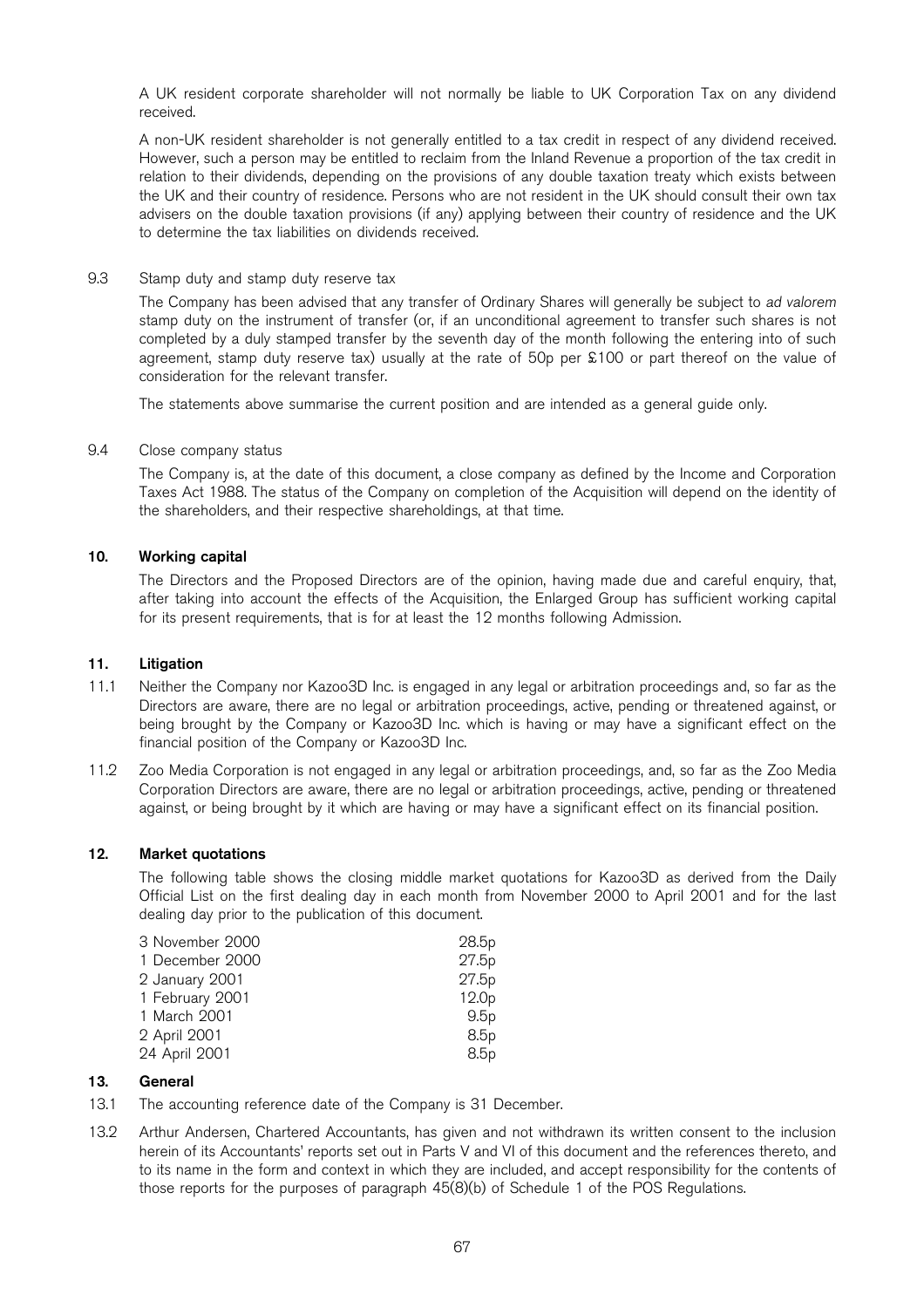A UK resident corporate shareholder will not normally be liable to UK Corporation Tax on any dividend received.

A non-UK resident shareholder is not generally entitled to a tax credit in respect of any dividend received. However, such a person may be entitled to reclaim from the Inland Revenue a proportion of the tax credit in relation to their dividends, depending on the provisions of any double taxation treaty which exists between the UK and their country of residence. Persons who are not resident in the UK should consult their own tax advisers on the double taxation provisions (if any) applying between their country of residence and the UK to determine the tax liabilities on dividends received.

9.3 Stamp duty and stamp duty reserve tax

The Company has been advised that any transfer of Ordinary Shares will generally be subject to *ad valorem* stamp duty on the instrument of transfer (or, if an unconditional agreement to transfer such shares is not completed by a duly stamped transfer by the seventh day of the month following the entering into of such agreement, stamp duty reserve tax) usually at the rate of 50p per £100 or part thereof on the value of consideration for the relevant transfer.

The statements above summarise the current position and are intended as a general guide only.

9.4 Close company status

The Company is, at the date of this document, a close company as defined by the Income and Corporation Taxes Act 1988. The status of the Company on completion of the Acquisition will depend on the identity of the shareholders, and their respective shareholdings, at that time.

## 10. Working capital

The Directors and the Proposed Directors are of the opinion, having made due and careful enquiry, that, after taking into account the effects of the Acquisition, the Enlarged Group has sufficient working capital for its present requirements, that is for at least the 12 months following Admission.

## 11. Litigation

11.1 Neither the Company nor Kazoo3D Inc. is engaged in any legal or arbitration proceedings and, so far as the Directors are aware, there are no legal or arbitration proceedings, active, pending or threatened against, or being brought by the Company or Kazoo3D Inc. which is having or may have a significant effect on the financial position of the Company or Kazoo3D Inc.

11.2 Zoo Media Corporation is not engaged in any legal or arbitration proceedings, and, so far as the Zoo Media Corporation Directors are aware, there are no legal or arbitration proceedings, active, pending or threatened against, or being brought by it which are having or may have a significant effect on its financial position.

## 12. Market quotations

The following table shows the closing middle market quotations for Kazoo3D as derived from the Daily Official List on the first dealing day in each month from November 2000 to April 2001 and for the last dealing day prior to the publication of this document.

| | |
|---|---|
| 3 November 2000 | 28.5p |
| 1 December 2000 | 27.5p |
| 2 January 2001 | 27.5p |
| 1 February 2001 | 12.0p |
| 1 March 2001 | 9.5p |
| 2 April 2001 | 8.5p |
| 24 April 2001 | 8.5p |

## 13. General

13.1 The accounting reference date of the Company is 31 December.

13.2 Arthur Andersen, Chartered Accountants, has given and not withdrawn its written consent to the inclusion herein of its Accountants' reports set out in Parts V and VI of this document and the references thereto, and to its name in the form and context in which they are included, and accept responsibility for the contents of those reports for the purposes of paragraph 45(8)(b) of Schedule 1 of the POS Regulations.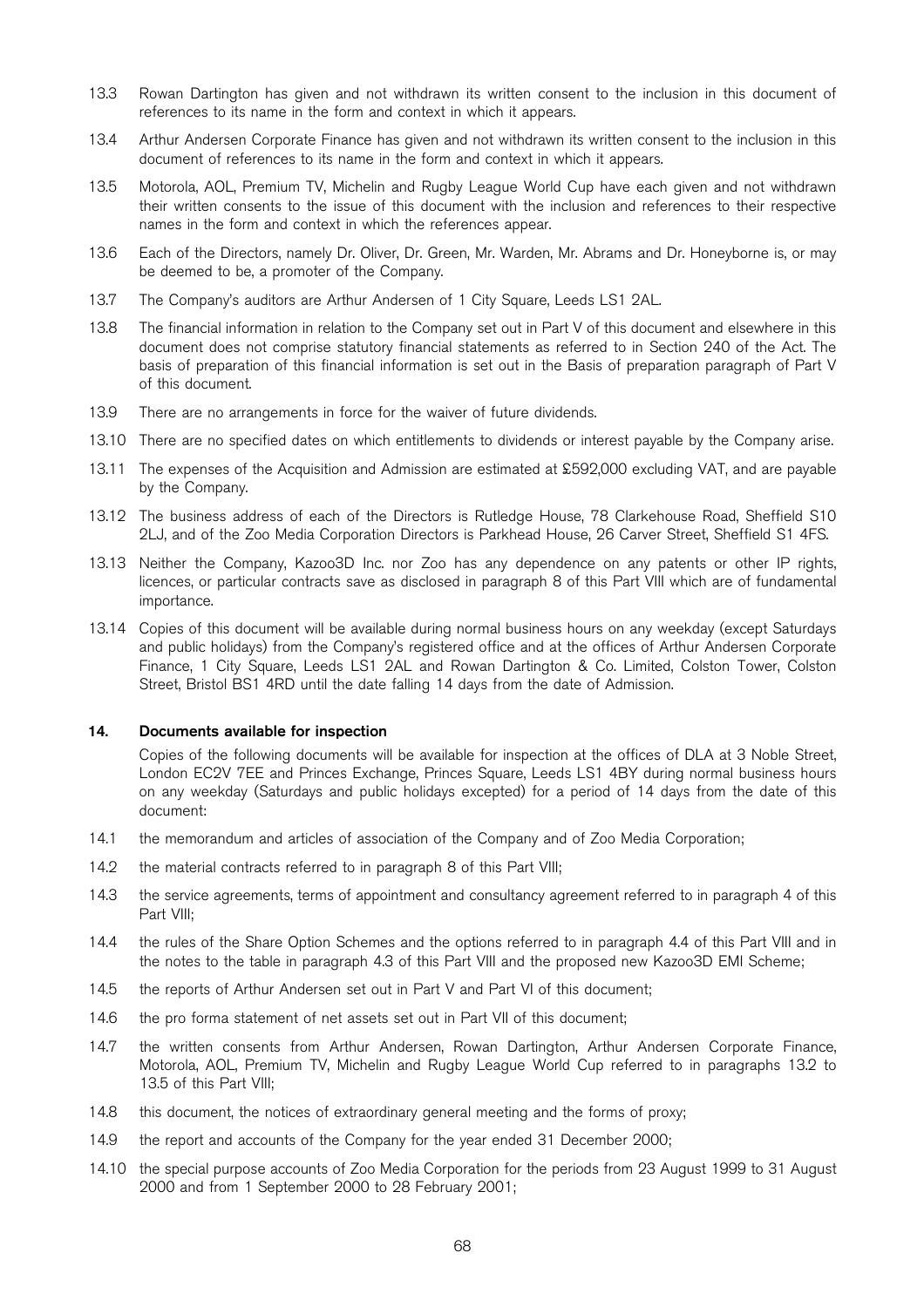13.3 Rowan Dartington has given and not withdrawn its written consent to the inclusion in this document of references to its name in the form and context in which it appears.

13.4 Arthur Andersen Corporate Finance has given and not withdrawn its written consent to the inclusion in this document of references to its name in the form and context in which it appears.

13.5 Motorola, AOL, Premium TV, Michelin and Rugby League World Cup have each given and not withdrawn their written consents to the issue of this document with the inclusion and references to their respective names in the form and context in which the references appear.

13.6 Each of the Directors, namely Dr. Oliver, Dr. Green, Mr. Warden, Mr. Abrams and Dr. Honeyborne is, or may be deemed to be, a promoter of the Company.

13.7 The Company's auditors are Arthur Andersen of 1 City Square, Leeds LS1 2AL.

13.8 The financial information in relation to the Company set out in Part V of this document and elsewhere in this document does not comprise statutory financial statements as referred to in Section 240 of the Act. The basis of preparation of this financial information is set out in the Basis of preparation paragraph of Part V of this document.

13.9 There are no arrangements in force for the waiver of future dividends.

13.10 There are no specified dates on which entitlements to dividends or interest payable by the Company arise.

13.11 The expenses of the Acquisition and Admission are estimated at £592,000 excluding VAT, and are payable by the Company.

13.12 The business address of each of the Directors is Rutledge House, 78 Clarkehouse Road, Sheffield S10 2LJ, and of the Zoo Media Corporation Directors is Parkhead House, 26 Carver Street, Sheffield S1 4FS.

13.13 Neither the Company, Kazoo3D Inc. nor Zoo has any dependence on any patents or other IP rights, licences, or particular contracts save as disclosed in paragraph 8 of this Part VIII which are of fundamental importance.

13.14 Copies of this document will be available during normal business hours on any weekday (except Saturdays and public holidays) from the Company's registered office and at the offices of Arthur Andersen Corporate Finance, 1 City Square, Leeds LS1 2AL and Rowan Dartington & Co. Limited, Colston Tower, Colston Street, Bristol BS1 4RD until the date falling 14 days from the date of Admission.

## 14. Documents available for inspection

Copies of the following documents will be available for inspection at the offices of DLA at 3 Noble Street, London EC2V 7EE and Princes Exchange, Princes Square, Leeds LS1 4BY during normal business hours on any weekday (Saturdays and public holidays excepted) for a period of 14 days from the date of this document:

14.1 the memorandum and articles of association of the Company and of Zoo Media Corporation;

14.2 the material contracts referred to in paragraph 8 of this Part VIII;

14.3 the service agreements, terms of appointment and consultancy agreement referred to in paragraph 4 of this Part VIII;

14.4 the rules of the Share Option Schemes and the options referred to in paragraph 4.4 of this Part VIII and in the notes to the table in paragraph 4.3 of this Part VIII and the proposed new Kazoo3D EMI Scheme;

14.5 the reports of Arthur Andersen set out in Part V and Part VI of this document;

14.6 the pro forma statement of net assets set out in Part VII of this document;

14.7 the written consents from Arthur Andersen, Rowan Dartington, Arthur Andersen Corporate Finance, Motorola, AOL, Premium TV, Michelin and Rugby League World Cup referred to in paragraphs 13.2 to 13.5 of this Part VIII;

14.8 this document, the notices of extraordinary general meeting and the forms of proxy;

14.9 the report and accounts of the Company for the year ended 31 December 2000;

14.10 the special purpose accounts of Zoo Media Corporation for the periods from 23 August 1999 to 31 August 2000 and from 1 September 2000 to 28 February 2001;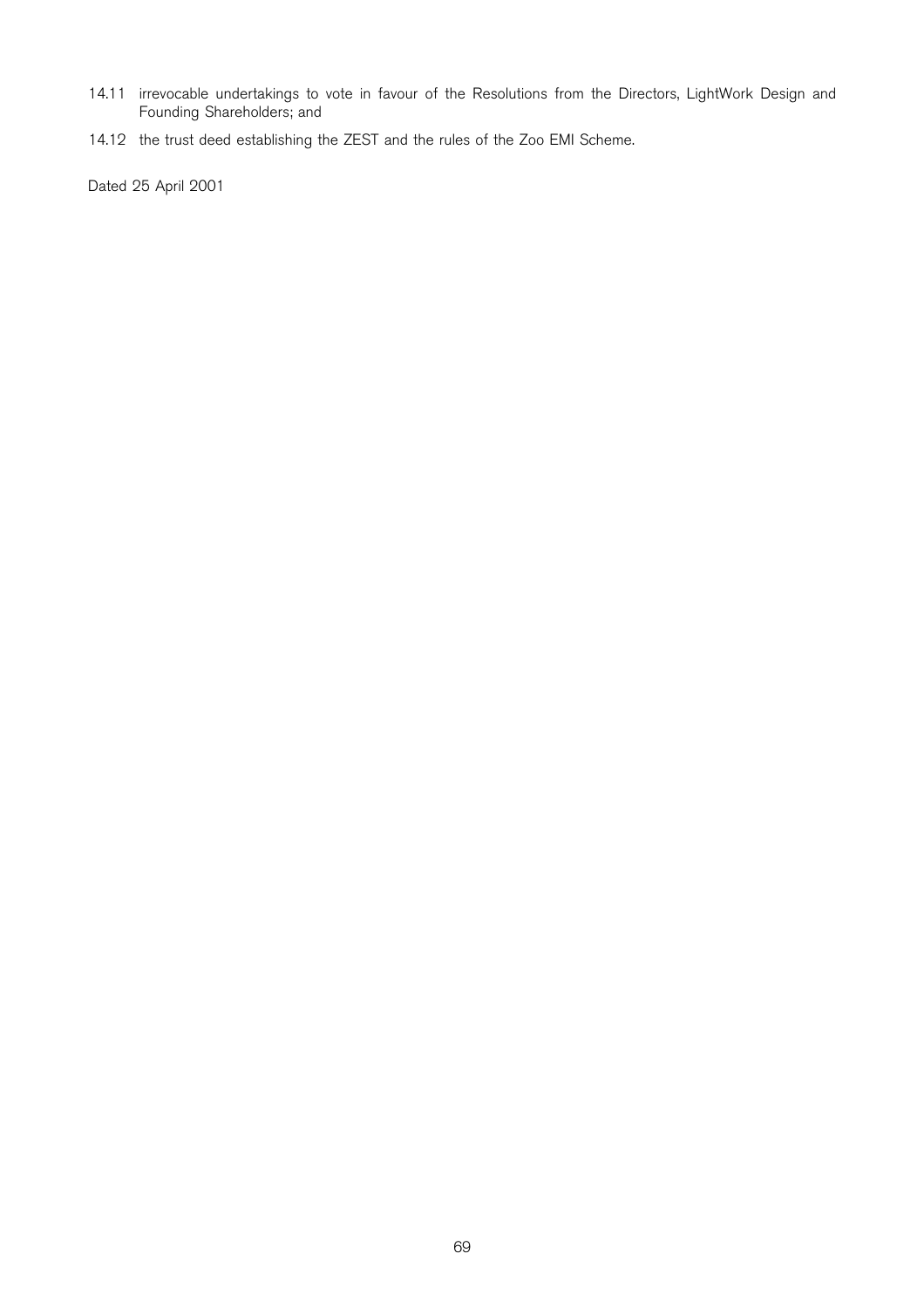14.11 irrevocable undertakings to vote in favour of the Resolutions from the Directors, LightWork Design and Founding Shareholders; and

14.12 the trust deed establishing the ZEST and the rules of the Zoo EMI Scheme.

Dated 25 April 2001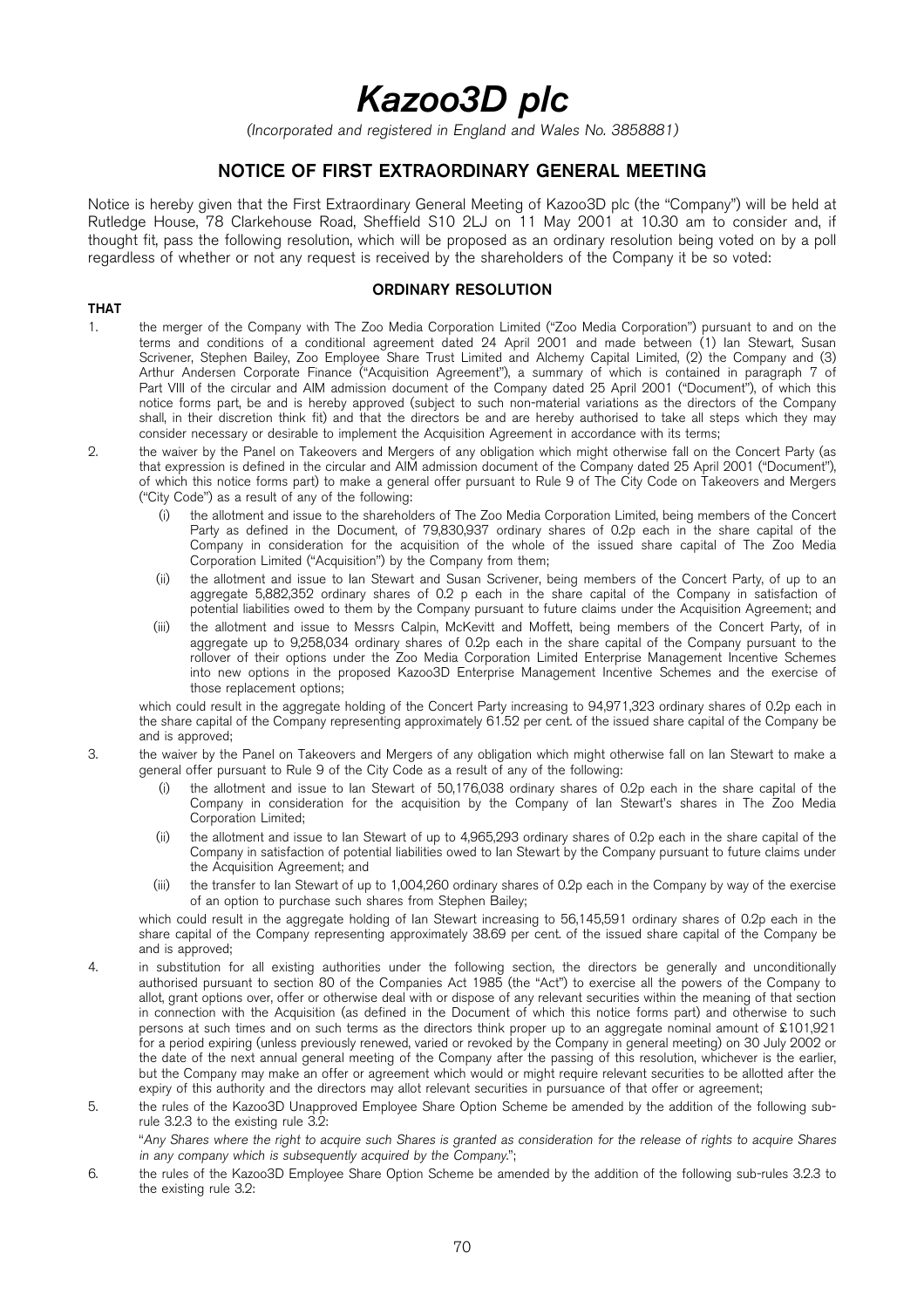# Kazoo3D plc

*(Incorporated and registered in England and Wales No. 3858881)*

## NOTICE OF FIRST EXTRAORDINARY GENERAL MEETING

Notice is hereby given that the First Extraordinary General Meeting of Kazoo3D plc (the "Company") will be held at Rutledge House, 78 Clarkehouse Road, Sheffield S10 2LJ on 11 May 2001 at 10.30 am to consider and, if thought fit, pass the following resolution, which will be proposed as an ordinary resolution being voted on by a poll regardless of whether or not any request is received by the shareholders of the Company it be so voted:

### ORDINARY RESOLUTION

**THAT**

1. the merger of the Company with The Zoo Media Corporation Limited ("Zoo Media Corporation") pursuant to and on the terms and conditions of a conditional agreement dated 24 April 2001 and made between (1) Ian Stewart, Susan Scrivener, Stephen Bailey, Zoo Employee Share Trust Limited and Alchemy Capital Limited, (2) the Company and (3) Arthur Andersen Corporate Finance ("Acquisition Agreement"), a summary of which is contained in paragraph 7 of Part VIII of the circular and AIM admission document of the Company dated 25 April 2001 ("Document"), of which this notice forms part, be and is hereby approved (subject to such non-material variations as the directors of the Company shall, in their discretion think fit) and that the directors be and are hereby authorised to take all steps which they may consider necessary or desirable to implement the Acquisition Agreement in accordance with its terms;

2. the waiver by the Panel on Takeovers and Mergers of any obligation which might otherwise fall on the Concert Party (as that expression is defined in the circular and AIM admission document of the Company dated 25 April 2001 ("Document"), of which this notice forms part) to make a general offer pursuant to Rule 9 of The City Code on Takeovers and Mergers ("City Code") as a result of any of the following:

   (i) the allotment and issue to the shareholders of The Zoo Media Corporation Limited, being members of the Concert Party as defined in the Document, of 79,830,937 ordinary shares of 0.2p each in the share capital of the Company in consideration for the acquisition of the whole of the issued share capital of The Zoo Media Corporation Limited ("Acquisition") by the Company from them;

   (ii) the allotment and issue to Ian Stewart and Susan Scrivener, being members of the Concert Party, of up to an aggregate 5,882,352 ordinary shares of 0.2 p each in the share capital of the Company in satisfaction of potential liabilities owed to them by the Company pursuant to future claims under the Acquisition Agreement; and

   (iii) the allotment and issue to Messrs Calpin, McKevitt and Moffett, being members of the Concert Party, of in aggregate up to 9,258,034 ordinary shares of 0.2p each in the share capital of the Company pursuant to the rollover of their options under the Zoo Media Corporation Limited Enterprise Management Incentive Schemes into new options in the proposed Kazoo3D Enterprise Management Incentive Schemes and the exercise of those replacement options;

   which could result in the aggregate holding of the Concert Party increasing to 94,971,323 ordinary shares of 0.2p each in the share capital of the Company representing approximately 61.52 per cent. of the issued share capital of the Company be and is approved;

3. the waiver by the Panel on Takeovers and Mergers of any obligation which might otherwise fall on Ian Stewart to make a general offer pursuant to Rule 9 of the City Code as a result of any of the following:

   (i) the allotment and issue to Ian Stewart of 50,176,038 ordinary shares of 0.2p each in the share capital of the Company in consideration for the acquisition by the Company of Ian Stewart's shares in The Zoo Media Corporation Limited;

   (ii) the allotment and issue to Ian Stewart of up to 4,965,293 ordinary shares of 0.2p each in the share capital of the Company in satisfaction of potential liabilities owed to Ian Stewart by the Company pursuant to future claims under the Acquisition Agreement; and

   (iii) the transfer to Ian Stewart of up to 1,004,260 ordinary shares of 0.2p each in the Company by way of the exercise of an option to purchase such shares from Stephen Bailey;

   which could result in the aggregate holding of Ian Stewart increasing to 56,145,591 ordinary shares of 0.2p each in the share capital of the Company representing approximately 38.69 per cent. of the issued share capital of the Company be and is approved;

4. in substitution for all existing authorities under the following section, the directors be generally and unconditionally authorised pursuant to section 80 of the Companies Act 1985 (the "Act") to exercise all the powers of the Company to allot, grant options over, offer or otherwise deal with or dispose of any relevant securities within the meaning of that section in connection with the Acquisition (as defined in the Document of which this notice forms part) and otherwise to such persons at such times and on such terms as the directors think proper up to an aggregate nominal amount of £101,921 for a period expiring (unless previously renewed, varied or revoked by the Company in general meeting) on 30 July 2002 or the date of the next annual general meeting of the Company after the passing of this resolution, whichever is the earlier, but the Company may make an offer or agreement which would or might require relevant securities to be allotted after the expiry of this authority and the directors may allot relevant securities in pursuance of that offer or agreement;

5. the rules of the Kazoo3D Unapproved Employee Share Option Scheme be amended by the addition of the following sub-rule 3.2.3 to the existing rule 3.2:

   "*Any Shares where the right to acquire such Shares is granted as consideration for the release of rights to acquire Shares in any company which is subsequently acquired by the Company.*";

6. the rules of the Kazoo3D Employee Share Option Scheme be amended by the addition of the following sub-rules 3.2.3 to the existing rule 3.2: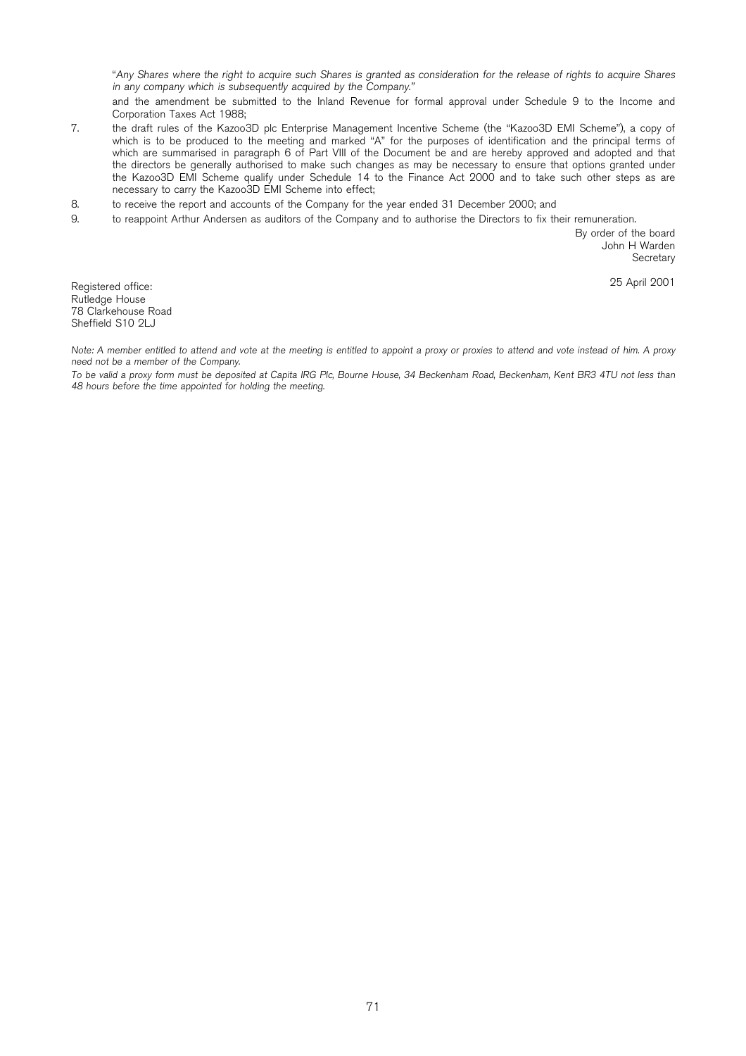"*Any Shares where the right to acquire such Shares is granted as consideration for the release of rights to acquire Shares in any company which is subsequently acquired by the Company.*"

and the amendment be submitted to the Inland Revenue for formal approval under Schedule 9 to the Income and Corporation Taxes Act 1988;

7. the draft rules of the Kazoo3D plc Enterprise Management Incentive Scheme (the "Kazoo3D EMI Scheme"), a copy of which is to be produced to the meeting and marked "A" for the purposes of identification and the principal terms of which are summarised in paragraph 6 of Part VIII of the Document be and are hereby approved and adopted and that the directors be generally authorised to make such changes as may be necessary to ensure that options granted under the Kazoo3D EMI Scheme qualify under Schedule 14 to the Finance Act 2000 and to take such other steps as are necessary to carry the Kazoo3D EMI Scheme into effect;

8. to receive the report and accounts of the Company for the year ended 31 December 2000; and

9. to reappoint Arthur Andersen as auditors of the Company and to authorise the Directors to fix their remuneration.

By order of the board
John H Warden
Secretary

25 April 2001

Registered office:
Rutledge House
78 Clarkehouse Road
Sheffield S10 2LJ

*Note: A member entitled to attend and vote at the meeting is entitled to appoint a proxy or proxies to attend and vote instead of him. A proxy need not be a member of the Company.*

*To be valid a proxy form must be deposited at Capita IRG Plc, Bourne House, 34 Beckenham Road, Beckenham, Kent BR3 4TU not less than 48 hours before the time appointed for holding the meeting.*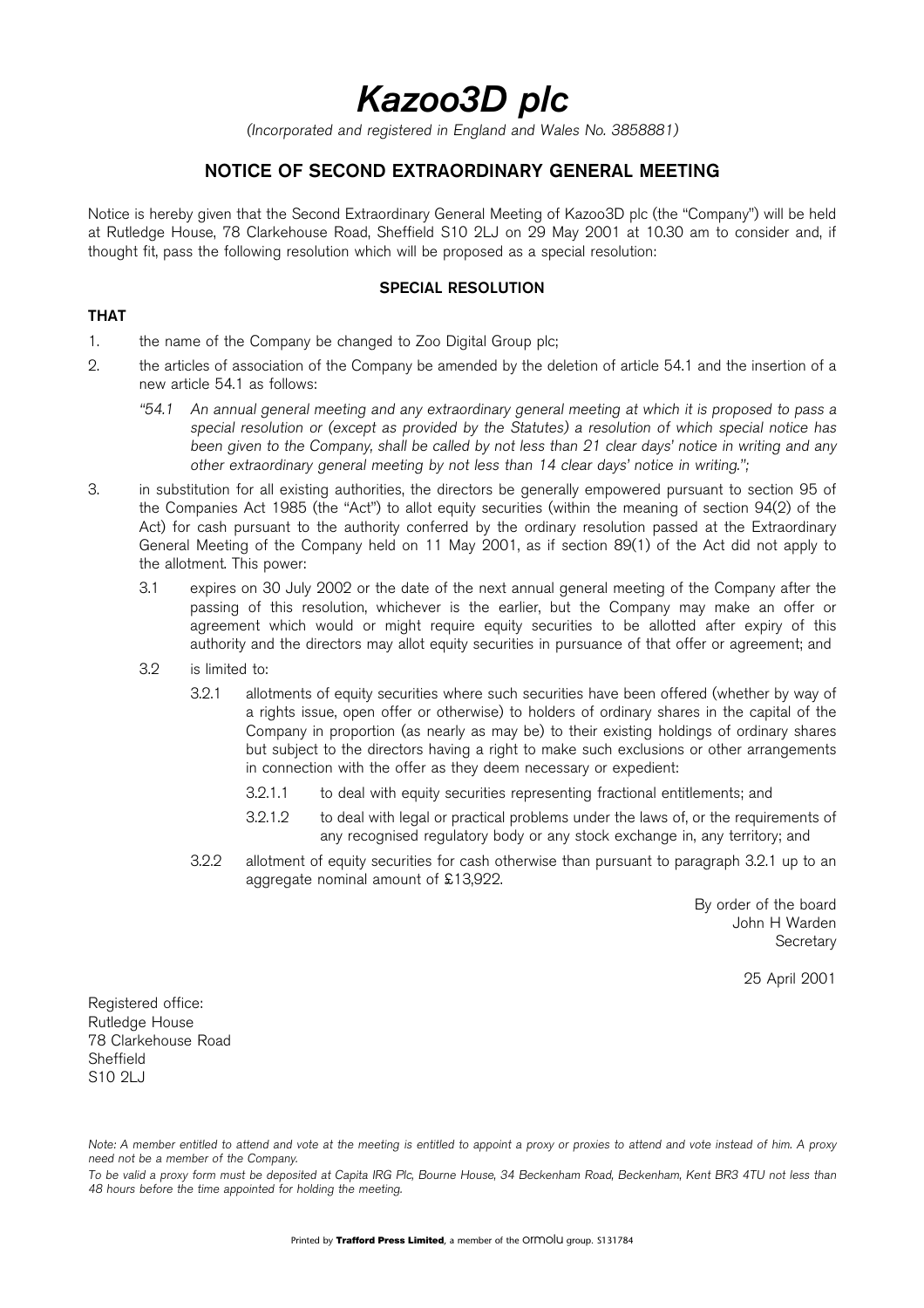# Kazoo3D plc

*(Incorporated and registered in England and Wales No. 3858881)*

## NOTICE OF SECOND EXTRAORDINARY GENERAL MEETING

Notice is hereby given that the Second Extraordinary General Meeting of Kazoo3D plc (the "Company") will be held at Rutledge House, 78 Clarkehouse Road, Sheffield S10 2LJ on 29 May 2001 at 10.30 am to consider and, if thought fit, pass the following resolution which will be proposed as a special resolution:

### SPECIAL RESOLUTION

**THAT**

1. the name of the Company be changed to Zoo Digital Group plc;

2. the articles of association of the Company be amended by the deletion of article 54.1 and the insertion of a new article 54.1 as follows:

   *"54.1 An annual general meeting and any extraordinary general meeting at which it is proposed to pass a special resolution or (except as provided by the Statutes) a resolution of which special notice has been given to the Company, shall be called by not less than 21 clear days' notice in writing and any other extraordinary general meeting by not less than 14 clear days' notice in writing.";*

3. in substitution for all existing authorities, the directors be generally empowered pursuant to section 95 of the Companies Act 1985 (the "Act") to allot equity securities (within the meaning of section 94(2) of the Act) for cash pursuant to the authority conferred by the ordinary resolution passed at the Extraordinary General Meeting of the Company held on 11 May 2001, as if section 89(1) of the Act did not apply to the allotment. This power:

   3.1 expires on 30 July 2002 or the date of the next annual general meeting of the Company after the passing of this resolution, whichever is the earlier, but the Company may make an offer or agreement which would or might require equity securities to be allotted after expiry of this authority and the directors may allot equity securities in pursuance of that offer or agreement; and

   3.2 is limited to:

   3.2.1 allotments of equity securities where such securities have been offered (whether by way of a rights issue, open offer or otherwise) to holders of ordinary shares in the capital of the Company in proportion (as nearly as may be) to their existing holdings of ordinary shares but subject to the directors having a right to make such exclusions or other arrangements in connection with the offer as they deem necessary or expedient:

   3.2.1.1 to deal with equity securities representing fractional entitlements; and

   3.2.1.2 to deal with legal or practical problems under the laws of, or the requirements of any recognised regulatory body or any stock exchange in, any territory; and

   3.2.2 allotment of equity securities for cash otherwise than pursuant to paragraph 3.2.1 up to an aggregate nominal amount of £13,922.

By order of the board
John H Warden
Secretary

25 April 2001

Registered office:
Rutledge House
78 Clarkehouse Road
Sheffield
S10 2LJ

*Note: A member entitled to attend and vote at the meeting is entitled to appoint a proxy or proxies to attend and vote instead of him. A proxy need not be a member of the Company.*

*To be valid a proxy form must be deposited at Capita IRG Plc, Bourne House, 34 Beckenham Road, Beckenham, Kent BR3 4TU not less than 48 hours before the time appointed for holding the meeting.*

Printed by **Trafford Press Limited**, a member of the ormolu group. S131784